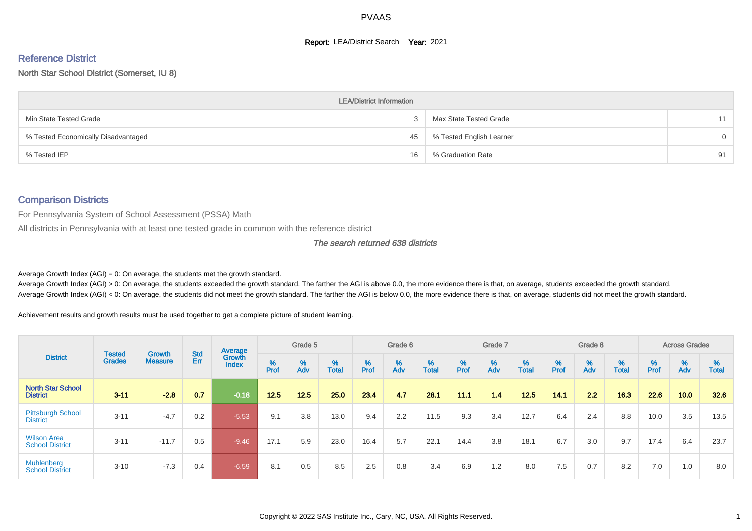# PVAAS

**Report:** LEA/District Search **Year:** 2021

## Reference District

North Star School District (Somerset, IU 8)

| LEA/District Information | | | |
|---|---|---|---|
| Min State Tested Grade | 3 | Max State Tested Grade | 11 |
| % Tested Economically Disadvantaged | 45 | % Tested English Learner | 0 |
| % Tested IEP | 16 | % Graduation Rate | 91 |

## Comparison Districts

For Pennsylvania System of School Assessment (PSSA) Math

All districts in Pennsylvania with at least one tested grade in common with the reference district

*The search returned 638 districts*

Average Growth Index (AGI) = 0: On average, the students met the growth standard.
Average Growth Index (AGI) > 0: On average, the students exceeded the growth standard. The farther the AGI is above 0.0, the more evidence there is that, on average, students exceeded the growth standard.
Average Growth Index (AGI) < 0: On average, the students did not meet the growth standard. The farther the AGI is below 0.0, the more evidence there is that, on average, students did not meet the growth standard.

Achievement results and growth results must be used together to get a complete picture of student learning.

| District | Tested Grades | Growth Measure | Std Err | Average Growth Index | Grade 5 | | | Grade 6 | | | Grade 7 | | | Grade 8 | | | Across Grades | | |
|---|---|---|---|---|---|---|---|---|---|---|---|---|---|---|---|---|---|---|---|
| | | | | | % Prof | % Adv | % Total | % Prof | % Adv | % Total | % Prof | % Adv | % Total | % Prof | % Adv | % Total | % Prof | % Adv | % Total |
| **North Star School District** | **3-11** | **-2.8** | **0.7** | **-0.18** | **12.5** | **12.5** | **25.0** | **23.4** | **4.7** | **28.1** | **11.1** | **1.4** | **12.5** | **14.1** | **2.2** | **16.3** | **22.6** | **10.0** | **32.6** |
| Pittsburgh School District | 3-11 | -4.7 | 0.2 | -5.53 | 9.1 | 3.8 | 13.0 | 9.4 | 2.2 | 11.5 | 9.3 | 3.4 | 12.7 | 6.4 | 2.4 | 8.8 | 10.0 | 3.5 | 13.5 |
| Wilson Area School District | 3-11 | -11.7 | 0.5 | -9.46 | 17.1 | 5.9 | 23.0 | 16.4 | 5.7 | 22.1 | 14.4 | 3.8 | 18.1 | 6.7 | 3.0 | 9.7 | 17.4 | 6.4 | 23.7 |
| Muhlenberg School District | 3-10 | -7.3 | 0.4 | -6.59 | 8.1 | 0.5 | 8.5 | 2.5 | 0.8 | 3.4 | 6.9 | 1.2 | 8.0 | 7.5 | 0.7 | 8.2 | 7.0 | 1.0 | 8.0 |

Copyright © 2022 SAS Institute Inc., Cary, NC, USA. All Rights Reserved.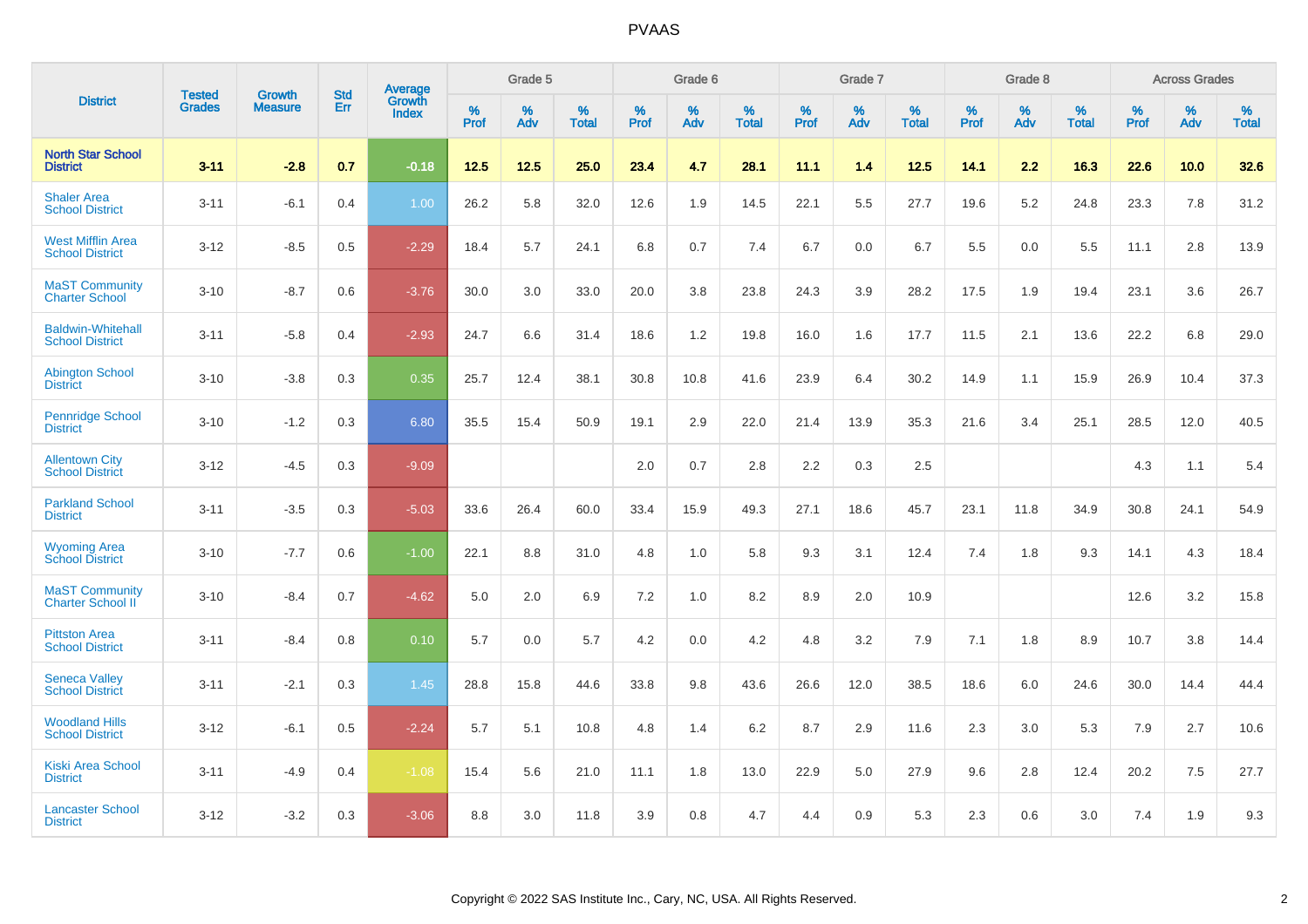| District | Tested Grades | Growth Measure | Std Err | Average Growth Index | Grade 5 | | | Grade 6 | | | Grade 7 | | | Grade 8 | | | Across Grades | | |
|---|---|---|---|---|---|---|---|---|---|---|---|---|---|---|---|---|---|---|---|
| | | | | | % Prof | % Adv | % Total | % Prof | % Adv | % Total | % Prof | % Adv | % Total | % Prof | % Adv | % Total | % Prof | % Adv | % Total |
| **North Star School District** | **3-11** | **-2.8** | **0.7** | **-0.18** | **12.5** | **12.5** | **25.0** | **23.4** | **4.7** | **28.1** | **11.1** | **1.4** | **12.5** | **14.1** | **2.2** | **16.3** | **22.6** | **10.0** | **32.6** |
| Shaler Area School District | 3-11 | -6.1 | 0.4 | 1.00 | 26.2 | 5.8 | 32.0 | 12.6 | 1.9 | 14.5 | 22.1 | 5.5 | 27.7 | 19.6 | 5.2 | 24.8 | 23.3 | 7.8 | 31.2 |
| West Mifflin Area School District | 3-12 | -8.5 | 0.5 | -2.29 | 18.4 | 5.7 | 24.1 | 6.8 | 0.7 | 7.4 | 6.7 | 0.0 | 6.7 | 5.5 | 0.0 | 5.5 | 11.1 | 2.8 | 13.9 |
| MaST Community Charter School | 3-10 | -8.7 | 0.6 | -3.76 | 30.0 | 3.0 | 33.0 | 20.0 | 3.8 | 23.8 | 24.3 | 3.9 | 28.2 | 17.5 | 1.9 | 19.4 | 23.1 | 3.6 | 26.7 |
| Baldwin-Whitehall School District | 3-11 | -5.8 | 0.4 | -2.93 | 24.7 | 6.6 | 31.4 | 18.6 | 1.2 | 19.8 | 16.0 | 1.6 | 17.7 | 11.5 | 2.1 | 13.6 | 22.2 | 6.8 | 29.0 |
| Abington School District | 3-10 | -3.8 | 0.3 | 0.35 | 25.7 | 12.4 | 38.1 | 30.8 | 10.8 | 41.6 | 23.9 | 6.4 | 30.2 | 14.9 | 1.1 | 15.9 | 26.9 | 10.4 | 37.3 |
| Pennridge School District | 3-10 | -1.2 | 0.3 | 6.80 | 35.5 | 15.4 | 50.9 | 19.1 | 2.9 | 22.0 | 21.4 | 13.9 | 35.3 | 21.6 | 3.4 | 25.1 | 28.5 | 12.0 | 40.5 |
| Allentown City School District | 3-12 | -4.5 | 0.3 | -9.09 | | | | 2.0 | 0.7 | 2.8 | 2.2 | 0.3 | 2.5 | | | | 4.3 | 1.1 | 5.4 |
| Parkland School District | 3-11 | -3.5 | 0.3 | -5.03 | 33.6 | 26.4 | 60.0 | 33.4 | 15.9 | 49.3 | 27.1 | 18.6 | 45.7 | 23.1 | 11.8 | 34.9 | 30.8 | 24.1 | 54.9 |
| Wyoming Area School District | 3-10 | -7.7 | 0.6 | -1.00 | 22.1 | 8.8 | 31.0 | 4.8 | 1.0 | 5.8 | 9.3 | 3.1 | 12.4 | 7.4 | 1.8 | 9.3 | 14.1 | 4.3 | 18.4 |
| MaST Community Charter School II | 3-10 | -8.4 | 0.7 | -4.62 | 5.0 | 2.0 | 6.9 | 7.2 | 1.0 | 8.2 | 8.9 | 2.0 | 10.9 | | | | 12.6 | 3.2 | 15.8 |
| Pittston Area School District | 3-11 | -8.4 | 0.8 | 0.10 | 5.7 | 0.0 | 5.7 | 4.2 | 0.0 | 4.2 | 4.8 | 3.2 | 7.9 | 7.1 | 1.8 | 8.9 | 10.7 | 3.8 | 14.4 |
| Seneca Valley School District | 3-11 | -2.1 | 0.3 | 1.45 | 28.8 | 15.8 | 44.6 | 33.8 | 9.8 | 43.6 | 26.6 | 12.0 | 38.5 | 18.6 | 6.0 | 24.6 | 30.0 | 14.4 | 44.4 |
| Woodland Hills School District | 3-12 | -6.1 | 0.5 | -2.24 | 5.7 | 5.1 | 10.8 | 4.8 | 1.4 | 6.2 | 8.7 | 2.9 | 11.6 | 2.3 | 3.0 | 5.3 | 7.9 | 2.7 | 10.6 |
| Kiski Area School District | 3-11 | -4.9 | 0.4 | -1.08 | 15.4 | 5.6 | 21.0 | 11.1 | 1.8 | 13.0 | 22.9 | 5.0 | 27.9 | 9.6 | 2.8 | 12.4 | 20.2 | 7.5 | 27.7 |
| Lancaster School District | 3-12 | -3.2 | 0.3 | -3.06 | 8.8 | 3.0 | 11.8 | 3.9 | 0.8 | 4.7 | 4.4 | 0.9 | 5.3 | 2.3 | 0.6 | 3.0 | 7.4 | 1.9 | 9.3 |

Copyright © 2022 SAS Institute Inc., Cary, NC, USA. All Rights Reserved.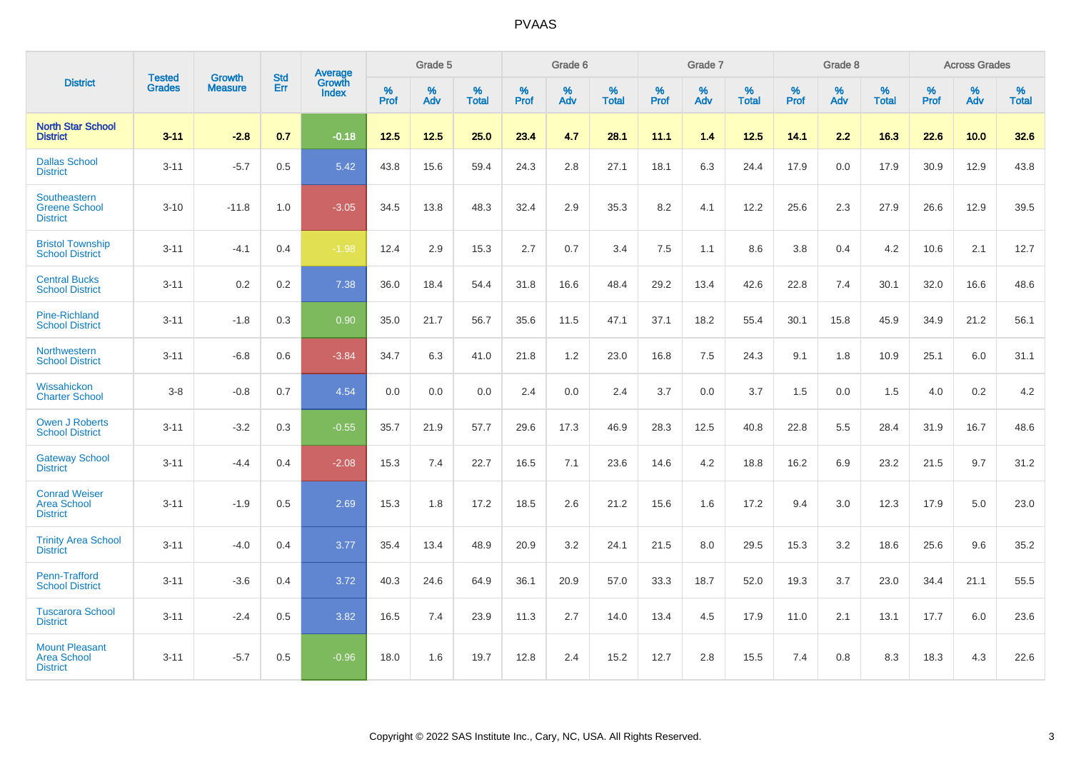# PVAAS

| District | Tested Grades | Growth Measure | Std Err | Average Growth Index | Grade 5 | | | Grade 6 | | | Grade 7 | | | Grade 8 | | | Across Grades | | |
|---|---|---|---|---|---|---|---|---|---|---|---|---|---|---|---|---|---|---|---|
| | | | | | % Prof | % Adv | % Total | % Prof | % Adv | % Total | % Prof | % Adv | % Total | % Prof | % Adv | % Total | % Prof | % Adv | % Total |
| **North Star School District** | **3-11** | **-2.8** | **0.7** | **-0.18** | **12.5** | **12.5** | **25.0** | **23.4** | **4.7** | **28.1** | **11.1** | **1.4** | **12.5** | **14.1** | **2.2** | **16.3** | **22.6** | **10.0** | **32.6** |
| Dallas School District | 3-11 | -5.7 | 0.5 | 5.42 | 43.8 | 15.6 | 59.4 | 24.3 | 2.8 | 27.1 | 18.1 | 6.3 | 24.4 | 17.9 | 0.0 | 17.9 | 30.9 | 12.9 | 43.8 |
| Southeastern Greene School District | 3-10 | -11.8 | 1.0 | -3.05 | 34.5 | 13.8 | 48.3 | 32.4 | 2.9 | 35.3 | 8.2 | 4.1 | 12.2 | 25.6 | 2.3 | 27.9 | 26.6 | 12.9 | 39.5 |
| Bristol Township School District | 3-11 | -4.1 | 0.4 | -1.98 | 12.4 | 2.9 | 15.3 | 2.7 | 0.7 | 3.4 | 7.5 | 1.1 | 8.6 | 3.8 | 0.4 | 4.2 | 10.6 | 2.1 | 12.7 |
| Central Bucks School District | 3-11 | 0.2 | 0.2 | 7.38 | 36.0 | 18.4 | 54.4 | 31.8 | 16.6 | 48.4 | 29.2 | 13.4 | 42.6 | 22.8 | 7.4 | 30.1 | 32.0 | 16.6 | 48.6 |
| Pine-Richland School District | 3-11 | -1.8 | 0.3 | 0.90 | 35.0 | 21.7 | 56.7 | 35.6 | 11.5 | 47.1 | 37.1 | 18.2 | 55.4 | 30.1 | 15.8 | 45.9 | 34.9 | 21.2 | 56.1 |
| Northwestern School District | 3-11 | -6.8 | 0.6 | -3.84 | 34.7 | 6.3 | 41.0 | 21.8 | 1.2 | 23.0 | 16.8 | 7.5 | 24.3 | 9.1 | 1.8 | 10.9 | 25.1 | 6.0 | 31.1 |
| Wissahickon Charter School | 3-8 | -0.8 | 0.7 | 4.54 | 0.0 | 0.0 | 0.0 | 2.4 | 0.0 | 2.4 | 3.7 | 0.0 | 3.7 | 1.5 | 0.0 | 1.5 | 4.0 | 0.2 | 4.2 |
| Owen J Roberts School District | 3-11 | -3.2 | 0.3 | -0.55 | 35.7 | 21.9 | 57.7 | 29.6 | 17.3 | 46.9 | 28.3 | 12.5 | 40.8 | 22.8 | 5.5 | 28.4 | 31.9 | 16.7 | 48.6 |
| Gateway School District | 3-11 | -4.4 | 0.4 | -2.08 | 15.3 | 7.4 | 22.7 | 16.5 | 7.1 | 23.6 | 14.6 | 4.2 | 18.8 | 16.2 | 6.9 | 23.2 | 21.5 | 9.7 | 31.2 |
| Conrad Weiser Area School District | 3-11 | -1.9 | 0.5 | 2.69 | 15.3 | 1.8 | 17.2 | 18.5 | 2.6 | 21.2 | 15.6 | 1.6 | 17.2 | 9.4 | 3.0 | 12.3 | 17.9 | 5.0 | 23.0 |
| Trinity Area School District | 3-11 | -4.0 | 0.4 | 3.77 | 35.4 | 13.4 | 48.9 | 20.9 | 3.2 | 24.1 | 21.5 | 8.0 | 29.5 | 15.3 | 3.2 | 18.6 | 25.6 | 9.6 | 35.2 |
| Penn-Trafford School District | 3-11 | -3.6 | 0.4 | 3.72 | 40.3 | 24.6 | 64.9 | 36.1 | 20.9 | 57.0 | 33.3 | 18.7 | 52.0 | 19.3 | 3.7 | 23.0 | 34.4 | 21.1 | 55.5 |
| Tuscarora School District | 3-11 | -2.4 | 0.5 | 3.82 | 16.5 | 7.4 | 23.9 | 11.3 | 2.7 | 14.0 | 13.4 | 4.5 | 17.9 | 11.0 | 2.1 | 13.1 | 17.7 | 6.0 | 23.6 |
| Mount Pleasant Area School District | 3-11 | -5.7 | 0.5 | -0.96 | 18.0 | 1.6 | 19.7 | 12.8 | 2.4 | 15.2 | 12.7 | 2.8 | 15.5 | 7.4 | 0.8 | 8.3 | 18.3 | 4.3 | 22.6 |

Copyright © 2022 SAS Institute Inc., Cary, NC, USA. All Rights Reserved.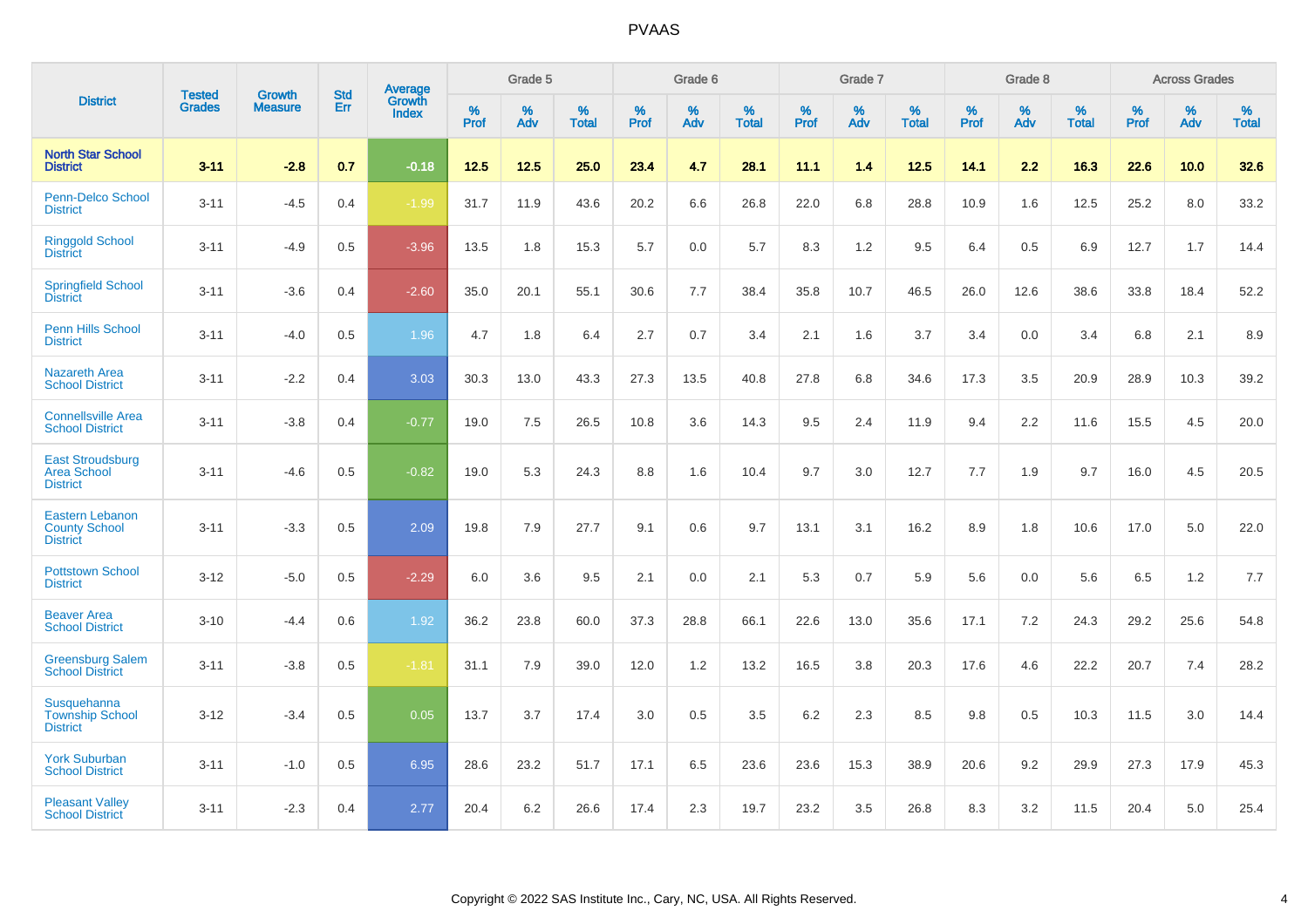# PVAAS

| District | Tested Grades | Growth Measure | Std Err | Average Growth Index | Grade 5 | | | Grade 6 | | | Grade 7 | | | Grade 8 | | | Across Grades | | |
|---|---|---|---|---|---|---|---|---|---|---|---|---|---|---|---|---|---|---|---|
| | | | | | % Prof | % Adv | % Total | % Prof | % Adv | % Total | % Prof | % Adv | % Total | % Prof | % Adv | % Total | % Prof | % Adv | % Total |
| **North Star School District** | **3-11** | **-2.8** | **0.7** | **-0.18** | **12.5** | **12.5** | **25.0** | **23.4** | **4.7** | **28.1** | **11.1** | **1.4** | **12.5** | **14.1** | **2.2** | **16.3** | **22.6** | **10.0** | **32.6** |
| Penn-Delco School District | 3-11 | -4.5 | 0.4 | -1.99 | 31.7 | 11.9 | 43.6 | 20.2 | 6.6 | 26.8 | 22.0 | 6.8 | 28.8 | 10.9 | 1.6 | 12.5 | 25.2 | 8.0 | 33.2 |
| Ringgold School District | 3-11 | -4.9 | 0.5 | -3.96 | 13.5 | 1.8 | 15.3 | 5.7 | 0.0 | 5.7 | 8.3 | 1.2 | 9.5 | 6.4 | 0.5 | 6.9 | 12.7 | 1.7 | 14.4 |
| Springfield School District | 3-11 | -3.6 | 0.4 | -2.60 | 35.0 | 20.1 | 55.1 | 30.6 | 7.7 | 38.4 | 35.8 | 10.7 | 46.5 | 26.0 | 12.6 | 38.6 | 33.8 | 18.4 | 52.2 |
| Penn Hills School District | 3-11 | -4.0 | 0.5 | 1.96 | 4.7 | 1.8 | 6.4 | 2.7 | 0.7 | 3.4 | 2.1 | 1.6 | 3.7 | 3.4 | 0.0 | 3.4 | 6.8 | 2.1 | 8.9 |
| Nazareth Area School District | 3-11 | -2.2 | 0.4 | 3.03 | 30.3 | 13.0 | 43.3 | 27.3 | 13.5 | 40.8 | 27.8 | 6.8 | 34.6 | 17.3 | 3.5 | 20.9 | 28.9 | 10.3 | 39.2 |
| Connellsville Area School District | 3-11 | -3.8 | 0.4 | -0.77 | 19.0 | 7.5 | 26.5 | 10.8 | 3.6 | 14.3 | 9.5 | 2.4 | 11.9 | 9.4 | 2.2 | 11.6 | 15.5 | 4.5 | 20.0 |
| East Stroudsburg Area School District | 3-11 | -4.6 | 0.5 | -0.82 | 19.0 | 5.3 | 24.3 | 8.8 | 1.6 | 10.4 | 9.7 | 3.0 | 12.7 | 7.7 | 1.9 | 9.7 | 16.0 | 4.5 | 20.5 |
| Eastern Lebanon County School District | 3-11 | -3.3 | 0.5 | 2.09 | 19.8 | 7.9 | 27.7 | 9.1 | 0.6 | 9.7 | 13.1 | 3.1 | 16.2 | 8.9 | 1.8 | 10.6 | 17.0 | 5.0 | 22.0 |
| Pottstown School District | 3-12 | -5.0 | 0.5 | -2.29 | 6.0 | 3.6 | 9.5 | 2.1 | 0.0 | 2.1 | 5.3 | 0.7 | 5.9 | 5.6 | 0.0 | 5.6 | 6.5 | 1.2 | 7.7 |
| Beaver Area School District | 3-10 | -4.4 | 0.6 | 1.92 | 36.2 | 23.8 | 60.0 | 37.3 | 28.8 | 66.1 | 22.6 | 13.0 | 35.6 | 17.1 | 7.2 | 24.3 | 29.2 | 25.6 | 54.8 |
| Greensburg Salem School District | 3-11 | -3.8 | 0.5 | -1.81 | 31.1 | 7.9 | 39.0 | 12.0 | 1.2 | 13.2 | 16.5 | 3.8 | 20.3 | 17.6 | 4.6 | 22.2 | 20.7 | 7.4 | 28.2 |
| Susquehanna Township School District | 3-12 | -3.4 | 0.5 | 0.05 | 13.7 | 3.7 | 17.4 | 3.0 | 0.5 | 3.5 | 6.2 | 2.3 | 8.5 | 9.8 | 0.5 | 10.3 | 11.5 | 3.0 | 14.4 |
| York Suburban School District | 3-11 | -1.0 | 0.5 | 6.95 | 28.6 | 23.2 | 51.7 | 17.1 | 6.5 | 23.6 | 23.6 | 15.3 | 38.9 | 20.6 | 9.2 | 29.9 | 27.3 | 17.9 | 45.3 |
| Pleasant Valley School District | 3-11 | -2.3 | 0.4 | 2.77 | 20.4 | 6.2 | 26.6 | 17.4 | 2.3 | 19.7 | 23.2 | 3.5 | 26.8 | 8.3 | 3.2 | 11.5 | 20.4 | 5.0 | 25.4 |

Copyright © 2022 SAS Institute Inc., Cary, NC, USA. All Rights Reserved.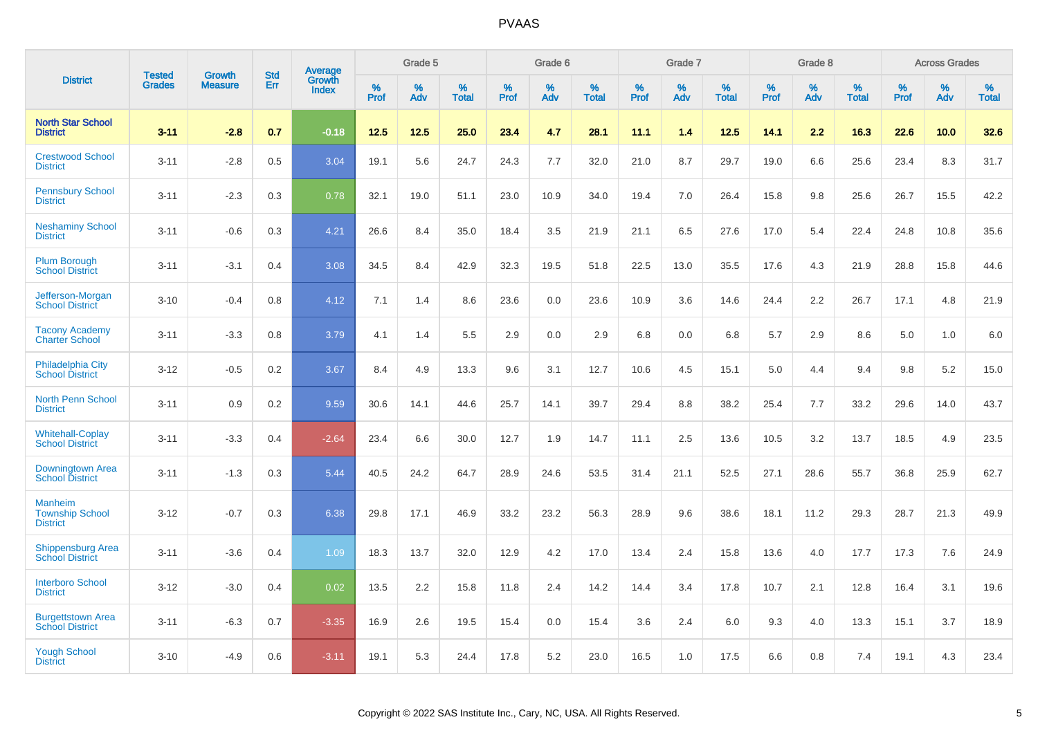# PVAAS

| District | Tested Grades | Growth Measure | Std Err | Average Growth Index | Grade 5 | | | Grade 6 | | | Grade 7 | | | Grade 8 | | | Across Grades | | |
|---|---|---|---|---|---|---|---|---|---|---|---|---|---|---|---|---|---|---|---|
| | | | | | % Prof | % Adv | % Total | % Prof | % Adv | % Total | % Prof | % Adv | % Total | % Prof | % Adv | % Total | % Prof | % Adv | % Total |
| **North Star School District** | **3-11** | **-2.8** | **0.7** | **-0.18** | **12.5** | **12.5** | **25.0** | **23.4** | **4.7** | **28.1** | **11.1** | **1.4** | **12.5** | **14.1** | **2.2** | **16.3** | **22.6** | **10.0** | **32.6** |
| Crestwood School District | 3-11 | -2.8 | 0.5 | 3.04 | 19.1 | 5.6 | 24.7 | 24.3 | 7.7 | 32.0 | 21.0 | 8.7 | 29.7 | 19.0 | 6.6 | 25.6 | 23.4 | 8.3 | 31.7 |
| Pennsbury School District | 3-11 | -2.3 | 0.3 | 0.78 | 32.1 | 19.0 | 51.1 | 23.0 | 10.9 | 34.0 | 19.4 | 7.0 | 26.4 | 15.8 | 9.8 | 25.6 | 26.7 | 15.5 | 42.2 |
| Neshaminy School District | 3-11 | -0.6 | 0.3 | 4.21 | 26.6 | 8.4 | 35.0 | 18.4 | 3.5 | 21.9 | 21.1 | 6.5 | 27.6 | 17.0 | 5.4 | 22.4 | 24.8 | 10.8 | 35.6 |
| Plum Borough School District | 3-11 | -3.1 | 0.4 | 3.08 | 34.5 | 8.4 | 42.9 | 32.3 | 19.5 | 51.8 | 22.5 | 13.0 | 35.5 | 17.6 | 4.3 | 21.9 | 28.8 | 15.8 | 44.6 |
| Jefferson-Morgan School District | 3-10 | -0.4 | 0.8 | 4.12 | 7.1 | 1.4 | 8.6 | 23.6 | 0.0 | 23.6 | 10.9 | 3.6 | 14.6 | 24.4 | 2.2 | 26.7 | 17.1 | 4.8 | 21.9 |
| Tacony Academy Charter School | 3-11 | -3.3 | 0.8 | 3.79 | 4.1 | 1.4 | 5.5 | 2.9 | 0.0 | 2.9 | 6.8 | 0.0 | 6.8 | 5.7 | 2.9 | 8.6 | 5.0 | 1.0 | 6.0 |
| Philadelphia City School District | 3-12 | -0.5 | 0.2 | 3.67 | 8.4 | 4.9 | 13.3 | 9.6 | 3.1 | 12.7 | 10.6 | 4.5 | 15.1 | 5.0 | 4.4 | 9.4 | 9.8 | 5.2 | 15.0 |
| North Penn School District | 3-11 | 0.9 | 0.2 | 9.59 | 30.6 | 14.1 | 44.6 | 25.7 | 14.1 | 39.7 | 29.4 | 8.8 | 38.2 | 25.4 | 7.7 | 33.2 | 29.6 | 14.0 | 43.7 |
| Whitehall-Coplay School District | 3-11 | -3.3 | 0.4 | -2.64 | 23.4 | 6.6 | 30.0 | 12.7 | 1.9 | 14.7 | 11.1 | 2.5 | 13.6 | 10.5 | 3.2 | 13.7 | 18.5 | 4.9 | 23.5 |
| Downingtown Area School District | 3-11 | -1.3 | 0.3 | 5.44 | 40.5 | 24.2 | 64.7 | 28.9 | 24.6 | 53.5 | 31.4 | 21.1 | 52.5 | 27.1 | 28.6 | 55.7 | 36.8 | 25.9 | 62.7 |
| Manheim Township School District | 3-12 | -0.7 | 0.3 | 6.38 | 29.8 | 17.1 | 46.9 | 33.2 | 23.2 | 56.3 | 28.9 | 9.6 | 38.6 | 18.1 | 11.2 | 29.3 | 28.7 | 21.3 | 49.9 |
| Shippensburg Area School District | 3-11 | -3.6 | 0.4 | 1.09 | 18.3 | 13.7 | 32.0 | 12.9 | 4.2 | 17.0 | 13.4 | 2.4 | 15.8 | 13.6 | 4.0 | 17.7 | 17.3 | 7.6 | 24.9 |
| Interboro School District | 3-12 | -3.0 | 0.4 | 0.02 | 13.5 | 2.2 | 15.8 | 11.8 | 2.4 | 14.2 | 14.4 | 3.4 | 17.8 | 10.7 | 2.1 | 12.8 | 16.4 | 3.1 | 19.6 |
| Burgettstown Area School District | 3-11 | -6.3 | 0.7 | -3.35 | 16.9 | 2.6 | 19.5 | 15.4 | 0.0 | 15.4 | 3.6 | 2.4 | 6.0 | 9.3 | 4.0 | 13.3 | 15.1 | 3.7 | 18.9 |
| Yough School District | 3-10 | -4.9 | 0.6 | -3.11 | 19.1 | 5.3 | 24.4 | 17.8 | 5.2 | 23.0 | 16.5 | 1.0 | 17.5 | 6.6 | 0.8 | 7.4 | 19.1 | 4.3 | 23.4 |

Copyright © 2022 SAS Institute Inc., Cary, NC, USA. All Rights Reserved.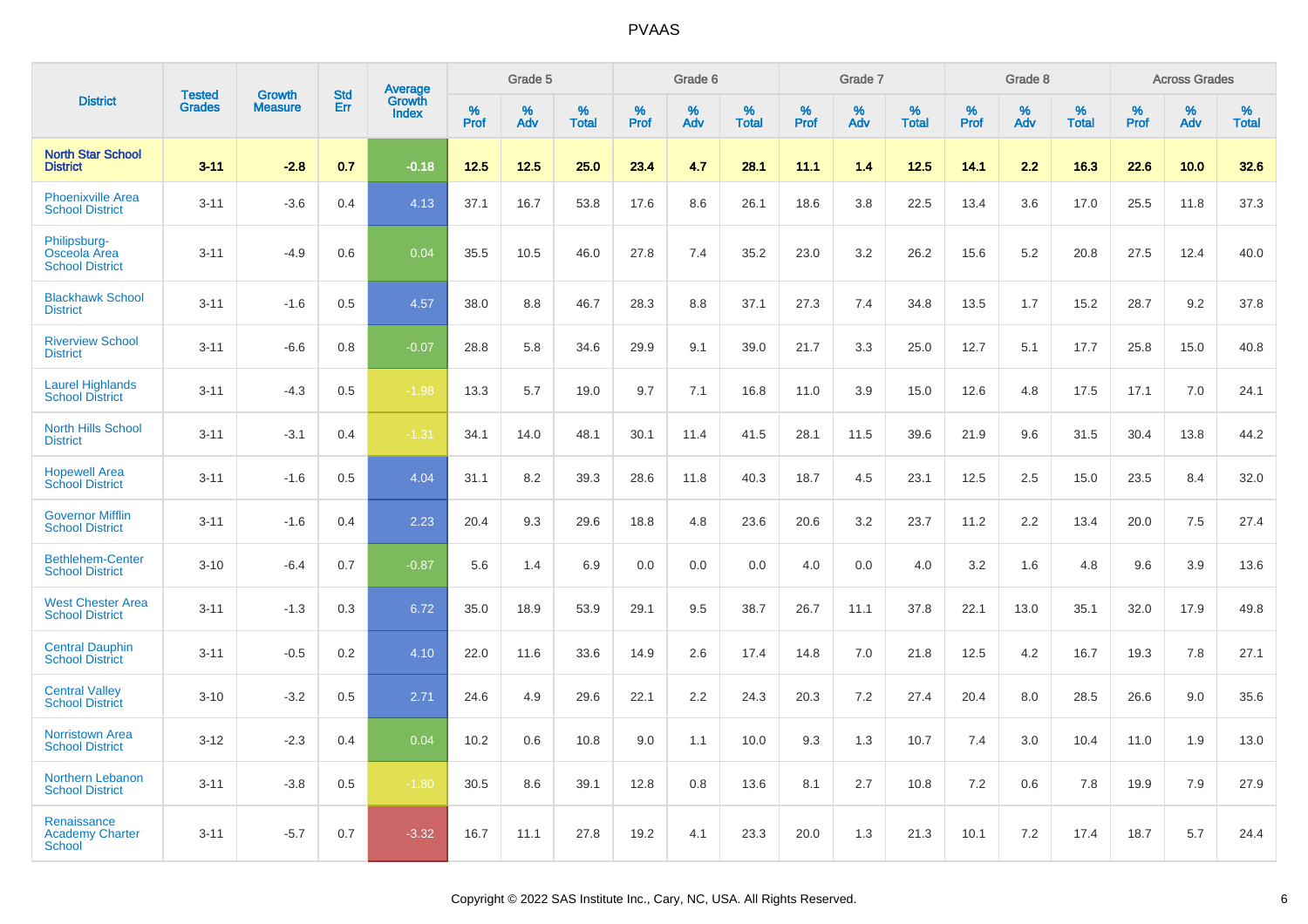| District | Tested Grades | Growth Measure | Std Err | Average Growth Index | Grade 5 | | | Grade 6 | | | Grade 7 | | | Grade 8 | | | Across Grades | | |
|---|---|---|---|---|---|---|---|---|---|---|---|---|---|---|---|---|---|---|---|
| | | | | | % Prof | % Adv | % Total | % Prof | % Adv | % Total | % Prof | % Adv | % Total | % Prof | % Adv | % Total | % Prof | % Adv | % Total |
| **North Star School District** | **3-11** | **-2.8** | **0.7** | **-0.18** | **12.5** | **12.5** | **25.0** | **23.4** | **4.7** | **28.1** | **11.1** | **1.4** | **12.5** | **14.1** | **2.2** | **16.3** | **22.6** | **10.0** | **32.6** |
| Phoenixville Area School District | 3-11 | -3.6 | 0.4 | 4.13 | 37.1 | 16.7 | 53.8 | 17.6 | 8.6 | 26.1 | 18.6 | 3.8 | 22.5 | 13.4 | 3.6 | 17.0 | 25.5 | 11.8 | 37.3 |
| Philipsburg-Osceola Area School District | 3-11 | -4.9 | 0.6 | 0.04 | 35.5 | 10.5 | 46.0 | 27.8 | 7.4 | 35.2 | 23.0 | 3.2 | 26.2 | 15.6 | 5.2 | 20.8 | 27.5 | 12.4 | 40.0 |
| Blackhawk School District | 3-11 | -1.6 | 0.5 | 4.57 | 38.0 | 8.8 | 46.7 | 28.3 | 8.8 | 37.1 | 27.3 | 7.4 | 34.8 | 13.5 | 1.7 | 15.2 | 28.7 | 9.2 | 37.8 |
| Riverview School District | 3-11 | -6.6 | 0.8 | -0.07 | 28.8 | 5.8 | 34.6 | 29.9 | 9.1 | 39.0 | 21.7 | 3.3 | 25.0 | 12.7 | 5.1 | 17.7 | 25.8 | 15.0 | 40.8 |
| Laurel Highlands School District | 3-11 | -4.3 | 0.5 | -1.98 | 13.3 | 5.7 | 19.0 | 9.7 | 7.1 | 16.8 | 11.0 | 3.9 | 15.0 | 12.6 | 4.8 | 17.5 | 17.1 | 7.0 | 24.1 |
| North Hills School District | 3-11 | -3.1 | 0.4 | -1.31 | 34.1 | 14.0 | 48.1 | 30.1 | 11.4 | 41.5 | 28.1 | 11.5 | 39.6 | 21.9 | 9.6 | 31.5 | 30.4 | 13.8 | 44.2 |
| Hopewell Area School District | 3-11 | -1.6 | 0.5 | 4.04 | 31.1 | 8.2 | 39.3 | 28.6 | 11.8 | 40.3 | 18.7 | 4.5 | 23.1 | 12.5 | 2.5 | 15.0 | 23.5 | 8.4 | 32.0 |
| Governor Mifflin School District | 3-11 | -1.6 | 0.4 | 2.23 | 20.4 | 9.3 | 29.6 | 18.8 | 4.8 | 23.6 | 20.6 | 3.2 | 23.7 | 11.2 | 2.2 | 13.4 | 20.0 | 7.5 | 27.4 |
| Bethlehem-Center School District | 3-10 | -6.4 | 0.7 | -0.87 | 5.6 | 1.4 | 6.9 | 0.0 | 0.0 | 0.0 | 4.0 | 0.0 | 4.0 | 3.2 | 1.6 | 4.8 | 9.6 | 3.9 | 13.6 |
| West Chester Area School District | 3-11 | -1.3 | 0.3 | 6.72 | 35.0 | 18.9 | 53.9 | 29.1 | 9.5 | 38.7 | 26.7 | 11.1 | 37.8 | 22.1 | 13.0 | 35.1 | 32.0 | 17.9 | 49.8 |
| Central Dauphin School District | 3-11 | -0.5 | 0.2 | 4.10 | 22.0 | 11.6 | 33.6 | 14.9 | 2.6 | 17.4 | 14.8 | 7.0 | 21.8 | 12.5 | 4.2 | 16.7 | 19.3 | 7.8 | 27.1 |
| Central Valley School District | 3-10 | -3.2 | 0.5 | 2.71 | 24.6 | 4.9 | 29.6 | 22.1 | 2.2 | 24.3 | 20.3 | 7.2 | 27.4 | 20.4 | 8.0 | 28.5 | 26.6 | 9.0 | 35.6 |
| Norristown Area School District | 3-12 | -2.3 | 0.4 | 0.04 | 10.2 | 0.6 | 10.8 | 9.0 | 1.1 | 10.0 | 9.3 | 1.3 | 10.7 | 7.4 | 3.0 | 10.4 | 11.0 | 1.9 | 13.0 |
| Northern Lebanon School District | 3-11 | -3.8 | 0.5 | -1.80 | 30.5 | 8.6 | 39.1 | 12.8 | 0.8 | 13.6 | 8.1 | 2.7 | 10.8 | 7.2 | 0.6 | 7.8 | 19.9 | 7.9 | 27.9 |
| Renaissance Academy Charter School | 3-11 | -5.7 | 0.7 | -3.32 | 16.7 | 11.1 | 27.8 | 19.2 | 4.1 | 23.3 | 20.0 | 1.3 | 21.3 | 10.1 | 7.2 | 17.4 | 18.7 | 5.7 | 24.4 |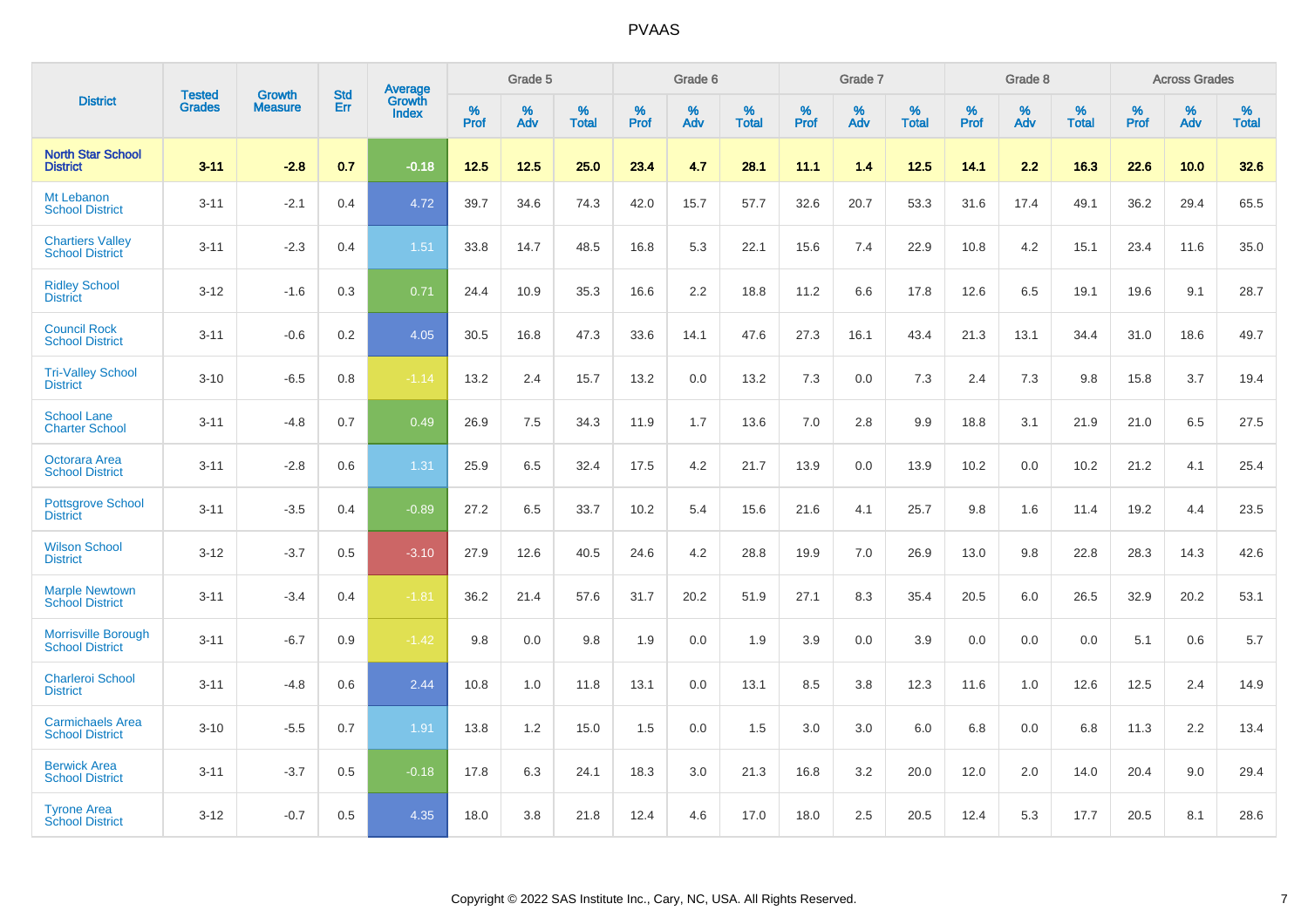# PVAAS

| District | Tested Grades | Growth Measure | Std Err | Average Growth Index | Grade 5 | | | Grade 6 | | | Grade 7 | | | Grade 8 | | | Across Grades | | |
|---|---|---|---|---|---|---|---|---|---|---|---|---|---|---|---|---|---|---|---|
| | | | | | % Prof | % Adv | % Total | % Prof | % Adv | % Total | % Prof | % Adv | % Total | % Prof | % Adv | % Total | % Prof | % Adv | % Total |
| **North Star School District** | **3-11** | **-2.8** | **0.7** | **-0.18** | **12.5** | **12.5** | **25.0** | **23.4** | **4.7** | **28.1** | **11.1** | **1.4** | **12.5** | **14.1** | **2.2** | **16.3** | **22.6** | **10.0** | **32.6** |
| Mt Lebanon School District | 3-11 | -2.1 | 0.4 | 4.72 | 39.7 | 34.6 | 74.3 | 42.0 | 15.7 | 57.7 | 32.6 | 20.7 | 53.3 | 31.6 | 17.4 | 49.1 | 36.2 | 29.4 | 65.5 |
| Chartiers Valley School District | 3-11 | -2.3 | 0.4 | 1.51 | 33.8 | 14.7 | 48.5 | 16.8 | 5.3 | 22.1 | 15.6 | 7.4 | 22.9 | 10.8 | 4.2 | 15.1 | 23.4 | 11.6 | 35.0 |
| Ridley School District | 3-12 | -1.6 | 0.3 | 0.71 | 24.4 | 10.9 | 35.3 | 16.6 | 2.2 | 18.8 | 11.2 | 6.6 | 17.8 | 12.6 | 6.5 | 19.1 | 19.6 | 9.1 | 28.7 |
| Council Rock School District | 3-11 | -0.6 | 0.2 | 4.05 | 30.5 | 16.8 | 47.3 | 33.6 | 14.1 | 47.6 | 27.3 | 16.1 | 43.4 | 21.3 | 13.1 | 34.4 | 31.0 | 18.6 | 49.7 |
| Tri-Valley School District | 3-10 | -6.5 | 0.8 | -1.14 | 13.2 | 2.4 | 15.7 | 13.2 | 0.0 | 13.2 | 7.3 | 0.0 | 7.3 | 2.4 | 7.3 | 9.8 | 15.8 | 3.7 | 19.4 |
| School Lane Charter School | 3-11 | -4.8 | 0.7 | 0.49 | 26.9 | 7.5 | 34.3 | 11.9 | 1.7 | 13.6 | 7.0 | 2.8 | 9.9 | 18.8 | 3.1 | 21.9 | 21.0 | 6.5 | 27.5 |
| Octorara Area School District | 3-11 | -2.8 | 0.6 | 1.31 | 25.9 | 6.5 | 32.4 | 17.5 | 4.2 | 21.7 | 13.9 | 0.0 | 13.9 | 10.2 | 0.0 | 10.2 | 21.2 | 4.1 | 25.4 |
| Pottsgrove School District | 3-11 | -3.5 | 0.4 | -0.89 | 27.2 | 6.5 | 33.7 | 10.2 | 5.4 | 15.6 | 21.6 | 4.1 | 25.7 | 9.8 | 1.6 | 11.4 | 19.2 | 4.4 | 23.5 |
| Wilson School District | 3-12 | -3.7 | 0.5 | -3.10 | 27.9 | 12.6 | 40.5 | 24.6 | 4.2 | 28.8 | 19.9 | 7.0 | 26.9 | 13.0 | 9.8 | 22.8 | 28.3 | 14.3 | 42.6 |
| Marple Newtown School District | 3-11 | -3.4 | 0.4 | -1.81 | 36.2 | 21.4 | 57.6 | 31.7 | 20.2 | 51.9 | 27.1 | 8.3 | 35.4 | 20.5 | 6.0 | 26.5 | 32.9 | 20.2 | 53.1 |
| Morrisville Borough School District | 3-11 | -6.7 | 0.9 | -1.42 | 9.8 | 0.0 | 9.8 | 1.9 | 0.0 | 1.9 | 3.9 | 0.0 | 3.9 | 0.0 | 0.0 | 0.0 | 5.1 | 0.6 | 5.7 |
| Charleroi School District | 3-11 | -4.8 | 0.6 | 2.44 | 10.8 | 1.0 | 11.8 | 13.1 | 0.0 | 13.1 | 8.5 | 3.8 | 12.3 | 11.6 | 1.0 | 12.6 | 12.5 | 2.4 | 14.9 |
| Carmichaels Area School District | 3-10 | -5.5 | 0.7 | 1.91 | 13.8 | 1.2 | 15.0 | 1.5 | 0.0 | 1.5 | 3.0 | 3.0 | 6.0 | 6.8 | 0.0 | 6.8 | 11.3 | 2.2 | 13.4 |
| Berwick Area School District | 3-11 | -3.7 | 0.5 | -0.18 | 17.8 | 6.3 | 24.1 | 18.3 | 3.0 | 21.3 | 16.8 | 3.2 | 20.0 | 12.0 | 2.0 | 14.0 | 20.4 | 9.0 | 29.4 |
| Tyrone Area School District | 3-12 | -0.7 | 0.5 | 4.35 | 18.0 | 3.8 | 21.8 | 12.4 | 4.6 | 17.0 | 18.0 | 2.5 | 20.5 | 12.4 | 5.3 | 17.7 | 20.5 | 8.1 | 28.6 |

Copyright © 2022 SAS Institute Inc., Cary, NC, USA. All Rights Reserved.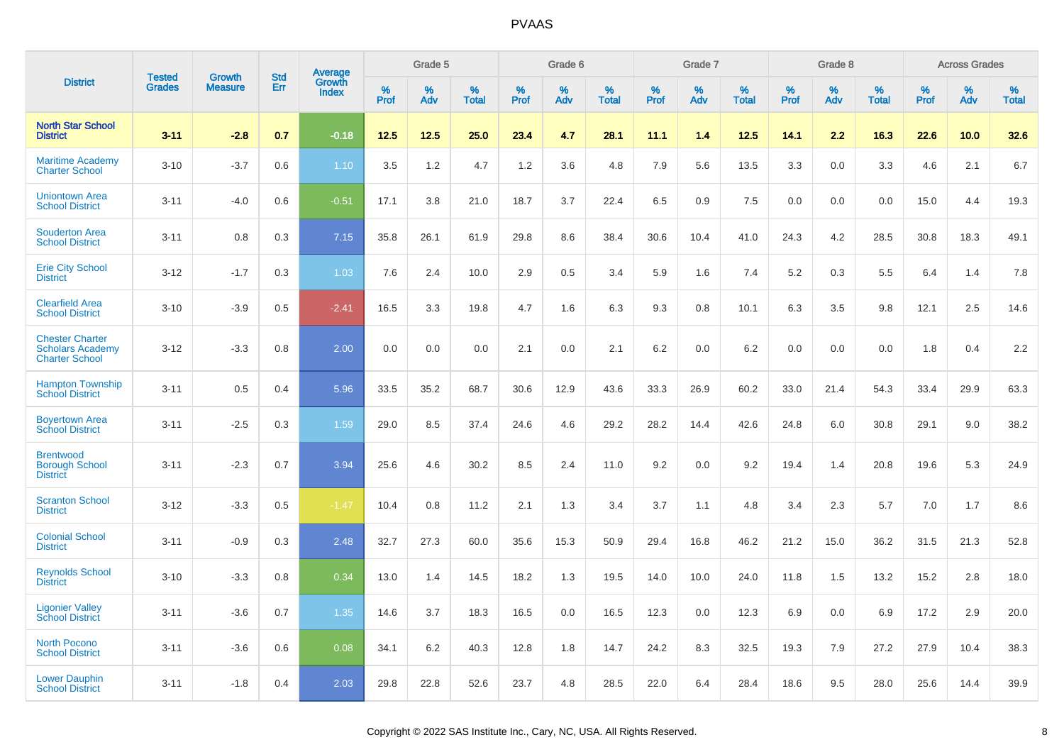# PVAAS

| District | Tested Grades | Growth Measure | Std Err | Average Growth Index | Grade 5 | | | Grade 6 | | | Grade 7 | | | Grade 8 | | | Across Grades | | |
|---|---|---|---|---|---|---|---|---|---|---|---|---|---|---|---|---|---|---|---|
| | | | | | % Prof | % Adv | % Total | % Prof | % Adv | % Total | % Prof | % Adv | % Total | % Prof | % Adv | % Total | % Prof | % Adv | % Total |
| **North Star School District** | **3-11** | **-2.8** | **0.7** | **-0.18** | **12.5** | **12.5** | **25.0** | **23.4** | **4.7** | **28.1** | **11.1** | **1.4** | **12.5** | **14.1** | **2.2** | **16.3** | **22.6** | **10.0** | **32.6** |
| Maritime Academy Charter School | 3-10 | -3.7 | 0.6 | 1.10 | 3.5 | 1.2 | 4.7 | 1.2 | 3.6 | 4.8 | 7.9 | 5.6 | 13.5 | 3.3 | 0.0 | 3.3 | 4.6 | 2.1 | 6.7 |
| Uniontown Area School District | 3-11 | -4.0 | 0.6 | -0.51 | 17.1 | 3.8 | 21.0 | 18.7 | 3.7 | 22.4 | 6.5 | 0.9 | 7.5 | 0.0 | 0.0 | 0.0 | 15.0 | 4.4 | 19.3 |
| Souderton Area School District | 3-11 | 0.8 | 0.3 | 7.15 | 35.8 | 26.1 | 61.9 | 29.8 | 8.6 | 38.4 | 30.6 | 10.4 | 41.0 | 24.3 | 4.2 | 28.5 | 30.8 | 18.3 | 49.1 |
| Erie City School District | 3-12 | -1.7 | 0.3 | 1.03 | 7.6 | 2.4 | 10.0 | 2.9 | 0.5 | 3.4 | 5.9 | 1.6 | 7.4 | 5.2 | 0.3 | 5.5 | 6.4 | 1.4 | 7.8 |
| Clearfield Area School District | 3-10 | -3.9 | 0.5 | -2.41 | 16.5 | 3.3 | 19.8 | 4.7 | 1.6 | 6.3 | 9.3 | 0.8 | 10.1 | 6.3 | 3.5 | 9.8 | 12.1 | 2.5 | 14.6 |
| Chester Charter Scholars Academy Charter School | 3-12 | -3.3 | 0.8 | 2.00 | 0.0 | 0.0 | 0.0 | 2.1 | 0.0 | 2.1 | 6.2 | 0.0 | 6.2 | 0.0 | 0.0 | 0.0 | 1.8 | 0.4 | 2.2 |
| Hampton Township School District | 3-11 | 0.5 | 0.4 | 5.96 | 33.5 | 35.2 | 68.7 | 30.6 | 12.9 | 43.6 | 33.3 | 26.9 | 60.2 | 33.0 | 21.4 | 54.3 | 33.4 | 29.9 | 63.3 |
| Boyertown Area School District | 3-11 | -2.5 | 0.3 | 1.59 | 29.0 | 8.5 | 37.4 | 24.6 | 4.6 | 29.2 | 28.2 | 14.4 | 42.6 | 24.8 | 6.0 | 30.8 | 29.1 | 9.0 | 38.2 |
| Brentwood Borough School District | 3-11 | -2.3 | 0.7 | 3.94 | 25.6 | 4.6 | 30.2 | 8.5 | 2.4 | 11.0 | 9.2 | 0.0 | 9.2 | 19.4 | 1.4 | 20.8 | 19.6 | 5.3 | 24.9 |
| Scranton School District | 3-12 | -3.3 | 0.5 | -1.47 | 10.4 | 0.8 | 11.2 | 2.1 | 1.3 | 3.4 | 3.7 | 1.1 | 4.8 | 3.4 | 2.3 | 5.7 | 7.0 | 1.7 | 8.6 |
| Colonial School District | 3-11 | -0.9 | 0.3 | 2.48 | 32.7 | 27.3 | 60.0 | 35.6 | 15.3 | 50.9 | 29.4 | 16.8 | 46.2 | 21.2 | 15.0 | 36.2 | 31.5 | 21.3 | 52.8 |
| Reynolds School District | 3-10 | -3.3 | 0.8 | 0.34 | 13.0 | 1.4 | 14.5 | 18.2 | 1.3 | 19.5 | 14.0 | 10.0 | 24.0 | 11.8 | 1.5 | 13.2 | 15.2 | 2.8 | 18.0 |
| Ligonier Valley School District | 3-11 | -3.6 | 0.7 | 1.35 | 14.6 | 3.7 | 18.3 | 16.5 | 0.0 | 16.5 | 12.3 | 0.0 | 12.3 | 6.9 | 0.0 | 6.9 | 17.2 | 2.9 | 20.0 |
| North Pocono School District | 3-11 | -3.6 | 0.6 | 0.08 | 34.1 | 6.2 | 40.3 | 12.8 | 1.8 | 14.7 | 24.2 | 8.3 | 32.5 | 19.3 | 7.9 | 27.2 | 27.9 | 10.4 | 38.3 |
| Lower Dauphin School District | 3-11 | -1.8 | 0.4 | 2.03 | 29.8 | 22.8 | 52.6 | 23.7 | 4.8 | 28.5 | 22.0 | 6.4 | 28.4 | 18.6 | 9.5 | 28.0 | 25.6 | 14.4 | 39.9 |

Copyright © 2022 SAS Institute Inc., Cary, NC, USA. All Rights Reserved.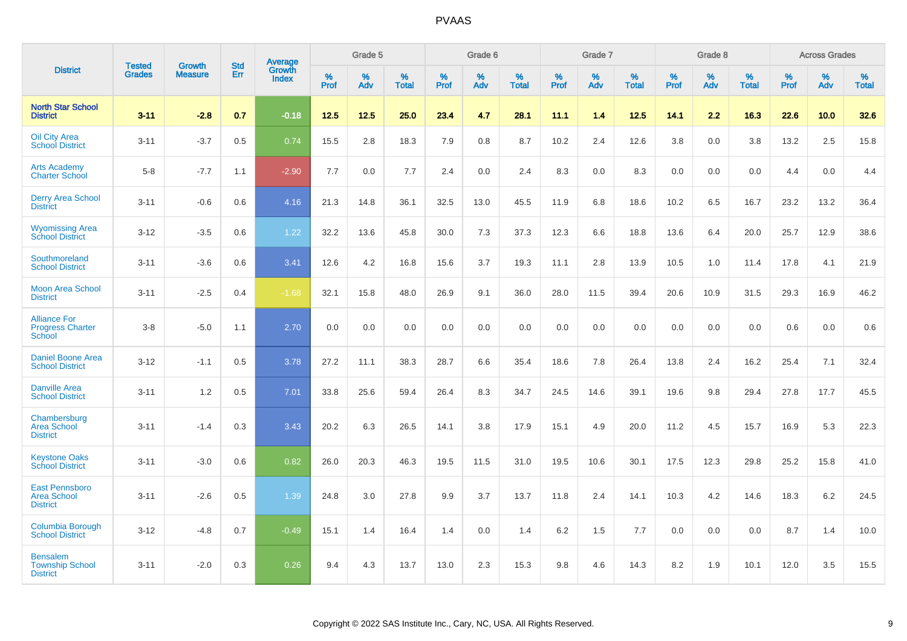| District | Tested Grades | Growth Measure | Std Err | Average Growth Index | Grade 5 | | | Grade 6 | | | Grade 7 | | | Grade 8 | | | Across Grades | | |
|---|---|---|---|---|---|---|---|---|---|---|---|---|---|---|---|---|---|---|---|
| | | | | | % Prof | % Adv | % Total | % Prof | % Adv | % Total | % Prof | % Adv | % Total | % Prof | % Adv | % Total | % Prof | % Adv | % Total |
| **North Star School District** | **3-11** | **-2.8** | **0.7** | **-0.18** | **12.5** | **12.5** | **25.0** | **23.4** | **4.7** | **28.1** | **11.1** | **1.4** | **12.5** | **14.1** | **2.2** | **16.3** | **22.6** | **10.0** | **32.6** |
| Oil City Area School District | 3-11 | -3.7 | 0.5 | 0.74 | 15.5 | 2.8 | 18.3 | 7.9 | 0.8 | 8.7 | 10.2 | 2.4 | 12.6 | 3.8 | 0.0 | 3.8 | 13.2 | 2.5 | 15.8 |
| Arts Academy Charter School | 5-8 | -7.7 | 1.1 | -2.90 | 7.7 | 0.0 | 7.7 | 2.4 | 0.0 | 2.4 | 8.3 | 0.0 | 8.3 | 0.0 | 0.0 | 0.0 | 4.4 | 0.0 | 4.4 |
| Derry Area School District | 3-11 | -0.6 | 0.6 | 4.16 | 21.3 | 14.8 | 36.1 | 32.5 | 13.0 | 45.5 | 11.9 | 6.8 | 18.6 | 10.2 | 6.5 | 16.7 | 23.2 | 13.2 | 36.4 |
| Wyomissing Area School District | 3-12 | -3.5 | 0.6 | 1.22 | 32.2 | 13.6 | 45.8 | 30.0 | 7.3 | 37.3 | 12.3 | 6.6 | 18.8 | 13.6 | 6.4 | 20.0 | 25.7 | 12.9 | 38.6 |
| Southmoreland School District | 3-11 | -3.6 | 0.6 | 3.41 | 12.6 | 4.2 | 16.8 | 15.6 | 3.7 | 19.3 | 11.1 | 2.8 | 13.9 | 10.5 | 1.0 | 11.4 | 17.8 | 4.1 | 21.9 |
| Moon Area School District | 3-11 | -2.5 | 0.4 | -1.68 | 32.1 | 15.8 | 48.0 | 26.9 | 9.1 | 36.0 | 28.0 | 11.5 | 39.4 | 20.6 | 10.9 | 31.5 | 29.3 | 16.9 | 46.2 |
| Alliance For Progress Charter School | 3-8 | -5.0 | 1.1 | 2.70 | 0.0 | 0.0 | 0.0 | 0.0 | 0.0 | 0.0 | 0.0 | 0.0 | 0.0 | 0.0 | 0.0 | 0.0 | 0.6 | 0.0 | 0.6 |
| Daniel Boone Area School District | 3-12 | -1.1 | 0.5 | 3.78 | 27.2 | 11.1 | 38.3 | 28.7 | 6.6 | 35.4 | 18.6 | 7.8 | 26.4 | 13.8 | 2.4 | 16.2 | 25.4 | 7.1 | 32.4 |
| Danville Area School District | 3-11 | 1.2 | 0.5 | 7.01 | 33.8 | 25.6 | 59.4 | 26.4 | 8.3 | 34.7 | 24.5 | 14.6 | 39.1 | 19.6 | 9.8 | 29.4 | 27.8 | 17.7 | 45.5 |
| Chambersburg Area School District | 3-11 | -1.4 | 0.3 | 3.43 | 20.2 | 6.3 | 26.5 | 14.1 | 3.8 | 17.9 | 15.1 | 4.9 | 20.0 | 11.2 | 4.5 | 15.7 | 16.9 | 5.3 | 22.3 |
| Keystone Oaks School District | 3-11 | -3.0 | 0.6 | 0.82 | 26.0 | 20.3 | 46.3 | 19.5 | 11.5 | 31.0 | 19.5 | 10.6 | 30.1 | 17.5 | 12.3 | 29.8 | 25.2 | 15.8 | 41.0 |
| East Pennsboro Area School District | 3-11 | -2.6 | 0.5 | 1.39 | 24.8 | 3.0 | 27.8 | 9.9 | 3.7 | 13.7 | 11.8 | 2.4 | 14.1 | 10.3 | 4.2 | 14.6 | 18.3 | 6.2 | 24.5 |
| Columbia Borough School District | 3-12 | -4.8 | 0.7 | -0.49 | 15.1 | 1.4 | 16.4 | 1.4 | 0.0 | 1.4 | 6.2 | 1.5 | 7.7 | 0.0 | 0.0 | 0.0 | 8.7 | 1.4 | 10.0 |
| Bensalem Township School District | 3-11 | -2.0 | 0.3 | 0.26 | 9.4 | 4.3 | 13.7 | 13.0 | 2.3 | 15.3 | 9.8 | 4.6 | 14.3 | 8.2 | 1.9 | 10.1 | 12.0 | 3.5 | 15.5 |

Copyright © 2022 SAS Institute Inc., Cary, NC, USA. All Rights Reserved.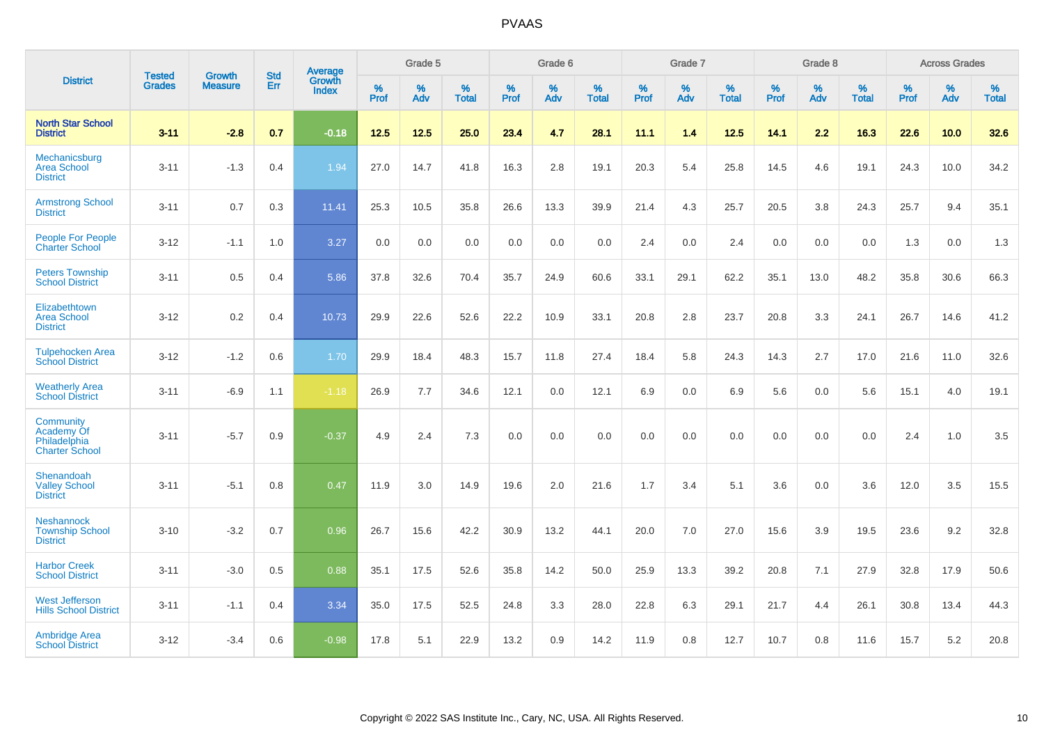# PVAAS

| District | Tested Grades | Growth Measure | Std Err | Average Growth Index | Grade 5 | | | Grade 6 | | | Grade 7 | | | Grade 8 | | | Across Grades | | |
|---|---|---|---|---|---|---|---|---|---|---|---|---|---|---|---|---|---|---|---|
| | | | | | % Prof | % Adv | % Total | % Prof | % Adv | % Total | % Prof | % Adv | % Total | % Prof | % Adv | % Total | % Prof | % Adv | % Total |
| **North Star School District** | **3-11** | **-2.8** | **0.7** | **-0.18** | **12.5** | **12.5** | **25.0** | **23.4** | **4.7** | **28.1** | **11.1** | **1.4** | **12.5** | **14.1** | **2.2** | **16.3** | **22.6** | **10.0** | **32.6** |
| Mechanicsburg Area School District | 3-11 | -1.3 | 0.4 | 1.94 | 27.0 | 14.7 | 41.8 | 16.3 | 2.8 | 19.1 | 20.3 | 5.4 | 25.8 | 14.5 | 4.6 | 19.1 | 24.3 | 10.0 | 34.2 |
| Armstrong School District | 3-11 | 0.7 | 0.3 | 11.41 | 25.3 | 10.5 | 35.8 | 26.6 | 13.3 | 39.9 | 21.4 | 4.3 | 25.7 | 20.5 | 3.8 | 24.3 | 25.7 | 9.4 | 35.1 |
| People For People Charter School | 3-12 | -1.1 | 1.0 | 3.27 | 0.0 | 0.0 | 0.0 | 0.0 | 0.0 | 0.0 | 2.4 | 0.0 | 2.4 | 0.0 | 0.0 | 0.0 | 1.3 | 0.0 | 1.3 |
| Peters Township School District | 3-11 | 0.5 | 0.4 | 5.86 | 37.8 | 32.6 | 70.4 | 35.7 | 24.9 | 60.6 | 33.1 | 29.1 | 62.2 | 35.1 | 13.0 | 48.2 | 35.8 | 30.6 | 66.3 |
| Elizabethtown Area School District | 3-12 | 0.2 | 0.4 | 10.73 | 29.9 | 22.6 | 52.6 | 22.2 | 10.9 | 33.1 | 20.8 | 2.8 | 23.7 | 20.8 | 3.3 | 24.1 | 26.7 | 14.6 | 41.2 |
| Tulpehocken Area School District | 3-12 | -1.2 | 0.6 | 1.70 | 29.9 | 18.4 | 48.3 | 15.7 | 11.8 | 27.4 | 18.4 | 5.8 | 24.3 | 14.3 | 2.7 | 17.0 | 21.6 | 11.0 | 32.6 |
| Weatherly Area School District | 3-11 | -6.9 | 1.1 | -1.18 | 26.9 | 7.7 | 34.6 | 12.1 | 0.0 | 12.1 | 6.9 | 0.0 | 6.9 | 5.6 | 0.0 | 5.6 | 15.1 | 4.0 | 19.1 |
| Community Academy Of Philadelphia Charter School | 3-11 | -5.7 | 0.9 | -0.37 | 4.9 | 2.4 | 7.3 | 0.0 | 0.0 | 0.0 | 0.0 | 0.0 | 0.0 | 0.0 | 0.0 | 0.0 | 2.4 | 1.0 | 3.5 |
| Shenandoah Valley School District | 3-11 | -5.1 | 0.8 | 0.47 | 11.9 | 3.0 | 14.9 | 19.6 | 2.0 | 21.6 | 1.7 | 3.4 | 5.1 | 3.6 | 0.0 | 3.6 | 12.0 | 3.5 | 15.5 |
| Neshannock Township School District | 3-10 | -3.2 | 0.7 | 0.96 | 26.7 | 15.6 | 42.2 | 30.9 | 13.2 | 44.1 | 20.0 | 7.0 | 27.0 | 15.6 | 3.9 | 19.5 | 23.6 | 9.2 | 32.8 |
| Harbor Creek School District | 3-11 | -3.0 | 0.5 | 0.88 | 35.1 | 17.5 | 52.6 | 35.8 | 14.2 | 50.0 | 25.9 | 13.3 | 39.2 | 20.8 | 7.1 | 27.9 | 32.8 | 17.9 | 50.6 |
| West Jefferson Hills School District | 3-11 | -1.1 | 0.4 | 3.34 | 35.0 | 17.5 | 52.5 | 24.8 | 3.3 | 28.0 | 22.8 | 6.3 | 29.1 | 21.7 | 4.4 | 26.1 | 30.8 | 13.4 | 44.3 |
| Ambridge Area School District | 3-12 | -3.4 | 0.6 | -0.98 | 17.8 | 5.1 | 22.9 | 13.2 | 0.9 | 14.2 | 11.9 | 0.8 | 12.7 | 10.7 | 0.8 | 11.6 | 15.7 | 5.2 | 20.8 |

Copyright © 2022 SAS Institute Inc., Cary, NC, USA. All Rights Reserved.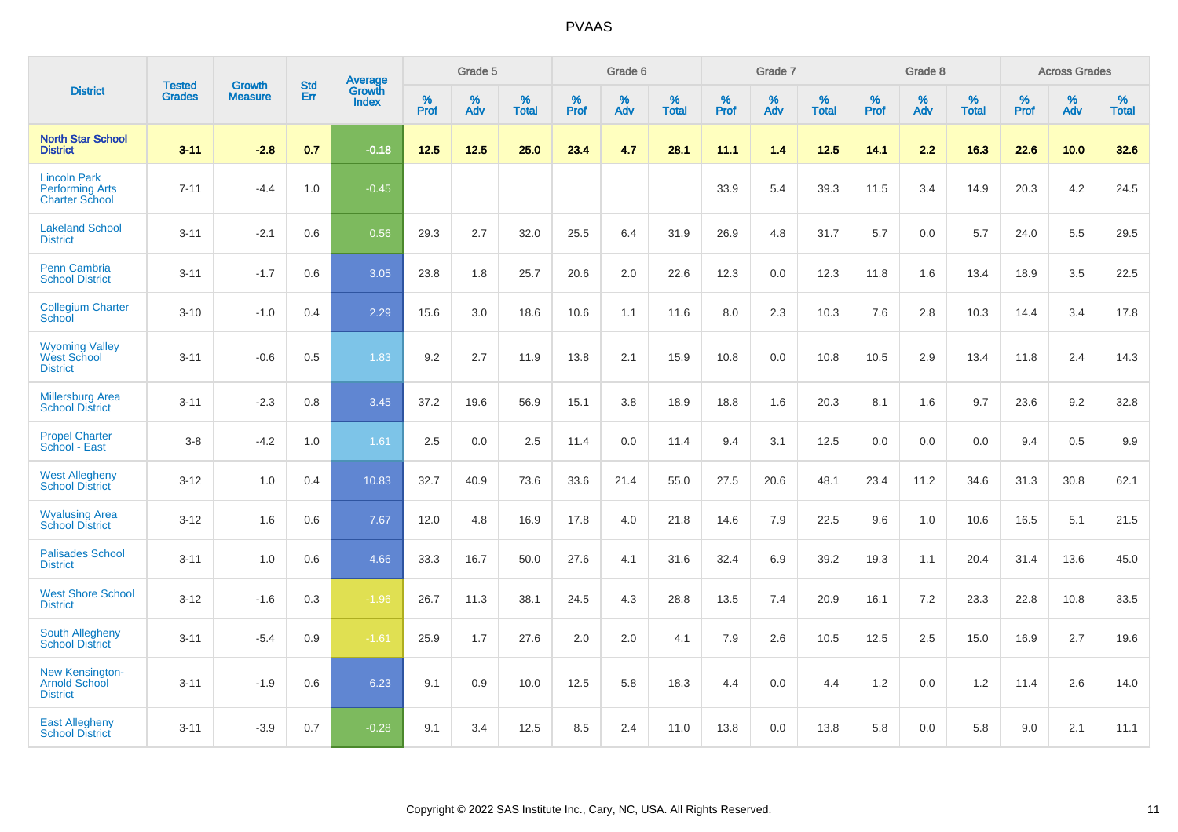# PVAAS

| District | Tested Grades | Growth Measure | Std Err | Average Growth Index | Grade 5 | | | Grade 6 | | | Grade 7 | | | Grade 8 | | | Across Grades | | |
|---|---|---|---|---|---|---|---|---|---|---|---|---|---|---|---|---|---|---|---|
| | | | | | % Prof | % Adv | % Total | % Prof | % Adv | % Total | % Prof | % Adv | % Total | % Prof | % Adv | % Total | % Prof | % Adv | % Total |
| **North Star School District** | **3-11** | **-2.8** | **0.7** | **-0.18** | **12.5** | **12.5** | **25.0** | **23.4** | **4.7** | **28.1** | **11.1** | **1.4** | **12.5** | **14.1** | **2.2** | **16.3** | **22.6** | **10.0** | **32.6** |
| Lincoln Park Performing Arts Charter School | 7-11 | -4.4 | 1.0 | -0.45 | | | | | | | 33.9 | 5.4 | 39.3 | 11.5 | 3.4 | 14.9 | 20.3 | 4.2 | 24.5 |
| Lakeland School District | 3-11 | -2.1 | 0.6 | 0.56 | 29.3 | 2.7 | 32.0 | 25.5 | 6.4 | 31.9 | 26.9 | 4.8 | 31.7 | 5.7 | 0.0 | 5.7 | 24.0 | 5.5 | 29.5 |
| Penn Cambria School District | 3-11 | -1.7 | 0.6 | 3.05 | 23.8 | 1.8 | 25.7 | 20.6 | 2.0 | 22.6 | 12.3 | 0.0 | 12.3 | 11.8 | 1.6 | 13.4 | 18.9 | 3.5 | 22.5 |
| Collegium Charter School | 3-10 | -1.0 | 0.4 | 2.29 | 15.6 | 3.0 | 18.6 | 10.6 | 1.1 | 11.6 | 8.0 | 2.3 | 10.3 | 7.6 | 2.8 | 10.3 | 14.4 | 3.4 | 17.8 |
| Wyoming Valley West School District | 3-11 | -0.6 | 0.5 | 1.83 | 9.2 | 2.7 | 11.9 | 13.8 | 2.1 | 15.9 | 10.8 | 0.0 | 10.8 | 10.5 | 2.9 | 13.4 | 11.8 | 2.4 | 14.3 |
| Millersburg Area School District | 3-11 | -2.3 | 0.8 | 3.45 | 37.2 | 19.6 | 56.9 | 15.1 | 3.8 | 18.9 | 18.8 | 1.6 | 20.3 | 8.1 | 1.6 | 9.7 | 23.6 | 9.2 | 32.8 |
| Propel Charter School - East | 3-8 | -4.2 | 1.0 | 1.61 | 2.5 | 0.0 | 2.5 | 11.4 | 0.0 | 11.4 | 9.4 | 3.1 | 12.5 | 0.0 | 0.0 | 0.0 | 9.4 | 0.5 | 9.9 |
| West Allegheny School District | 3-12 | 1.0 | 0.4 | 10.83 | 32.7 | 40.9 | 73.6 | 33.6 | 21.4 | 55.0 | 27.5 | 20.6 | 48.1 | 23.4 | 11.2 | 34.6 | 31.3 | 30.8 | 62.1 |
| Wyalusing Area School District | 3-12 | 1.6 | 0.6 | 7.67 | 12.0 | 4.8 | 16.9 | 17.8 | 4.0 | 21.8 | 14.6 | 7.9 | 22.5 | 9.6 | 1.0 | 10.6 | 16.5 | 5.1 | 21.5 |
| Palisades School District | 3-11 | 1.0 | 0.6 | 4.66 | 33.3 | 16.7 | 50.0 | 27.6 | 4.1 | 31.6 | 32.4 | 6.9 | 39.2 | 19.3 | 1.1 | 20.4 | 31.4 | 13.6 | 45.0 |
| West Shore School District | 3-12 | -1.6 | 0.3 | -1.96 | 26.7 | 11.3 | 38.1 | 24.5 | 4.3 | 28.8 | 13.5 | 7.4 | 20.9 | 16.1 | 7.2 | 23.3 | 22.8 | 10.8 | 33.5 |
| South Allegheny School District | 3-11 | -5.4 | 0.9 | -1.61 | 25.9 | 1.7 | 27.6 | 2.0 | 2.0 | 4.1 | 7.9 | 2.6 | 10.5 | 12.5 | 2.5 | 15.0 | 16.9 | 2.7 | 19.6 |
| New Kensington-Arnold School District | 3-11 | -1.9 | 0.6 | 6.23 | 9.1 | 0.9 | 10.0 | 12.5 | 5.8 | 18.3 | 4.4 | 0.0 | 4.4 | 1.2 | 0.0 | 1.2 | 11.4 | 2.6 | 14.0 |
| East Allegheny School District | 3-11 | -3.9 | 0.7 | -0.28 | 9.1 | 3.4 | 12.5 | 8.5 | 2.4 | 11.0 | 13.8 | 0.0 | 13.8 | 5.8 | 0.0 | 5.8 | 9.0 | 2.1 | 11.1 |

Copyright © 2022 SAS Institute Inc., Cary, NC, USA. All Rights Reserved.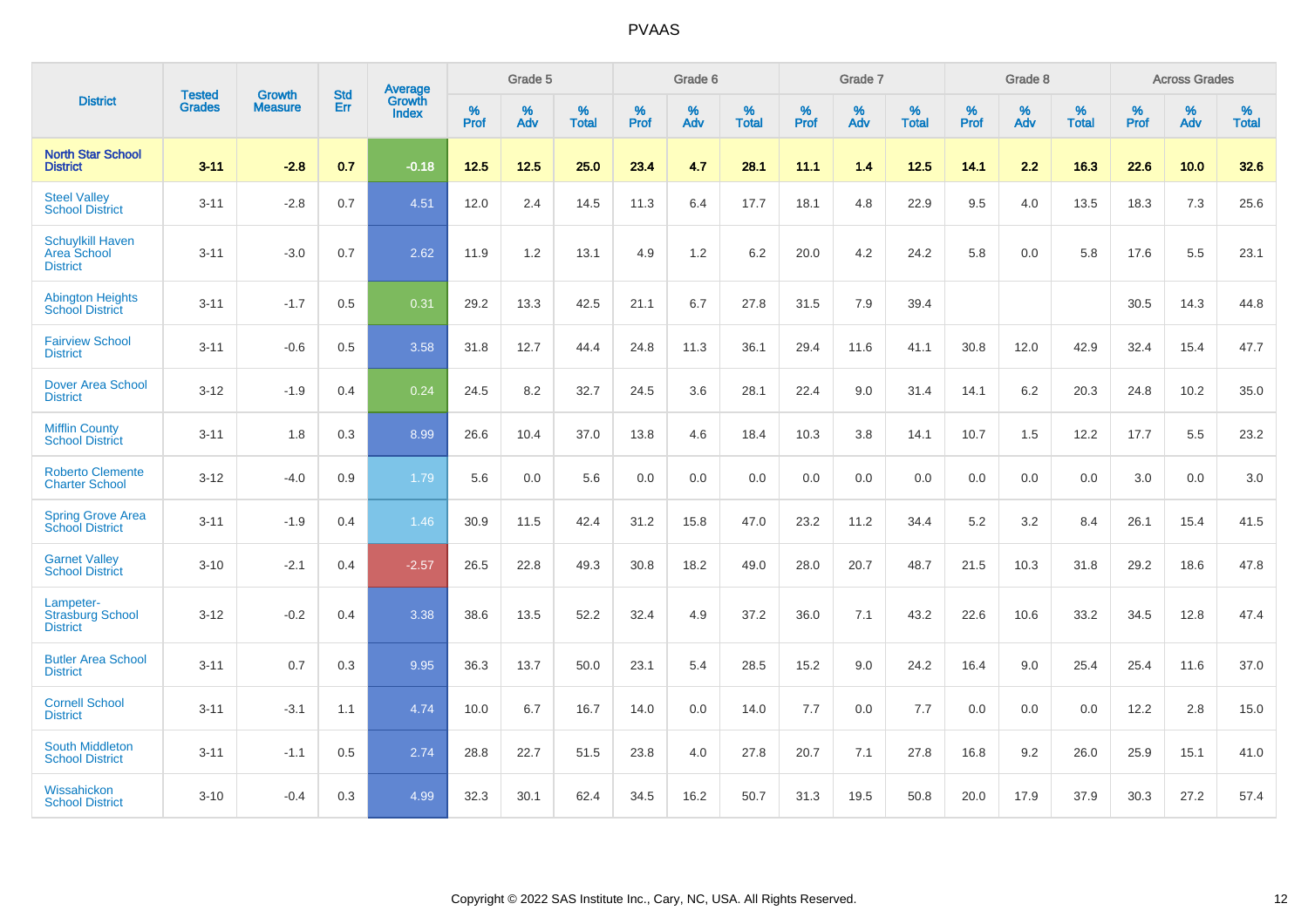| District | Tested Grades | Growth Measure | Std Err | Average Growth Index | Grade 5 | | | Grade 6 | | | Grade 7 | | | Grade 8 | | | Across Grades | | |
|---|---|---|---|---|---|---|---|---|---|---|---|---|---|---|---|---|---|---|---|
| | | | | | % Prof | % Adv | % Total | % Prof | % Adv | % Total | % Prof | % Adv | % Total | % Prof | % Adv | % Total | % Prof | % Adv | % Total |
| **North Star School District** | **3-11** | **-2.8** | **0.7** | **-0.18** | **12.5** | **12.5** | **25.0** | **23.4** | **4.7** | **28.1** | **11.1** | **1.4** | **12.5** | **14.1** | **2.2** | **16.3** | **22.6** | **10.0** | **32.6** |
| Steel Valley School District | 3-11 | -2.8 | 0.7 | 4.51 | 12.0 | 2.4 | 14.5 | 11.3 | 6.4 | 17.7 | 18.1 | 4.8 | 22.9 | 9.5 | 4.0 | 13.5 | 18.3 | 7.3 | 25.6 |
| Schuylkill Haven Area School District | 3-11 | -3.0 | 0.7 | 2.62 | 11.9 | 1.2 | 13.1 | 4.9 | 1.2 | 6.2 | 20.0 | 4.2 | 24.2 | 5.8 | 0.0 | 5.8 | 17.6 | 5.5 | 23.1 |
| Abington Heights School District | 3-11 | -1.7 | 0.5 | 0.31 | 29.2 | 13.3 | 42.5 | 21.1 | 6.7 | 27.8 | 31.5 | 7.9 | 39.4 | | | | 30.5 | 14.3 | 44.8 |
| Fairview School District | 3-11 | -0.6 | 0.5 | 3.58 | 31.8 | 12.7 | 44.4 | 24.8 | 11.3 | 36.1 | 29.4 | 11.6 | 41.1 | 30.8 | 12.0 | 42.9 | 32.4 | 15.4 | 47.7 |
| Dover Area School District | 3-12 | -1.9 | 0.4 | 0.24 | 24.5 | 8.2 | 32.7 | 24.5 | 3.6 | 28.1 | 22.4 | 9.0 | 31.4 | 14.1 | 6.2 | 20.3 | 24.8 | 10.2 | 35.0 |
| Mifflin County School District | 3-11 | 1.8 | 0.3 | 8.99 | 26.6 | 10.4 | 37.0 | 13.8 | 4.6 | 18.4 | 10.3 | 3.8 | 14.1 | 10.7 | 1.5 | 12.2 | 17.7 | 5.5 | 23.2 |
| Roberto Clemente Charter School | 3-12 | -4.0 | 0.9 | 1.79 | 5.6 | 0.0 | 5.6 | 0.0 | 0.0 | 0.0 | 0.0 | 0.0 | 0.0 | 0.0 | 0.0 | 0.0 | 3.0 | 0.0 | 3.0 |
| Spring Grove Area School District | 3-11 | -1.9 | 0.4 | 1.46 | 30.9 | 11.5 | 42.4 | 31.2 | 15.8 | 47.0 | 23.2 | 11.2 | 34.4 | 5.2 | 3.2 | 8.4 | 26.1 | 15.4 | 41.5 |
| Garnet Valley School District | 3-10 | -2.1 | 0.4 | -2.57 | 26.5 | 22.8 | 49.3 | 30.8 | 18.2 | 49.0 | 28.0 | 20.7 | 48.7 | 21.5 | 10.3 | 31.8 | 29.2 | 18.6 | 47.8 |
| Lampeter-Strasburg School District | 3-12 | -0.2 | 0.4 | 3.38 | 38.6 | 13.5 | 52.2 | 32.4 | 4.9 | 37.2 | 36.0 | 7.1 | 43.2 | 22.6 | 10.6 | 33.2 | 34.5 | 12.8 | 47.4 |
| Butler Area School District | 3-11 | 0.7 | 0.3 | 9.95 | 36.3 | 13.7 | 50.0 | 23.1 | 5.4 | 28.5 | 15.2 | 9.0 | 24.2 | 16.4 | 9.0 | 25.4 | 25.4 | 11.6 | 37.0 |
| Cornell School District | 3-11 | -3.1 | 1.1 | 4.74 | 10.0 | 6.7 | 16.7 | 14.0 | 0.0 | 14.0 | 7.7 | 0.0 | 7.7 | 0.0 | 0.0 | 0.0 | 12.2 | 2.8 | 15.0 |
| South Middleton School District | 3-11 | -1.1 | 0.5 | 2.74 | 28.8 | 22.7 | 51.5 | 23.8 | 4.0 | 27.8 | 20.7 | 7.1 | 27.8 | 16.8 | 9.2 | 26.0 | 25.9 | 15.1 | 41.0 |
| Wissahickon School District | 3-10 | -0.4 | 0.3 | 4.99 | 32.3 | 30.1 | 62.4 | 34.5 | 16.2 | 50.7 | 31.3 | 19.5 | 50.8 | 20.0 | 17.9 | 37.9 | 30.3 | 27.2 | 57.4 |

Copyright © 2022 SAS Institute Inc., Cary, NC, USA. All Rights Reserved.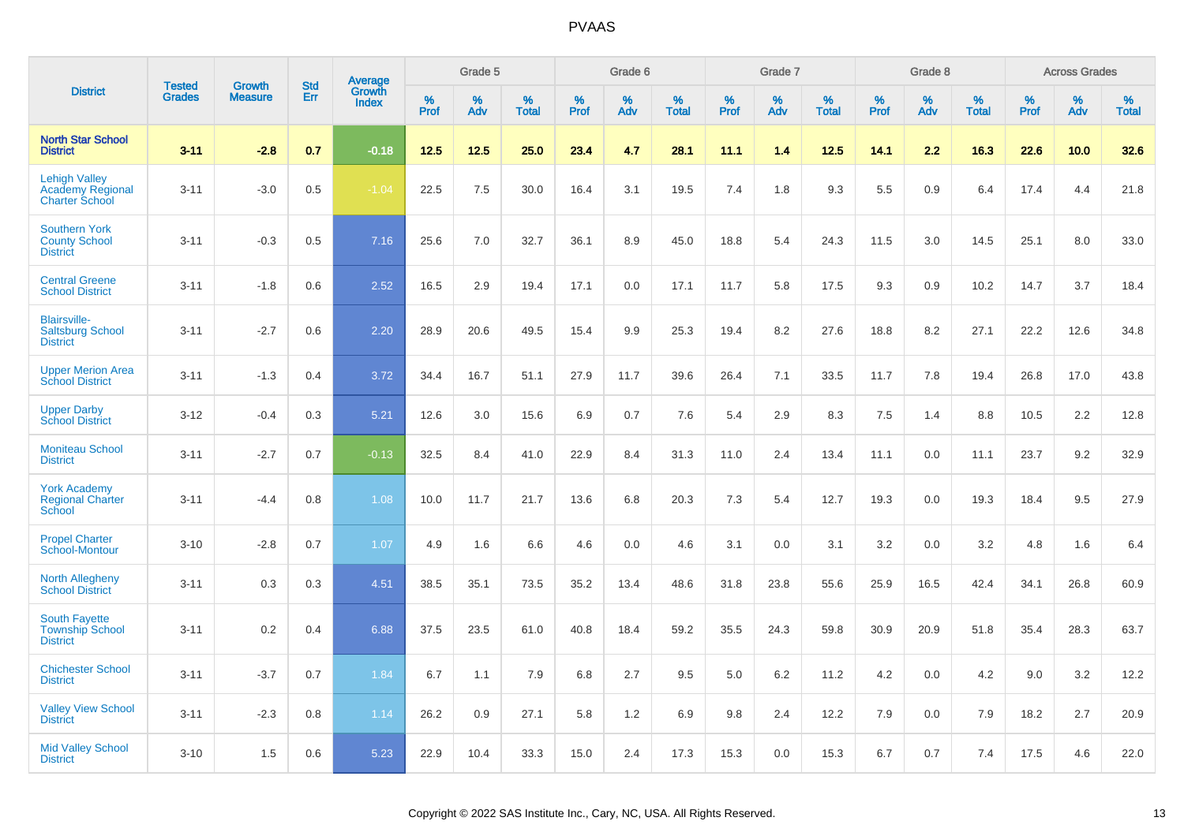# PVAAS

| District | Tested Grades | Growth Measure | Std Err | Average Growth Index | Grade 5 | | | Grade 6 | | | Grade 7 | | | Grade 8 | | | Across Grades | | |
|---|---|---|---|---|---|---|---|---|---|---|---|---|---|---|---|---|---|---|---|
| | | | | | % Prof | % Adv | % Total | % Prof | % Adv | % Total | % Prof | % Adv | % Total | % Prof | % Adv | % Total | % Prof | % Adv | % Total |
| **North Star School District** | **3-11** | **-2.8** | **0.7** | **-0.18** | **12.5** | **12.5** | **25.0** | **23.4** | **4.7** | **28.1** | **11.1** | **1.4** | **12.5** | **14.1** | **2.2** | **16.3** | **22.6** | **10.0** | **32.6** |
| Lehigh Valley Academy Regional Charter School | 3-11 | -3.0 | 0.5 | -1.04 | 22.5 | 7.5 | 30.0 | 16.4 | 3.1 | 19.5 | 7.4 | 1.8 | 9.3 | 5.5 | 0.9 | 6.4 | 17.4 | 4.4 | 21.8 |
| Southern York County School District | 3-11 | -0.3 | 0.5 | 7.16 | 25.6 | 7.0 | 32.7 | 36.1 | 8.9 | 45.0 | 18.8 | 5.4 | 24.3 | 11.5 | 3.0 | 14.5 | 25.1 | 8.0 | 33.0 |
| Central Greene School District | 3-11 | -1.8 | 0.6 | 2.52 | 16.5 | 2.9 | 19.4 | 17.1 | 0.0 | 17.1 | 11.7 | 5.8 | 17.5 | 9.3 | 0.9 | 10.2 | 14.7 | 3.7 | 18.4 |
| Blairsville-Saltsburg School District | 3-11 | -2.7 | 0.6 | 2.20 | 28.9 | 20.6 | 49.5 | 15.4 | 9.9 | 25.3 | 19.4 | 8.2 | 27.6 | 18.8 | 8.2 | 27.1 | 22.2 | 12.6 | 34.8 |
| Upper Merion Area School District | 3-11 | -1.3 | 0.4 | 3.72 | 34.4 | 16.7 | 51.1 | 27.9 | 11.7 | 39.6 | 26.4 | 7.1 | 33.5 | 11.7 | 7.8 | 19.4 | 26.8 | 17.0 | 43.8 |
| Upper Darby School District | 3-12 | -0.4 | 0.3 | 5.21 | 12.6 | 3.0 | 15.6 | 6.9 | 0.7 | 7.6 | 5.4 | 2.9 | 8.3 | 7.5 | 1.4 | 8.8 | 10.5 | 2.2 | 12.8 |
| Moniteau School District | 3-11 | -2.7 | 0.7 | -0.13 | 32.5 | 8.4 | 41.0 | 22.9 | 8.4 | 31.3 | 11.0 | 2.4 | 13.4 | 11.1 | 0.0 | 11.1 | 23.7 | 9.2 | 32.9 |
| York Academy Regional Charter School | 3-11 | -4.4 | 0.8 | 1.08 | 10.0 | 11.7 | 21.7 | 13.6 | 6.8 | 20.3 | 7.3 | 5.4 | 12.7 | 19.3 | 0.0 | 19.3 | 18.4 | 9.5 | 27.9 |
| Propel Charter School-Montour | 3-10 | -2.8 | 0.7 | 1.07 | 4.9 | 1.6 | 6.6 | 4.6 | 0.0 | 4.6 | 3.1 | 0.0 | 3.1 | 3.2 | 0.0 | 3.2 | 4.8 | 1.6 | 6.4 |
| North Allegheny School District | 3-11 | 0.3 | 0.3 | 4.51 | 38.5 | 35.1 | 73.5 | 35.2 | 13.4 | 48.6 | 31.8 | 23.8 | 55.6 | 25.9 | 16.5 | 42.4 | 34.1 | 26.8 | 60.9 |
| South Fayette Township School District | 3-11 | 0.2 | 0.4 | 6.88 | 37.5 | 23.5 | 61.0 | 40.8 | 18.4 | 59.2 | 35.5 | 24.3 | 59.8 | 30.9 | 20.9 | 51.8 | 35.4 | 28.3 | 63.7 |
| Chichester School District | 3-11 | -3.7 | 0.7 | 1.84 | 6.7 | 1.1 | 7.9 | 6.8 | 2.7 | 9.5 | 5.0 | 6.2 | 11.2 | 4.2 | 0.0 | 4.2 | 9.0 | 3.2 | 12.2 |
| Valley View School District | 3-11 | -2.3 | 0.8 | 1.14 | 26.2 | 0.9 | 27.1 | 5.8 | 1.2 | 6.9 | 9.8 | 2.4 | 12.2 | 7.9 | 0.0 | 7.9 | 18.2 | 2.7 | 20.9 |
| Mid Valley School District | 3-10 | 1.5 | 0.6 | 5.23 | 22.9 | 10.4 | 33.3 | 15.0 | 2.4 | 17.3 | 15.3 | 0.0 | 15.3 | 6.7 | 0.7 | 7.4 | 17.5 | 4.6 | 22.0 |

Copyright © 2022 SAS Institute Inc., Cary, NC, USA. All Rights Reserved.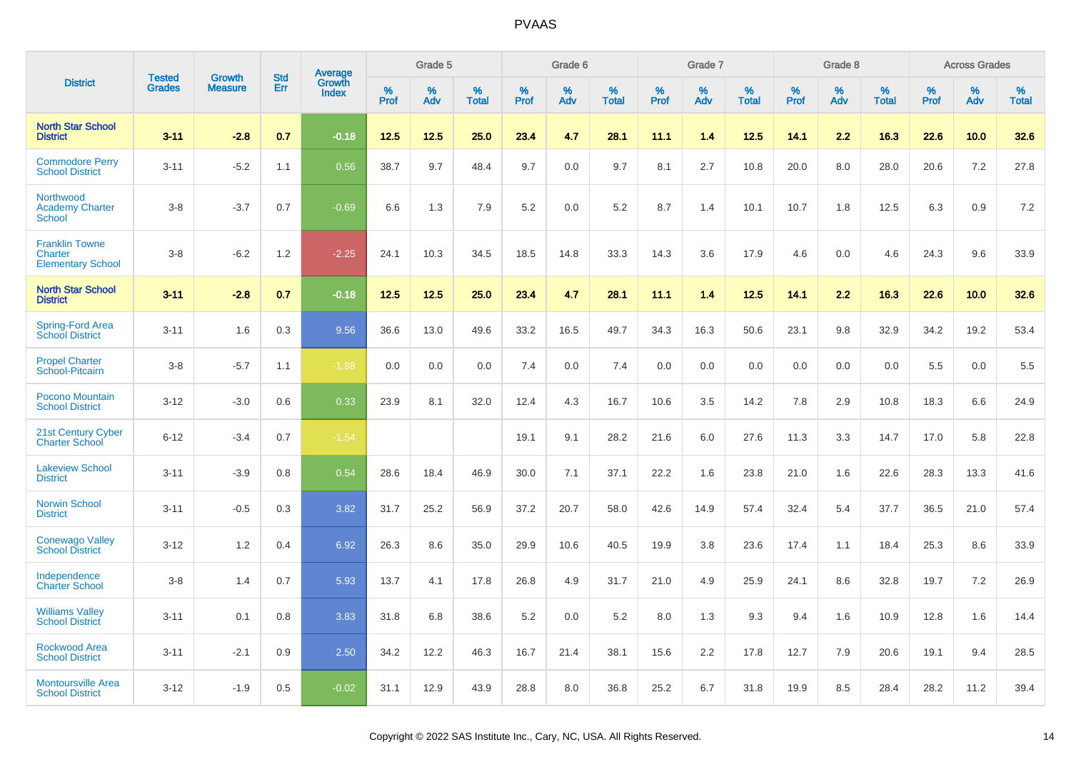# PVAAS

| District | Tested Grades | Growth Measure | Std Err | Average Growth Index | Grade 5 | | | Grade 6 | | | Grade 7 | | | Grade 8 | | | Across Grades | | |
|---|---|---|---|---|---|---|---|---|---|---|---|---|---|---|---|---|---|---|---|
| | | | | | % Prof | % Adv | % Total | % Prof | % Adv | % Total | % Prof | % Adv | % Total | % Prof | % Adv | % Total | % Prof | % Adv | % Total |
| **North Star School District** | **3-11** | **-2.8** | **0.7** | **-0.18** | **12.5** | **12.5** | **25.0** | **23.4** | **4.7** | **28.1** | **11.1** | **1.4** | **12.5** | **14.1** | **2.2** | **16.3** | **22.6** | **10.0** | **32.6** |
| Commodore Perry School District | 3-11 | -5.2 | 1.1 | 0.56 | 38.7 | 9.7 | 48.4 | 9.7 | 0.0 | 9.7 | 8.1 | 2.7 | 10.8 | 20.0 | 8.0 | 28.0 | 20.6 | 7.2 | 27.8 |
| Northwood Academy Charter School | 3-8 | -3.7 | 0.7 | -0.69 | 6.6 | 1.3 | 7.9 | 5.2 | 0.0 | 5.2 | 8.7 | 1.4 | 10.1 | 10.7 | 1.8 | 12.5 | 6.3 | 0.9 | 7.2 |
| Franklin Towne Charter Elementary School | 3-8 | -6.2 | 1.2 | -2.25 | 24.1 | 10.3 | 34.5 | 18.5 | 14.8 | 33.3 | 14.3 | 3.6 | 17.9 | 4.6 | 0.0 | 4.6 | 24.3 | 9.6 | 33.9 |
| **North Star School District** | **3-11** | **-2.8** | **0.7** | **-0.18** | **12.5** | **12.5** | **25.0** | **23.4** | **4.7** | **28.1** | **11.1** | **1.4** | **12.5** | **14.1** | **2.2** | **16.3** | **22.6** | **10.0** | **32.6** |
| Spring-Ford Area School District | 3-11 | 1.6 | 0.3 | 9.56 | 36.6 | 13.0 | 49.6 | 33.2 | 16.5 | 49.7 | 34.3 | 16.3 | 50.6 | 23.1 | 9.8 | 32.9 | 34.2 | 19.2 | 53.4 |
| Propel Charter School-Pitcairn | 3-8 | -5.7 | 1.1 | -1.88 | 0.0 | 0.0 | 0.0 | 7.4 | 0.0 | 7.4 | 0.0 | 0.0 | 0.0 | 0.0 | 0.0 | 0.0 | 5.5 | 0.0 | 5.5 |
| Pocono Mountain School District | 3-12 | -3.0 | 0.6 | 0.33 | 23.9 | 8.1 | 32.0 | 12.4 | 4.3 | 16.7 | 10.6 | 3.5 | 14.2 | 7.8 | 2.9 | 10.8 | 18.3 | 6.6 | 24.9 |
| 21st Century Cyber Charter School | 6-12 | -3.4 | 0.7 | -1.54 | | | | 19.1 | 9.1 | 28.2 | 21.6 | 6.0 | 27.6 | 11.3 | 3.3 | 14.7 | 17.0 | 5.8 | 22.8 |
| Lakeview School District | 3-11 | -3.9 | 0.8 | 0.54 | 28.6 | 18.4 | 46.9 | 30.0 | 7.1 | 37.1 | 22.2 | 1.6 | 23.8 | 21.0 | 1.6 | 22.6 | 28.3 | 13.3 | 41.6 |
| Norwin School District | 3-11 | -0.5 | 0.3 | 3.82 | 31.7 | 25.2 | 56.9 | 37.2 | 20.7 | 58.0 | 42.6 | 14.9 | 57.4 | 32.4 | 5.4 | 37.7 | 36.5 | 21.0 | 57.4 |
| Conewago Valley School District | 3-12 | 1.2 | 0.4 | 6.92 | 26.3 | 8.6 | 35.0 | 29.9 | 10.6 | 40.5 | 19.9 | 3.8 | 23.6 | 17.4 | 1.1 | 18.4 | 25.3 | 8.6 | 33.9 |
| Independence Charter School | 3-8 | 1.4 | 0.7 | 5.93 | 13.7 | 4.1 | 17.8 | 26.8 | 4.9 | 31.7 | 21.0 | 4.9 | 25.9 | 24.1 | 8.6 | 32.8 | 19.7 | 7.2 | 26.9 |
| Williams Valley School District | 3-11 | 0.1 | 0.8 | 3.83 | 31.8 | 6.8 | 38.6 | 5.2 | 0.0 | 5.2 | 8.0 | 1.3 | 9.3 | 9.4 | 1.6 | 10.9 | 12.8 | 1.6 | 14.4 |
| Rockwood Area School District | 3-11 | -2.1 | 0.9 | 2.50 | 34.2 | 12.2 | 46.3 | 16.7 | 21.4 | 38.1 | 15.6 | 2.2 | 17.8 | 12.7 | 7.9 | 20.6 | 19.1 | 9.4 | 28.5 |
| Montoursville Area School District | 3-12 | -1.9 | 0.5 | -0.02 | 31.1 | 12.9 | 43.9 | 28.8 | 8.0 | 36.8 | 25.2 | 6.7 | 31.8 | 19.9 | 8.5 | 28.4 | 28.2 | 11.2 | 39.4 |

Copyright © 2022 SAS Institute Inc., Cary, NC, USA. All Rights Reserved.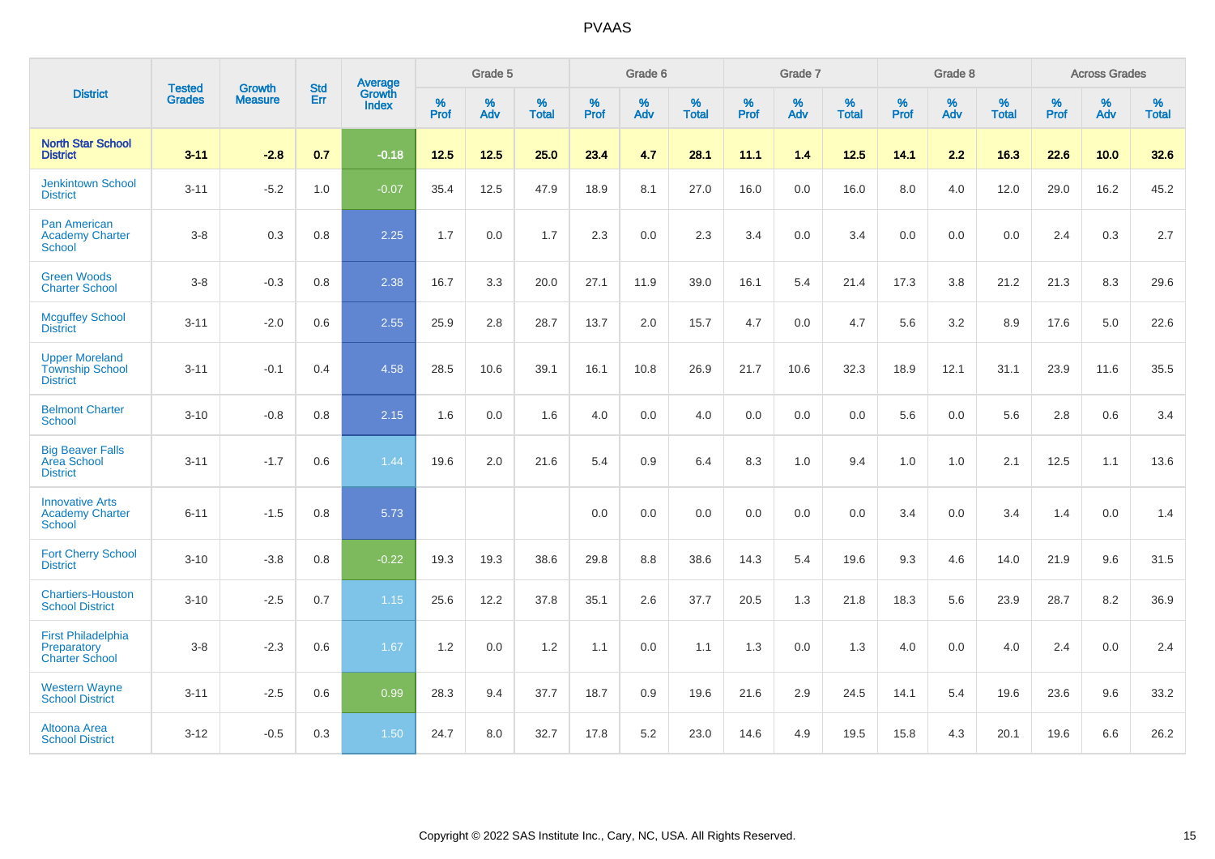# PVAAS

| District | Tested Grades | Growth Measure | Std Err | Average Growth Index | Grade 5 | | | Grade 6 | | | Grade 7 | | | Grade 8 | | | Across Grades | | |
|---|---|---|---|---|---|---|---|---|---|---|---|---|---|---|---|---|---|---|---|
| | | | | | % Prof | % Adv | % Total | % Prof | % Adv | % Total | % Prof | % Adv | % Total | % Prof | % Adv | % Total | % Prof | % Adv | % Total |
| **North Star School District** | **3-11** | **-2.8** | **0.7** | **-0.18** | **12.5** | **12.5** | **25.0** | **23.4** | **4.7** | **28.1** | **11.1** | **1.4** | **12.5** | **14.1** | **2.2** | **16.3** | **22.6** | **10.0** | **32.6** |
| Jenkintown School District | 3-11 | -5.2 | 1.0 | -0.07 | 35.4 | 12.5 | 47.9 | 18.9 | 8.1 | 27.0 | 16.0 | 0.0 | 16.0 | 8.0 | 4.0 | 12.0 | 29.0 | 16.2 | 45.2 |
| Pan American Academy Charter School | 3-8 | 0.3 | 0.8 | 2.25 | 1.7 | 0.0 | 1.7 | 2.3 | 0.0 | 2.3 | 3.4 | 0.0 | 3.4 | 0.0 | 0.0 | 0.0 | 2.4 | 0.3 | 2.7 |
| Green Woods Charter School | 3-8 | -0.3 | 0.8 | 2.38 | 16.7 | 3.3 | 20.0 | 27.1 | 11.9 | 39.0 | 16.1 | 5.4 | 21.4 | 17.3 | 3.8 | 21.2 | 21.3 | 8.3 | 29.6 |
| Mcguffey School District | 3-11 | -2.0 | 0.6 | 2.55 | 25.9 | 2.8 | 28.7 | 13.7 | 2.0 | 15.7 | 4.7 | 0.0 | 4.7 | 5.6 | 3.2 | 8.9 | 17.6 | 5.0 | 22.6 |
| Upper Moreland Township School District | 3-11 | -0.1 | 0.4 | 4.58 | 28.5 | 10.6 | 39.1 | 16.1 | 10.8 | 26.9 | 21.7 | 10.6 | 32.3 | 18.9 | 12.1 | 31.1 | 23.9 | 11.6 | 35.5 |
| Belmont Charter School | 3-10 | -0.8 | 0.8 | 2.15 | 1.6 | 0.0 | 1.6 | 4.0 | 0.0 | 4.0 | 0.0 | 0.0 | 0.0 | 5.6 | 0.0 | 5.6 | 2.8 | 0.6 | 3.4 |
| Big Beaver Falls Area School District | 3-11 | -1.7 | 0.6 | 1.44 | 19.6 | 2.0 | 21.6 | 5.4 | 0.9 | 6.4 | 8.3 | 1.0 | 9.4 | 1.0 | 1.0 | 2.1 | 12.5 | 1.1 | 13.6 |
| Innovative Arts Academy Charter School | 6-11 | -1.5 | 0.8 | 5.73 | | | | 0.0 | 0.0 | 0.0 | 0.0 | 0.0 | 0.0 | 3.4 | 0.0 | 3.4 | 1.4 | 0.0 | 1.4 |
| Fort Cherry School District | 3-10 | -3.8 | 0.8 | -0.22 | 19.3 | 19.3 | 38.6 | 29.8 | 8.8 | 38.6 | 14.3 | 5.4 | 19.6 | 9.3 | 4.6 | 14.0 | 21.9 | 9.6 | 31.5 |
| Chartiers-Houston School District | 3-10 | -2.5 | 0.7 | 1.15 | 25.6 | 12.2 | 37.8 | 35.1 | 2.6 | 37.7 | 20.5 | 1.3 | 21.8 | 18.3 | 5.6 | 23.9 | 28.7 | 8.2 | 36.9 |
| First Philadelphia Preparatory Charter School | 3-8 | -2.3 | 0.6 | 1.67 | 1.2 | 0.0 | 1.2 | 1.1 | 0.0 | 1.1 | 1.3 | 0.0 | 1.3 | 4.0 | 0.0 | 4.0 | 2.4 | 0.0 | 2.4 |
| Western Wayne School District | 3-11 | -2.5 | 0.6 | 0.99 | 28.3 | 9.4 | 37.7 | 18.7 | 0.9 | 19.6 | 21.6 | 2.9 | 24.5 | 14.1 | 5.4 | 19.6 | 23.6 | 9.6 | 33.2 |
| Altoona Area School District | 3-12 | -0.5 | 0.3 | 1.50 | 24.7 | 8.0 | 32.7 | 17.8 | 5.2 | 23.0 | 14.6 | 4.9 | 19.5 | 15.8 | 4.3 | 20.1 | 19.6 | 6.6 | 26.2 |

Copyright © 2022 SAS Institute Inc., Cary, NC, USA. All Rights Reserved.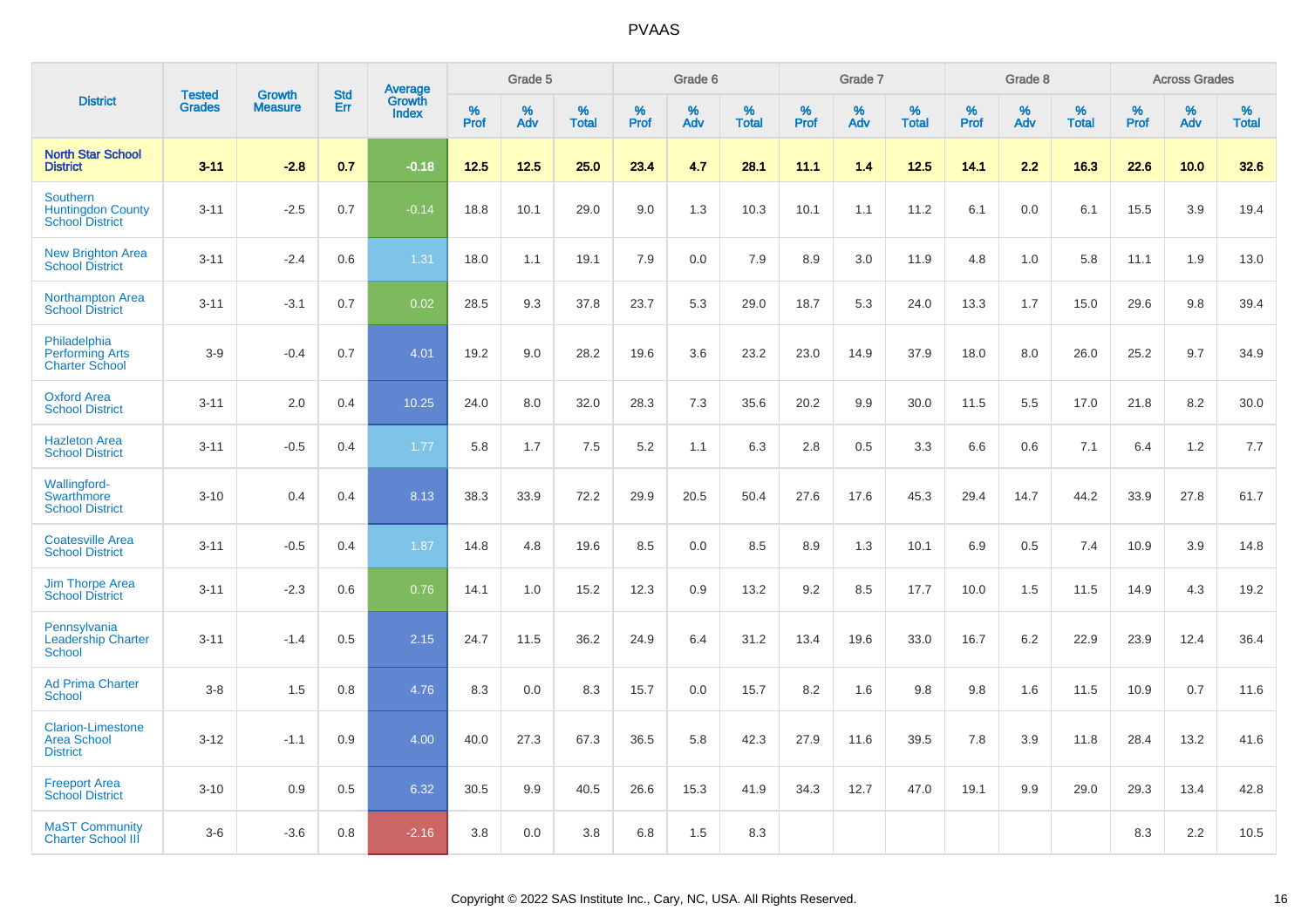# PVAAS

| District | Tested Grades | Growth Measure | Std Err | Average Growth Index | Grade 5 | | | Grade 6 | | | Grade 7 | | | Grade 8 | | | Across Grades | | |
|---|---|---|---|---|---|---|---|---|---|---|---|---|---|---|---|---|---|---|---|
| | | | | | % Prof | % Adv | % Total | % Prof | % Adv | % Total | % Prof | % Adv | % Total | % Prof | % Adv | % Total | % Prof | % Adv | % Total |
| **North Star School District** | **3-11** | **-2.8** | **0.7** | **-0.18** | **12.5** | **12.5** | **25.0** | **23.4** | **4.7** | **28.1** | **11.1** | **1.4** | **12.5** | **14.1** | **2.2** | **16.3** | **22.6** | **10.0** | **32.6** |
| Southern Huntingdon County School District | 3-11 | -2.5 | 0.7 | -0.14 | 18.8 | 10.1 | 29.0 | 9.0 | 1.3 | 10.3 | 10.1 | 1.1 | 11.2 | 6.1 | 0.0 | 6.1 | 15.5 | 3.9 | 19.4 |
| New Brighton Area School District | 3-11 | -2.4 | 0.6 | 1.31 | 18.0 | 1.1 | 19.1 | 7.9 | 0.0 | 7.9 | 8.9 | 3.0 | 11.9 | 4.8 | 1.0 | 5.8 | 11.1 | 1.9 | 13.0 |
| Northampton Area School District | 3-11 | -3.1 | 0.7 | 0.02 | 28.5 | 9.3 | 37.8 | 23.7 | 5.3 | 29.0 | 18.7 | 5.3 | 24.0 | 13.3 | 1.7 | 15.0 | 29.6 | 9.8 | 39.4 |
| Philadelphia Performing Arts Charter School | 3-9 | -0.4 | 0.7 | 4.01 | 19.2 | 9.0 | 28.2 | 19.6 | 3.6 | 23.2 | 23.0 | 14.9 | 37.9 | 18.0 | 8.0 | 26.0 | 25.2 | 9.7 | 34.9 |
| Oxford Area School District | 3-11 | 2.0 | 0.4 | 10.25 | 24.0 | 8.0 | 32.0 | 28.3 | 7.3 | 35.6 | 20.2 | 9.9 | 30.0 | 11.5 | 5.5 | 17.0 | 21.8 | 8.2 | 30.0 |
| Hazleton Area School District | 3-11 | -0.5 | 0.4 | 1.77 | 5.8 | 1.7 | 7.5 | 5.2 | 1.1 | 6.3 | 2.8 | 0.5 | 3.3 | 6.6 | 0.6 | 7.1 | 6.4 | 1.2 | 7.7 |
| Wallingford-Swarthmore School District | 3-10 | 0.4 | 0.4 | 8.13 | 38.3 | 33.9 | 72.2 | 29.9 | 20.5 | 50.4 | 27.6 | 17.6 | 45.3 | 29.4 | 14.7 | 44.2 | 33.9 | 27.8 | 61.7 |
| Coatesville Area School District | 3-11 | -0.5 | 0.4 | 1.87 | 14.8 | 4.8 | 19.6 | 8.5 | 0.0 | 8.5 | 8.9 | 1.3 | 10.1 | 6.9 | 0.5 | 7.4 | 10.9 | 3.9 | 14.8 |
| Jim Thorpe Area School District | 3-11 | -2.3 | 0.6 | 0.76 | 14.1 | 1.0 | 15.2 | 12.3 | 0.9 | 13.2 | 9.2 | 8.5 | 17.7 | 10.0 | 1.5 | 11.5 | 14.9 | 4.3 | 19.2 |
| Pennsylvania Leadership Charter School | 3-11 | -1.4 | 0.5 | 2.15 | 24.7 | 11.5 | 36.2 | 24.9 | 6.4 | 31.2 | 13.4 | 19.6 | 33.0 | 16.7 | 6.2 | 22.9 | 23.9 | 12.4 | 36.4 |
| Ad Prima Charter School | 3-8 | 1.5 | 0.8 | 4.76 | 8.3 | 0.0 | 8.3 | 15.7 | 0.0 | 15.7 | 8.2 | 1.6 | 9.8 | 9.8 | 1.6 | 11.5 | 10.9 | 0.7 | 11.6 |
| Clarion-Limestone Area School District | 3-12 | -1.1 | 0.9 | 4.00 | 40.0 | 27.3 | 67.3 | 36.5 | 5.8 | 42.3 | 27.9 | 11.6 | 39.5 | 7.8 | 3.9 | 11.8 | 28.4 | 13.2 | 41.6 |
| Freeport Area School District | 3-10 | 0.9 | 0.5 | 6.32 | 30.5 | 9.9 | 40.5 | 26.6 | 15.3 | 41.9 | 34.3 | 12.7 | 47.0 | 19.1 | 9.9 | 29.0 | 29.3 | 13.4 | 42.8 |
| MaST Community Charter School III | 3-6 | -3.6 | 0.8 | -2.16 | 3.8 | 0.0 | 3.8 | 6.8 | 1.5 | 8.3 | | | | | | | 8.3 | 2.2 | 10.5 |

Copyright © 2022 SAS Institute Inc., Cary, NC, USA. All Rights Reserved.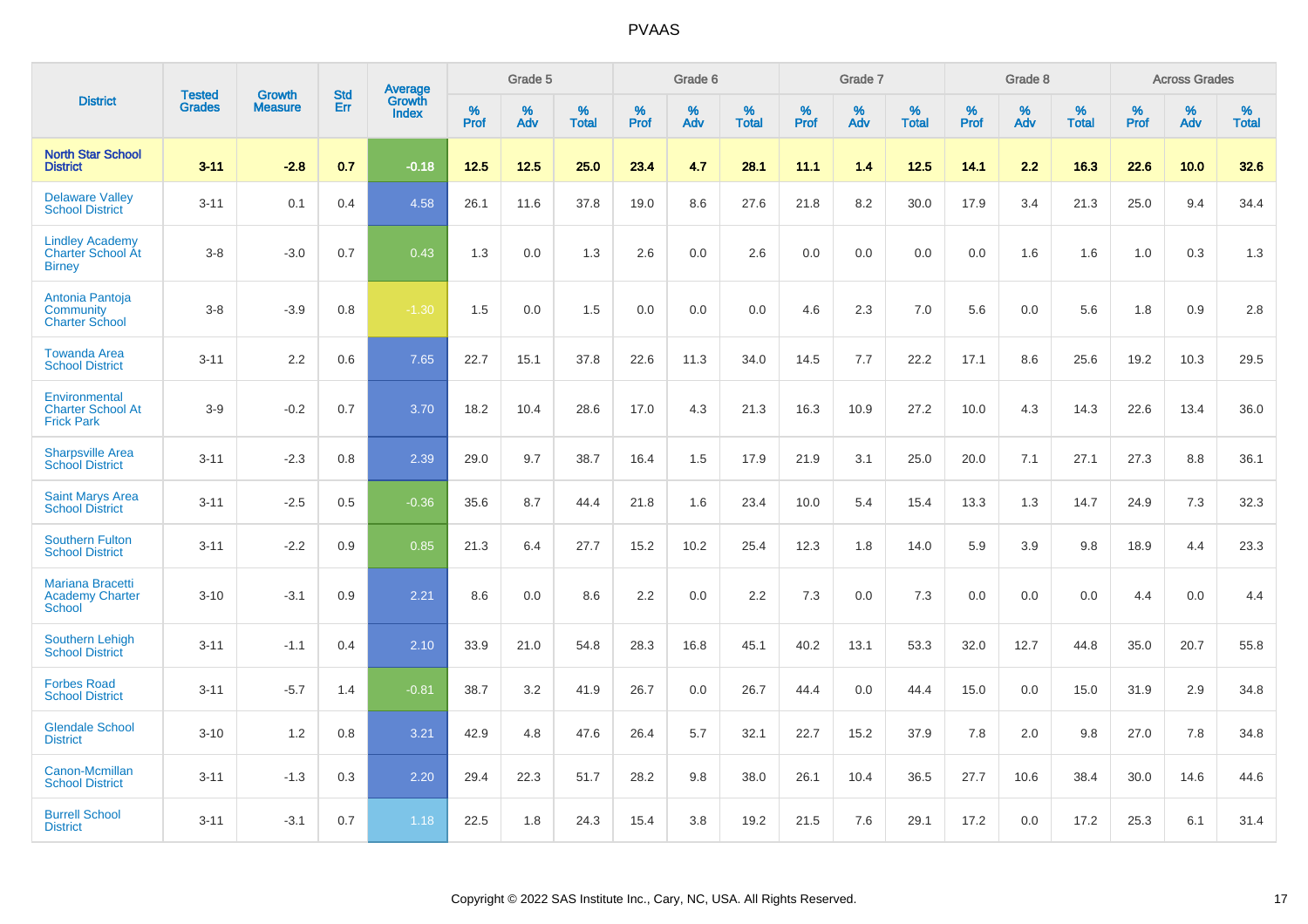# PVAAS

| District | Tested Grades | Growth Measure | Std Err | Average Growth Index | Grade 5 | | | Grade 6 | | | Grade 7 | | | Grade 8 | | | Across Grades | | |
|---|---|---|---|---|---|---|---|---|---|---|---|---|---|---|---|---|---|---|---|
| | | | | | % Prof | % Adv | % Total | % Prof | % Adv | % Total | % Prof | % Adv | % Total | % Prof | % Adv | % Total | % Prof | % Adv | % Total |
| **North Star School District** | **3-11** | **-2.8** | **0.7** | **-0.18** | **12.5** | **12.5** | **25.0** | **23.4** | **4.7** | **28.1** | **11.1** | **1.4** | **12.5** | **14.1** | **2.2** | **16.3** | **22.6** | **10.0** | **32.6** |
| Delaware Valley School District | 3-11 | 0.1 | 0.4 | 4.58 | 26.1 | 11.6 | 37.8 | 19.0 | 8.6 | 27.6 | 21.8 | 8.2 | 30.0 | 17.9 | 3.4 | 21.3 | 25.0 | 9.4 | 34.4 |
| Lindley Academy Charter School At Birney | 3-8 | -3.0 | 0.7 | 0.43 | 1.3 | 0.0 | 1.3 | 2.6 | 0.0 | 2.6 | 0.0 | 0.0 | 0.0 | 0.0 | 1.6 | 1.6 | 1.0 | 0.3 | 1.3 |
| Antonia Pantoja Community Charter School | 3-8 | -3.9 | 0.8 | -1.30 | 1.5 | 0.0 | 1.5 | 0.0 | 0.0 | 0.0 | 4.6 | 2.3 | 7.0 | 5.6 | 0.0 | 5.6 | 1.8 | 0.9 | 2.8 |
| Towanda Area School District | 3-11 | 2.2 | 0.6 | 7.65 | 22.7 | 15.1 | 37.8 | 22.6 | 11.3 | 34.0 | 14.5 | 7.7 | 22.2 | 17.1 | 8.6 | 25.6 | 19.2 | 10.3 | 29.5 |
| Environmental Charter School At Frick Park | 3-9 | -0.2 | 0.7 | 3.70 | 18.2 | 10.4 | 28.6 | 17.0 | 4.3 | 21.3 | 16.3 | 10.9 | 27.2 | 10.0 | 4.3 | 14.3 | 22.6 | 13.4 | 36.0 |
| Sharpsville Area School District | 3-11 | -2.3 | 0.8 | 2.39 | 29.0 | 9.7 | 38.7 | 16.4 | 1.5 | 17.9 | 21.9 | 3.1 | 25.0 | 20.0 | 7.1 | 27.1 | 27.3 | 8.8 | 36.1 |
| Saint Marys Area School District | 3-11 | -2.5 | 0.5 | -0.36 | 35.6 | 8.7 | 44.4 | 21.8 | 1.6 | 23.4 | 10.0 | 5.4 | 15.4 | 13.3 | 1.3 | 14.7 | 24.9 | 7.3 | 32.3 |
| Southern Fulton School District | 3-11 | -2.2 | 0.9 | 0.85 | 21.3 | 6.4 | 27.7 | 15.2 | 10.2 | 25.4 | 12.3 | 1.8 | 14.0 | 5.9 | 3.9 | 9.8 | 18.9 | 4.4 | 23.3 |
| Mariana Bracetti Academy Charter School | 3-10 | -3.1 | 0.9 | 2.21 | 8.6 | 0.0 | 8.6 | 2.2 | 0.0 | 2.2 | 7.3 | 0.0 | 7.3 | 0.0 | 0.0 | 0.0 | 4.4 | 0.0 | 4.4 |
| Southern Lehigh School District | 3-11 | -1.1 | 0.4 | 2.10 | 33.9 | 21.0 | 54.8 | 28.3 | 16.8 | 45.1 | 40.2 | 13.1 | 53.3 | 32.0 | 12.7 | 44.8 | 35.0 | 20.7 | 55.8 |
| Forbes Road School District | 3-11 | -5.7 | 1.4 | -0.81 | 38.7 | 3.2 | 41.9 | 26.7 | 0.0 | 26.7 | 44.4 | 0.0 | 44.4 | 15.0 | 0.0 | 15.0 | 31.9 | 2.9 | 34.8 |
| Glendale School District | 3-10 | 1.2 | 0.8 | 3.21 | 42.9 | 4.8 | 47.6 | 26.4 | 5.7 | 32.1 | 22.7 | 15.2 | 37.9 | 7.8 | 2.0 | 9.8 | 27.0 | 7.8 | 34.8 |
| Canon-Mcmillan School District | 3-11 | -1.3 | 0.3 | 2.20 | 29.4 | 22.3 | 51.7 | 28.2 | 9.8 | 38.0 | 26.1 | 10.4 | 36.5 | 27.7 | 10.6 | 38.4 | 30.0 | 14.6 | 44.6 |
| Burrell School District | 3-11 | -3.1 | 0.7 | 1.18 | 22.5 | 1.8 | 24.3 | 15.4 | 3.8 | 19.2 | 21.5 | 7.6 | 29.1 | 17.2 | 0.0 | 17.2 | 25.3 | 6.1 | 31.4 |

Copyright © 2022 SAS Institute Inc., Cary, NC, USA. All Rights Reserved.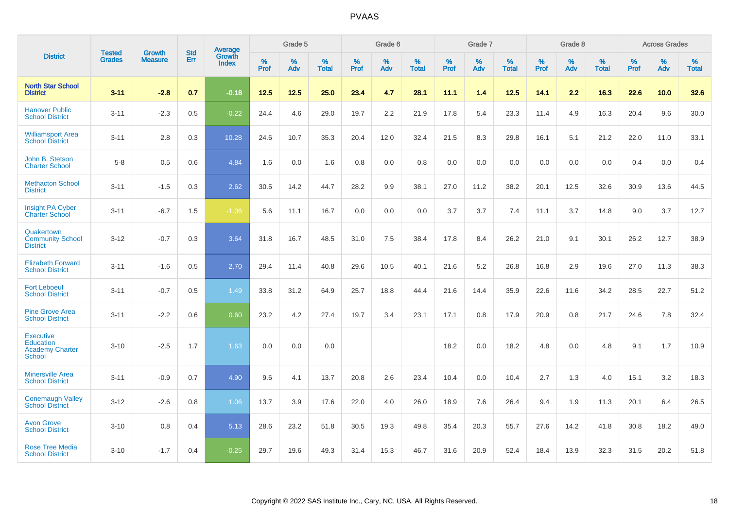# PVAAS

| District | Tested Grades | Growth Measure | Std Err | Average Growth Index | Grade 5 | | | Grade 6 | | | Grade 7 | | | Grade 8 | | | Across Grades | | |
|---|---|---|---|---|---|---|---|---|---|---|---|---|---|---|---|---|---|---|---|
| | | | | | % Prof | % Adv | % Total | % Prof | % Adv | % Total | % Prof | % Adv | % Total | % Prof | % Adv | % Total | % Prof | % Adv | % Total |
| **North Star School District** | **3-11** | **-2.8** | **0.7** | **-0.18** | **12.5** | **12.5** | **25.0** | **23.4** | **4.7** | **28.1** | **11.1** | **1.4** | **12.5** | **14.1** | **2.2** | **16.3** | **22.6** | **10.0** | **32.6** |
| Hanover Public School District | 3-11 | -2.3 | 0.5 | -0.22 | 24.4 | 4.6 | 29.0 | 19.7 | 2.2 | 21.9 | 17.8 | 5.4 | 23.3 | 11.4 | 4.9 | 16.3 | 20.4 | 9.6 | 30.0 |
| Williamsport Area School District | 3-11 | 2.8 | 0.3 | 10.28 | 24.6 | 10.7 | 35.3 | 20.4 | 12.0 | 32.4 | 21.5 | 8.3 | 29.8 | 16.1 | 5.1 | 21.2 | 22.0 | 11.0 | 33.1 |
| John B. Stetson Charter School | 5-8 | 0.5 | 0.6 | 4.84 | 1.6 | 0.0 | 1.6 | 0.8 | 0.0 | 0.8 | 0.0 | 0.0 | 0.0 | 0.0 | 0.0 | 0.0 | 0.4 | 0.0 | 0.4 |
| Methacton School District | 3-11 | -1.5 | 0.3 | 2.62 | 30.5 | 14.2 | 44.7 | 28.2 | 9.9 | 38.1 | 27.0 | 11.2 | 38.2 | 20.1 | 12.5 | 32.6 | 30.9 | 13.6 | 44.5 |
| Insight PA Cyber Charter School | 3-11 | -6.7 | 1.5 | -1.06 | 5.6 | 11.1 | 16.7 | 0.0 | 0.0 | 0.0 | 3.7 | 3.7 | 7.4 | 11.1 | 3.7 | 14.8 | 9.0 | 3.7 | 12.7 |
| Quakertown Community School District | 3-12 | -0.7 | 0.3 | 3.64 | 31.8 | 16.7 | 48.5 | 31.0 | 7.5 | 38.4 | 17.8 | 8.4 | 26.2 | 21.0 | 9.1 | 30.1 | 26.2 | 12.7 | 38.9 |
| Elizabeth Forward School District | 3-11 | -1.6 | 0.5 | 2.70 | 29.4 | 11.4 | 40.8 | 29.6 | 10.5 | 40.1 | 21.6 | 5.2 | 26.8 | 16.8 | 2.9 | 19.6 | 27.0 | 11.3 | 38.3 |
| Fort Leboeuf School District | 3-11 | -0.7 | 0.5 | 1.49 | 33.8 | 31.2 | 64.9 | 25.7 | 18.8 | 44.4 | 21.6 | 14.4 | 35.9 | 22.6 | 11.6 | 34.2 | 28.5 | 22.7 | 51.2 |
| Pine Grove Area School District | 3-11 | -2.2 | 0.6 | 0.60 | 23.2 | 4.2 | 27.4 | 19.7 | 3.4 | 23.1 | 17.1 | 0.8 | 17.9 | 20.9 | 0.8 | 21.7 | 24.6 | 7.8 | 32.4 |
| Executive Education Academy Charter School | 3-10 | -2.5 | 1.7 | 1.63 | 0.0 | 0.0 | 0.0 | | | | 18.2 | 0.0 | 18.2 | 4.8 | 0.0 | 4.8 | 9.1 | 1.7 | 10.9 |
| Minersville Area School District | 3-11 | -0.9 | 0.7 | 4.90 | 9.6 | 4.1 | 13.7 | 20.8 | 2.6 | 23.4 | 10.4 | 0.0 | 10.4 | 2.7 | 1.3 | 4.0 | 15.1 | 3.2 | 18.3 |
| Conemaugh Valley School District | 3-12 | -2.6 | 0.8 | 1.06 | 13.7 | 3.9 | 17.6 | 22.0 | 4.0 | 26.0 | 18.9 | 7.6 | 26.4 | 9.4 | 1.9 | 11.3 | 20.1 | 6.4 | 26.5 |
| Avon Grove School District | 3-10 | 0.8 | 0.4 | 5.13 | 28.6 | 23.2 | 51.8 | 30.5 | 19.3 | 49.8 | 35.4 | 20.3 | 55.7 | 27.6 | 14.2 | 41.8 | 30.8 | 18.2 | 49.0 |
| Rose Tree Media School District | 3-10 | -1.7 | 0.4 | -0.25 | 29.7 | 19.6 | 49.3 | 31.4 | 15.3 | 46.7 | 31.6 | 20.9 | 52.4 | 18.4 | 13.9 | 32.3 | 31.5 | 20.2 | 51.8 |

Copyright © 2022 SAS Institute Inc., Cary, NC, USA. All Rights Reserved.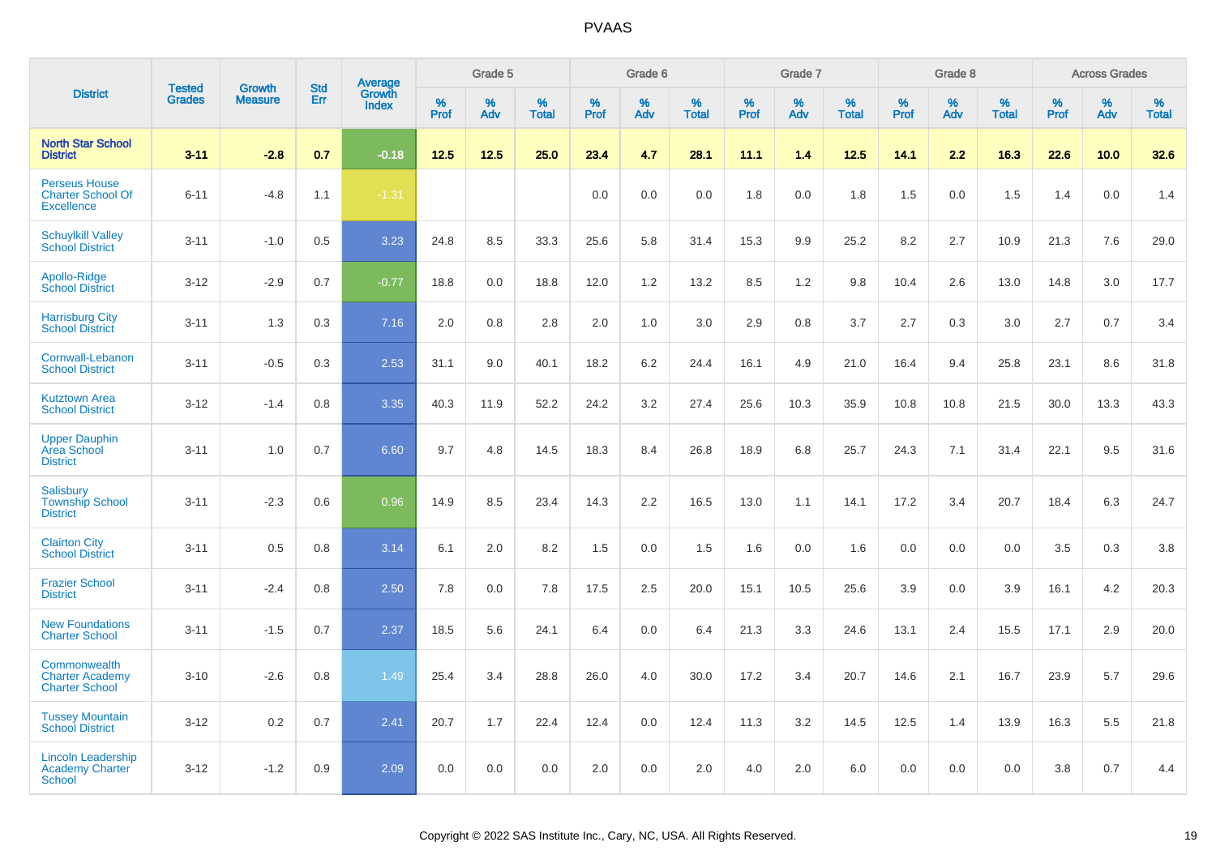| District | Tested Grades | Growth Measure | Std Err | Average Growth Index | Grade 5 | | | Grade 6 | | | Grade 7 | | | Grade 8 | | | Across Grades | | |
|---|---|---|---|---|---|---|---|---|---|---|---|---|---|---|---|---|---|---|---|
| | | | | | % Prof | % Adv | % Total | % Prof | % Adv | % Total | % Prof | % Adv | % Total | % Prof | % Adv | % Total | % Prof | % Adv | % Total |
| **North Star School District** | **3-11** | **-2.8** | **0.7** | **-0.18** | **12.5** | **12.5** | **25.0** | **23.4** | **4.7** | **28.1** | **11.1** | **1.4** | **12.5** | **14.1** | **2.2** | **16.3** | **22.6** | **10.0** | **32.6** |
| Perseus House Charter School Of Excellence | 6-11 | -4.8 | 1.1 | -1.31 | | | | 0.0 | 0.0 | 0.0 | 1.8 | 0.0 | 1.8 | 1.5 | 0.0 | 1.5 | 1.4 | 0.0 | 1.4 |
| Schuylkill Valley School District | 3-11 | -1.0 | 0.5 | 3.23 | 24.8 | 8.5 | 33.3 | 25.6 | 5.8 | 31.4 | 15.3 | 9.9 | 25.2 | 8.2 | 2.7 | 10.9 | 21.3 | 7.6 | 29.0 |
| Apollo-Ridge School District | 3-12 | -2.9 | 0.7 | -0.77 | 18.8 | 0.0 | 18.8 | 12.0 | 1.2 | 13.2 | 8.5 | 1.2 | 9.8 | 10.4 | 2.6 | 13.0 | 14.8 | 3.0 | 17.7 |
| Harrisburg City School District | 3-11 | 1.3 | 0.3 | 7.16 | 2.0 | 0.8 | 2.8 | 2.0 | 1.0 | 3.0 | 2.9 | 0.8 | 3.7 | 2.7 | 0.3 | 3.0 | 2.7 | 0.7 | 3.4 |
| Cornwall-Lebanon School District | 3-11 | -0.5 | 0.3 | 2.53 | 31.1 | 9.0 | 40.1 | 18.2 | 6.2 | 24.4 | 16.1 | 4.9 | 21.0 | 16.4 | 9.4 | 25.8 | 23.1 | 8.6 | 31.8 |
| Kutztown Area School District | 3-12 | -1.4 | 0.8 | 3.35 | 40.3 | 11.9 | 52.2 | 24.2 | 3.2 | 27.4 | 25.6 | 10.3 | 35.9 | 10.8 | 10.8 | 21.5 | 30.0 | 13.3 | 43.3 |
| Upper Dauphin Area School District | 3-11 | 1.0 | 0.7 | 6.60 | 9.7 | 4.8 | 14.5 | 18.3 | 8.4 | 26.8 | 18.9 | 6.8 | 25.7 | 24.3 | 7.1 | 31.4 | 22.1 | 9.5 | 31.6 |
| Salisbury Township School District | 3-11 | -2.3 | 0.6 | 0.96 | 14.9 | 8.5 | 23.4 | 14.3 | 2.2 | 16.5 | 13.0 | 1.1 | 14.1 | 17.2 | 3.4 | 20.7 | 18.4 | 6.3 | 24.7 |
| Clairton City School District | 3-11 | 0.5 | 0.8 | 3.14 | 6.1 | 2.0 | 8.2 | 1.5 | 0.0 | 1.5 | 1.6 | 0.0 | 1.6 | 0.0 | 0.0 | 0.0 | 3.5 | 0.3 | 3.8 |
| Frazier School District | 3-11 | -2.4 | 0.8 | 2.50 | 7.8 | 0.0 | 7.8 | 17.5 | 2.5 | 20.0 | 15.1 | 10.5 | 25.6 | 3.9 | 0.0 | 3.9 | 16.1 | 4.2 | 20.3 |
| New Foundations Charter School | 3-11 | -1.5 | 0.7 | 2.37 | 18.5 | 5.6 | 24.1 | 6.4 | 0.0 | 6.4 | 21.3 | 3.3 | 24.6 | 13.1 | 2.4 | 15.5 | 17.1 | 2.9 | 20.0 |
| Commonwealth Charter Academy Charter School | 3-10 | -2.6 | 0.8 | 1.49 | 25.4 | 3.4 | 28.8 | 26.0 | 4.0 | 30.0 | 17.2 | 3.4 | 20.7 | 14.6 | 2.1 | 16.7 | 23.9 | 5.7 | 29.6 |
| Tussey Mountain School District | 3-12 | 0.2 | 0.7 | 2.41 | 20.7 | 1.7 | 22.4 | 12.4 | 0.0 | 12.4 | 11.3 | 3.2 | 14.5 | 12.5 | 1.4 | 13.9 | 16.3 | 5.5 | 21.8 |
| Lincoln Leadership Academy Charter School | 3-12 | -1.2 | 0.9 | 2.09 | 0.0 | 0.0 | 0.0 | 2.0 | 0.0 | 2.0 | 4.0 | 2.0 | 6.0 | 0.0 | 0.0 | 0.0 | 3.8 | 0.7 | 4.4 |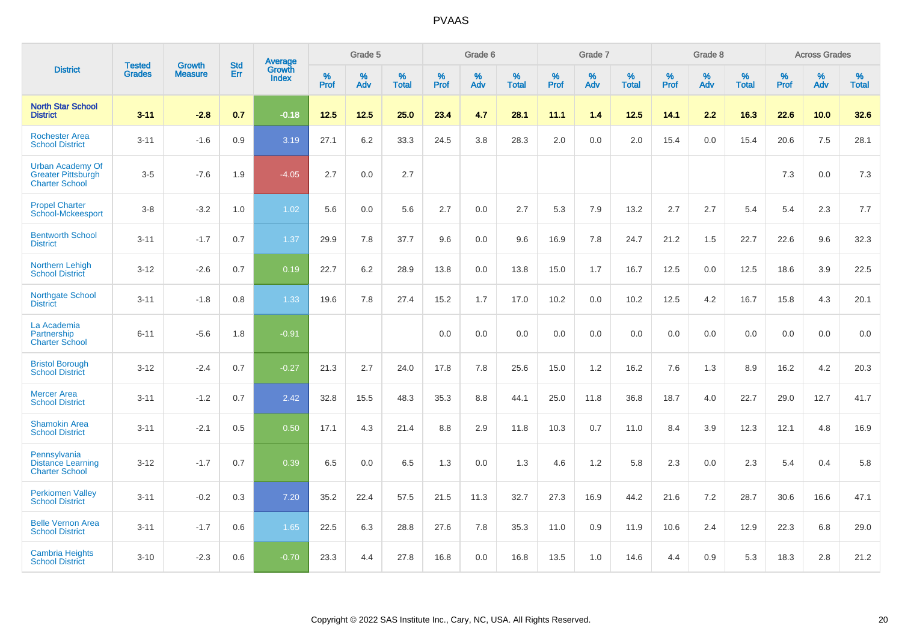# PVAAS

| District | Tested Grades | Growth Measure | Std Err | Average Growth Index | Grade 5 | | | Grade 6 | | | Grade 7 | | | Grade 8 | | | Across Grades | | |
|---|---|---|---|---|---|---|---|---|---|---|---|---|---|---|---|---|---|---|---|
| | | | | | % Prof | % Adv | % Total | % Prof | % Adv | % Total | % Prof | % Adv | % Total | % Prof | % Adv | % Total | % Prof | % Adv | % Total |
| **North Star School District** | **3-11** | **-2.8** | **0.7** | **-0.18** | **12.5** | **12.5** | **25.0** | **23.4** | **4.7** | **28.1** | **11.1** | **1.4** | **12.5** | **14.1** | **2.2** | **16.3** | **22.6** | **10.0** | **32.6** |
| Rochester Area School District | 3-11 | -1.6 | 0.9 | 3.19 | 27.1 | 6.2 | 33.3 | 24.5 | 3.8 | 28.3 | 2.0 | 0.0 | 2.0 | 15.4 | 0.0 | 15.4 | 20.6 | 7.5 | 28.1 |
| Urban Academy Of Greater Pittsburgh Charter School | 3-5 | -7.6 | 1.9 | -4.05 | 2.7 | 0.0 | 2.7 | | | | | | | | | | 7.3 | 0.0 | 7.3 |
| Propel Charter School-Mckeesport | 3-8 | -3.2 | 1.0 | 1.02 | 5.6 | 0.0 | 5.6 | 2.7 | 0.0 | 2.7 | 5.3 | 7.9 | 13.2 | 2.7 | 2.7 | 5.4 | 5.4 | 2.3 | 7.7 |
| Bentworth School District | 3-11 | -1.7 | 0.7 | 1.37 | 29.9 | 7.8 | 37.7 | 9.6 | 0.0 | 9.6 | 16.9 | 7.8 | 24.7 | 21.2 | 1.5 | 22.7 | 22.6 | 9.6 | 32.3 |
| Northern Lehigh School District | 3-12 | -2.6 | 0.7 | 0.19 | 22.7 | 6.2 | 28.9 | 13.8 | 0.0 | 13.8 | 15.0 | 1.7 | 16.7 | 12.5 | 0.0 | 12.5 | 18.6 | 3.9 | 22.5 |
| Northgate School District | 3-11 | -1.8 | 0.8 | 1.33 | 19.6 | 7.8 | 27.4 | 15.2 | 1.7 | 17.0 | 10.2 | 0.0 | 10.2 | 12.5 | 4.2 | 16.7 | 15.8 | 4.3 | 20.1 |
| La Academia Partnership Charter School | 6-11 | -5.6 | 1.8 | -0.91 | | | | 0.0 | 0.0 | 0.0 | 0.0 | 0.0 | 0.0 | 0.0 | 0.0 | 0.0 | 0.0 | 0.0 | 0.0 |
| Bristol Borough School District | 3-12 | -2.4 | 0.7 | -0.27 | 21.3 | 2.7 | 24.0 | 17.8 | 7.8 | 25.6 | 15.0 | 1.2 | 16.2 | 7.6 | 1.3 | 8.9 | 16.2 | 4.2 | 20.3 |
| Mercer Area School District | 3-11 | -1.2 | 0.7 | 2.42 | 32.8 | 15.5 | 48.3 | 35.3 | 8.8 | 44.1 | 25.0 | 11.8 | 36.8 | 18.7 | 4.0 | 22.7 | 29.0 | 12.7 | 41.7 |
| Shamokin Area School District | 3-11 | -2.1 | 0.5 | 0.50 | 17.1 | 4.3 | 21.4 | 8.8 | 2.9 | 11.8 | 10.3 | 0.7 | 11.0 | 8.4 | 3.9 | 12.3 | 12.1 | 4.8 | 16.9 |
| Pennsylvania Distance Learning Charter School | 3-12 | -1.7 | 0.7 | 0.39 | 6.5 | 0.0 | 6.5 | 1.3 | 0.0 | 1.3 | 4.6 | 1.2 | 5.8 | 2.3 | 0.0 | 2.3 | 5.4 | 0.4 | 5.8 |
| Perkiomen Valley School District | 3-11 | -0.2 | 0.3 | 7.20 | 35.2 | 22.4 | 57.5 | 21.5 | 11.3 | 32.7 | 27.3 | 16.9 | 44.2 | 21.6 | 7.2 | 28.7 | 30.6 | 16.6 | 47.1 |
| Belle Vernon Area School District | 3-11 | -1.7 | 0.6 | 1.65 | 22.5 | 6.3 | 28.8 | 27.6 | 7.8 | 35.3 | 11.0 | 0.9 | 11.9 | 10.6 | 2.4 | 12.9 | 22.3 | 6.8 | 29.0 |
| Cambria Heights School District | 3-10 | -2.3 | 0.6 | -0.70 | 23.3 | 4.4 | 27.8 | 16.8 | 0.0 | 16.8 | 13.5 | 1.0 | 14.6 | 4.4 | 0.9 | 5.3 | 18.3 | 2.8 | 21.2 |

Copyright © 2022 SAS Institute Inc., Cary, NC, USA. All Rights Reserved.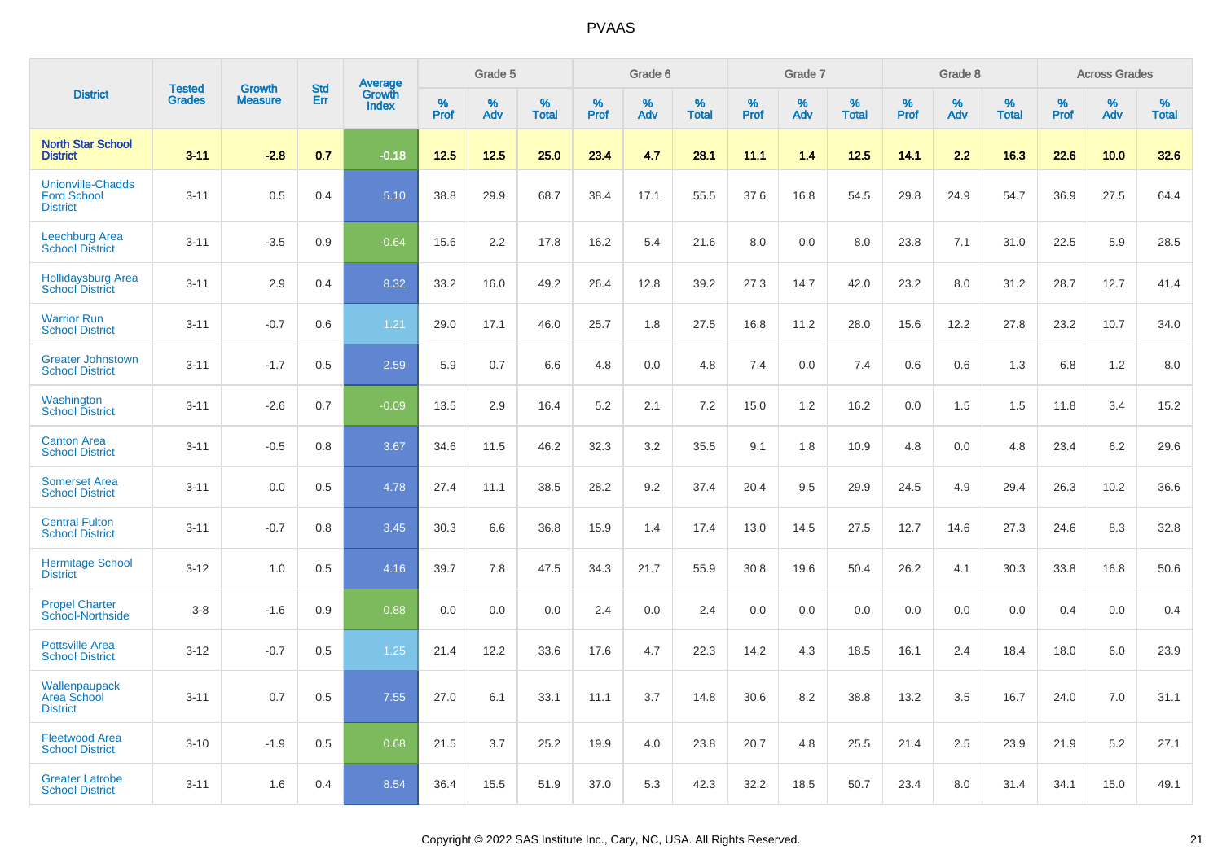| District | Tested Grades | Growth Measure | Std Err | Average Growth Index | Grade 5 | | | Grade 6 | | | Grade 7 | | | Grade 8 | | | Across Grades | | |
|---|---|---|---|---|---|---|---|---|---|---|---|---|---|---|---|---|---|---|---|
| | | | | | % Prof | % Adv | % Total | % Prof | % Adv | % Total | % Prof | % Adv | % Total | % Prof | % Adv | % Total | % Prof | % Adv | % Total |
| **North Star School District** | **3-11** | **-2.8** | **0.7** | **-0.18** | **12.5** | **12.5** | **25.0** | **23.4** | **4.7** | **28.1** | **11.1** | **1.4** | **12.5** | **14.1** | **2.2** | **16.3** | **22.6** | **10.0** | **32.6** |
| Unionville-Chadds Ford School District | 3-11 | 0.5 | 0.4 | 5.10 | 38.8 | 29.9 | 68.7 | 38.4 | 17.1 | 55.5 | 37.6 | 16.8 | 54.5 | 29.8 | 24.9 | 54.7 | 36.9 | 27.5 | 64.4 |
| Leechburg Area School District | 3-11 | -3.5 | 0.9 | -0.64 | 15.6 | 2.2 | 17.8 | 16.2 | 5.4 | 21.6 | 8.0 | 0.0 | 8.0 | 23.8 | 7.1 | 31.0 | 22.5 | 5.9 | 28.5 |
| Hollidaysburg Area School District | 3-11 | 2.9 | 0.4 | 8.32 | 33.2 | 16.0 | 49.2 | 26.4 | 12.8 | 39.2 | 27.3 | 14.7 | 42.0 | 23.2 | 8.0 | 31.2 | 28.7 | 12.7 | 41.4 |
| Warrior Run School District | 3-11 | -0.7 | 0.6 | 1.21 | 29.0 | 17.1 | 46.0 | 25.7 | 1.8 | 27.5 | 16.8 | 11.2 | 28.0 | 15.6 | 12.2 | 27.8 | 23.2 | 10.7 | 34.0 |
| Greater Johnstown School District | 3-11 | -1.7 | 0.5 | 2.59 | 5.9 | 0.7 | 6.6 | 4.8 | 0.0 | 4.8 | 7.4 | 0.0 | 7.4 | 0.6 | 0.6 | 1.3 | 6.8 | 1.2 | 8.0 |
| Washington School District | 3-11 | -2.6 | 0.7 | -0.09 | 13.5 | 2.9 | 16.4 | 5.2 | 2.1 | 7.2 | 15.0 | 1.2 | 16.2 | 0.0 | 1.5 | 1.5 | 11.8 | 3.4 | 15.2 |
| Canton Area School District | 3-11 | -0.5 | 0.8 | 3.67 | 34.6 | 11.5 | 46.2 | 32.3 | 3.2 | 35.5 | 9.1 | 1.8 | 10.9 | 4.8 | 0.0 | 4.8 | 23.4 | 6.2 | 29.6 |
| Somerset Area School District | 3-11 | 0.0 | 0.5 | 4.78 | 27.4 | 11.1 | 38.5 | 28.2 | 9.2 | 37.4 | 20.4 | 9.5 | 29.9 | 24.5 | 4.9 | 29.4 | 26.3 | 10.2 | 36.6 |
| Central Fulton School District | 3-11 | -0.7 | 0.8 | 3.45 | 30.3 | 6.6 | 36.8 | 15.9 | 1.4 | 17.4 | 13.0 | 14.5 | 27.5 | 12.7 | 14.6 | 27.3 | 24.6 | 8.3 | 32.8 |
| Hermitage School District | 3-12 | 1.0 | 0.5 | 4.16 | 39.7 | 7.8 | 47.5 | 34.3 | 21.7 | 55.9 | 30.8 | 19.6 | 50.4 | 26.2 | 4.1 | 30.3 | 33.8 | 16.8 | 50.6 |
| Propel Charter School-Northside | 3-8 | -1.6 | 0.9 | 0.88 | 0.0 | 0.0 | 0.0 | 2.4 | 0.0 | 2.4 | 0.0 | 0.0 | 0.0 | 0.0 | 0.0 | 0.0 | 0.4 | 0.0 | 0.4 |
| Pottsville Area School District | 3-12 | -0.7 | 0.5 | 1.25 | 21.4 | 12.2 | 33.6 | 17.6 | 4.7 | 22.3 | 14.2 | 4.3 | 18.5 | 16.1 | 2.4 | 18.4 | 18.0 | 6.0 | 23.9 |
| Wallenpaupack Area School District | 3-11 | 0.7 | 0.5 | 7.55 | 27.0 | 6.1 | 33.1 | 11.1 | 3.7 | 14.8 | 30.6 | 8.2 | 38.8 | 13.2 | 3.5 | 16.7 | 24.0 | 7.0 | 31.1 |
| Fleetwood Area School District | 3-10 | -1.9 | 0.5 | 0.68 | 21.5 | 3.7 | 25.2 | 19.9 | 4.0 | 23.8 | 20.7 | 4.8 | 25.5 | 21.4 | 2.5 | 23.9 | 21.9 | 5.2 | 27.1 |
| Greater Latrobe School District | 3-11 | 1.6 | 0.4 | 8.54 | 36.4 | 15.5 | 51.9 | 37.0 | 5.3 | 42.3 | 32.2 | 18.5 | 50.7 | 23.4 | 8.0 | 31.4 | 34.1 | 15.0 | 49.1 |

Copyright © 2022 SAS Institute Inc., Cary, NC, USA. All Rights Reserved.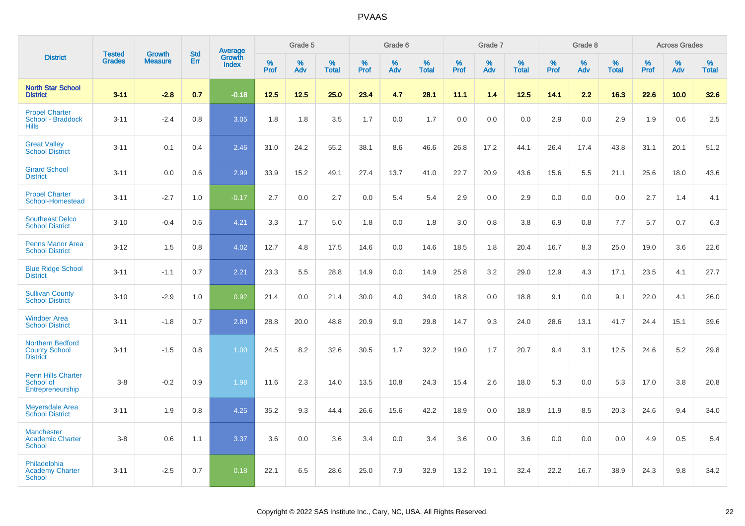| District | Tested Grades | Growth Measure | Std Err | Average Growth Index | Grade 5 | | | Grade 6 | | | Grade 7 | | | Grade 8 | | | Across Grades | | |
|---|---|---|---|---|---|---|---|---|---|---|---|---|---|---|---|---|---|---|---|
| | | | | | % Prof | % Adv | % Total | % Prof | % Adv | % Total | % Prof | % Adv | % Total | % Prof | % Adv | % Total | % Prof | % Adv | % Total |
| **North Star School District** | **3-11** | **-2.8** | **0.7** | **-0.18** | **12.5** | **12.5** | **25.0** | **23.4** | **4.7** | **28.1** | **11.1** | **1.4** | **12.5** | **14.1** | **2.2** | **16.3** | **22.6** | **10.0** | **32.6** |
| Propel Charter School - Braddock Hills | 3-11 | -2.4 | 0.8 | 3.05 | 1.8 | 1.8 | 3.5 | 1.7 | 0.0 | 1.7 | 0.0 | 0.0 | 0.0 | 2.9 | 0.0 | 2.9 | 1.9 | 0.6 | 2.5 |
| Great Valley School District | 3-11 | 0.1 | 0.4 | 2.46 | 31.0 | 24.2 | 55.2 | 38.1 | 8.6 | 46.6 | 26.8 | 17.2 | 44.1 | 26.4 | 17.4 | 43.8 | 31.1 | 20.1 | 51.2 |
| Girard School District | 3-11 | 0.0 | 0.6 | 2.99 | 33.9 | 15.2 | 49.1 | 27.4 | 13.7 | 41.0 | 22.7 | 20.9 | 43.6 | 15.6 | 5.5 | 21.1 | 25.6 | 18.0 | 43.6 |
| Propel Charter School-Homestead | 3-11 | -2.7 | 1.0 | -0.17 | 2.7 | 0.0 | 2.7 | 0.0 | 5.4 | 5.4 | 2.9 | 0.0 | 2.9 | 0.0 | 0.0 | 0.0 | 2.7 | 1.4 | 4.1 |
| Southeast Delco School District | 3-10 | -0.4 | 0.6 | 4.21 | 3.3 | 1.7 | 5.0 | 1.8 | 0.0 | 1.8 | 3.0 | 0.8 | 3.8 | 6.9 | 0.8 | 7.7 | 5.7 | 0.7 | 6.3 |
| Penns Manor Area School District | 3-12 | 1.5 | 0.8 | 4.02 | 12.7 | 4.8 | 17.5 | 14.6 | 0.0 | 14.6 | 18.5 | 1.8 | 20.4 | 16.7 | 8.3 | 25.0 | 19.0 | 3.6 | 22.6 |
| Blue Ridge School District | 3-11 | -1.1 | 0.7 | 2.21 | 23.3 | 5.5 | 28.8 | 14.9 | 0.0 | 14.9 | 25.8 | 3.2 | 29.0 | 12.9 | 4.3 | 17.1 | 23.5 | 4.1 | 27.7 |
| Sullivan County School District | 3-10 | -2.9 | 1.0 | 0.92 | 21.4 | 0.0 | 21.4 | 30.0 | 4.0 | 34.0 | 18.8 | 0.0 | 18.8 | 9.1 | 0.0 | 9.1 | 22.0 | 4.1 | 26.0 |
| Windber Area School District | 3-11 | -1.8 | 0.7 | 2.80 | 28.8 | 20.0 | 48.8 | 20.9 | 9.0 | 29.8 | 14.7 | 9.3 | 24.0 | 28.6 | 13.1 | 41.7 | 24.4 | 15.1 | 39.6 |
| Northern Bedford County School District | 3-11 | -1.5 | 0.8 | 1.00 | 24.5 | 8.2 | 32.6 | 30.5 | 1.7 | 32.2 | 19.0 | 1.7 | 20.7 | 9.4 | 3.1 | 12.5 | 24.6 | 5.2 | 29.8 |
| Penn Hills Charter School of Entrepreneurship | 3-8 | -0.2 | 0.9 | 1.98 | 11.6 | 2.3 | 14.0 | 13.5 | 10.8 | 24.3 | 15.4 | 2.6 | 18.0 | 5.3 | 0.0 | 5.3 | 17.0 | 3.8 | 20.8 |
| Meyersdale Area School District | 3-11 | 1.9 | 0.8 | 4.25 | 35.2 | 9.3 | 44.4 | 26.6 | 15.6 | 42.2 | 18.9 | 0.0 | 18.9 | 11.9 | 8.5 | 20.3 | 24.6 | 9.4 | 34.0 |
| Manchester Academic Charter School | 3-8 | 0.6 | 1.1 | 3.37 | 3.6 | 0.0 | 3.6 | 3.4 | 0.0 | 3.4 | 3.6 | 0.0 | 3.6 | 0.0 | 0.0 | 0.0 | 4.9 | 0.5 | 5.4 |
| Philadelphia Academy Charter School | 3-11 | -2.5 | 0.7 | 0.18 | 22.1 | 6.5 | 28.6 | 25.0 | 7.9 | 32.9 | 13.2 | 19.1 | 32.4 | 22.2 | 16.7 | 38.9 | 24.3 | 9.8 | 34.2 |

Copyright © 2022 SAS Institute Inc., Cary, NC, USA. All Rights Reserved.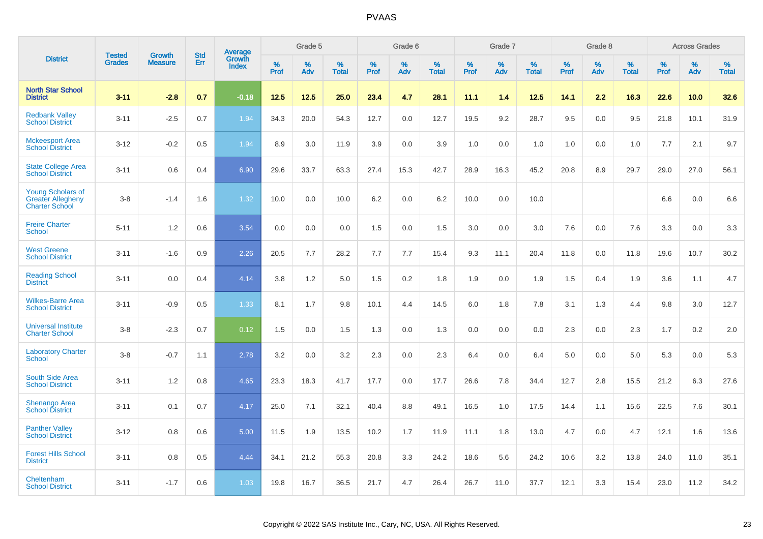# PVAAS

| District | Tested Grades | Growth Measure | Std Err | Average Growth Index | Grade 5 | | | Grade 6 | | | Grade 7 | | | Grade 8 | | | Across Grades | | |
|---|---|---|---|---|---|---|---|---|---|---|---|---|---|---|---|---|---|---|---|
| | | | | | % Prof | % Adv | % Total | % Prof | % Adv | % Total | % Prof | % Adv | % Total | % Prof | % Adv | % Total | % Prof | % Adv | % Total |
| **North Star School District** | **3-11** | **-2.8** | **0.7** | **-0.18** | **12.5** | **12.5** | **25.0** | **23.4** | **4.7** | **28.1** | **11.1** | **1.4** | **12.5** | **14.1** | **2.2** | **16.3** | **22.6** | **10.0** | **32.6** |
| Redbank Valley School District | 3-11 | -2.5 | 0.7 | 1.94 | 34.3 | 20.0 | 54.3 | 12.7 | 0.0 | 12.7 | 19.5 | 9.2 | 28.7 | 9.5 | 0.0 | 9.5 | 21.8 | 10.1 | 31.9 |
| Mckeesport Area School District | 3-12 | -0.2 | 0.5 | 1.94 | 8.9 | 3.0 | 11.9 | 3.9 | 0.0 | 3.9 | 1.0 | 0.0 | 1.0 | 1.0 | 0.0 | 1.0 | 7.7 | 2.1 | 9.7 |
| State College Area School District | 3-11 | 0.6 | 0.4 | 6.90 | 29.6 | 33.7 | 63.3 | 27.4 | 15.3 | 42.7 | 28.9 | 16.3 | 45.2 | 20.8 | 8.9 | 29.7 | 29.0 | 27.0 | 56.1 |
| Young Scholars of Greater Allegheny Charter School | 3-8 | -1.4 | 1.6 | 1.32 | 10.0 | 0.0 | 10.0 | 6.2 | 0.0 | 6.2 | 10.0 | 0.0 | 10.0 | | | | 6.6 | 0.0 | 6.6 |
| Freire Charter School | 5-11 | 1.2 | 0.6 | 3.54 | 0.0 | 0.0 | 0.0 | 1.5 | 0.0 | 1.5 | 3.0 | 0.0 | 3.0 | 7.6 | 0.0 | 7.6 | 3.3 | 0.0 | 3.3 |
| West Greene School District | 3-11 | -1.6 | 0.9 | 2.26 | 20.5 | 7.7 | 28.2 | 7.7 | 7.7 | 15.4 | 9.3 | 11.1 | 20.4 | 11.8 | 0.0 | 11.8 | 19.6 | 10.7 | 30.2 |
| Reading School District | 3-11 | 0.0 | 0.4 | 4.14 | 3.8 | 1.2 | 5.0 | 1.5 | 0.2 | 1.8 | 1.9 | 0.0 | 1.9 | 1.5 | 0.4 | 1.9 | 3.6 | 1.1 | 4.7 |
| Wilkes-Barre Area School District | 3-11 | -0.9 | 0.5 | 1.33 | 8.1 | 1.7 | 9.8 | 10.1 | 4.4 | 14.5 | 6.0 | 1.8 | 7.8 | 3.1 | 1.3 | 4.4 | 9.8 | 3.0 | 12.7 |
| Universal Institute Charter School | 3-8 | -2.3 | 0.7 | 0.12 | 1.5 | 0.0 | 1.5 | 1.3 | 0.0 | 1.3 | 0.0 | 0.0 | 0.0 | 2.3 | 0.0 | 2.3 | 1.7 | 0.2 | 2.0 |
| Laboratory Charter School | 3-8 | -0.7 | 1.1 | 2.78 | 3.2 | 0.0 | 3.2 | 2.3 | 0.0 | 2.3 | 6.4 | 0.0 | 6.4 | 5.0 | 0.0 | 5.0 | 5.3 | 0.0 | 5.3 |
| South Side Area School District | 3-11 | 1.2 | 0.8 | 4.65 | 23.3 | 18.3 | 41.7 | 17.7 | 0.0 | 17.7 | 26.6 | 7.8 | 34.4 | 12.7 | 2.8 | 15.5 | 21.2 | 6.3 | 27.6 |
| Shenango Area School District | 3-11 | 0.1 | 0.7 | 4.17 | 25.0 | 7.1 | 32.1 | 40.4 | 8.8 | 49.1 | 16.5 | 1.0 | 17.5 | 14.4 | 1.1 | 15.6 | 22.5 | 7.6 | 30.1 |
| Panther Valley School District | 3-12 | 0.8 | 0.6 | 5.00 | 11.5 | 1.9 | 13.5 | 10.2 | 1.7 | 11.9 | 11.1 | 1.8 | 13.0 | 4.7 | 0.0 | 4.7 | 12.1 | 1.6 | 13.6 |
| Forest Hills School District | 3-11 | 0.8 | 0.5 | 4.44 | 34.1 | 21.2 | 55.3 | 20.8 | 3.3 | 24.2 | 18.6 | 5.6 | 24.2 | 10.6 | 3.2 | 13.8 | 24.0 | 11.0 | 35.1 |
| Cheltenham School District | 3-11 | -1.7 | 0.6 | 1.03 | 19.8 | 16.7 | 36.5 | 21.7 | 4.7 | 26.4 | 26.7 | 11.0 | 37.7 | 12.1 | 3.3 | 15.4 | 23.0 | 11.2 | 34.2 |

Copyright © 2022 SAS Institute Inc., Cary, NC, USA. All Rights Reserved.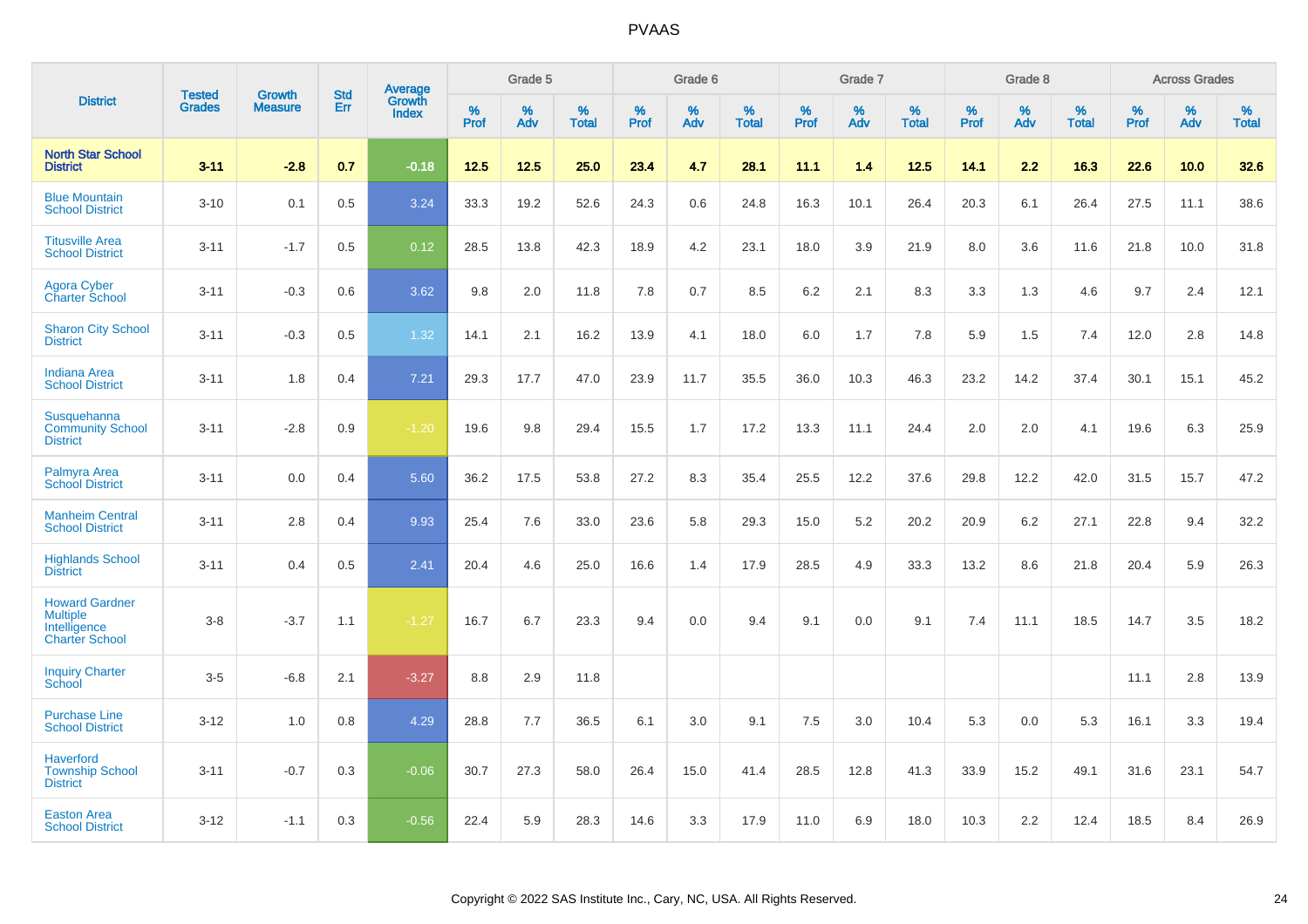# PVAAS

| District | Tested Grades | Growth Measure | Std Err | Average Growth Index | Grade 5 | | | Grade 6 | | | Grade 7 | | | Grade 8 | | | Across Grades | | |
|---|---|---|---|---|---|---|---|---|---|---|---|---|---|---|---|---|---|---|---|
| | | | | | % Prof | % Adv | % Total | % Prof | % Adv | % Total | % Prof | % Adv | % Total | % Prof | % Adv | % Total | % Prof | % Adv | % Total |
| **North Star School District** | **3-11** | **-2.8** | **0.7** | **-0.18** | **12.5** | **12.5** | **25.0** | **23.4** | **4.7** | **28.1** | **11.1** | **1.4** | **12.5** | **14.1** | **2.2** | **16.3** | **22.6** | **10.0** | **32.6** |
| Blue Mountain School District | 3-10 | 0.1 | 0.5 | 3.24 | 33.3 | 19.2 | 52.6 | 24.3 | 0.6 | 24.8 | 16.3 | 10.1 | 26.4 | 20.3 | 6.1 | 26.4 | 27.5 | 11.1 | 38.6 |
| Titusville Area School District | 3-11 | -1.7 | 0.5 | 0.12 | 28.5 | 13.8 | 42.3 | 18.9 | 4.2 | 23.1 | 18.0 | 3.9 | 21.9 | 8.0 | 3.6 | 11.6 | 21.8 | 10.0 | 31.8 |
| Agora Cyber Charter School | 3-11 | -0.3 | 0.6 | 3.62 | 9.8 | 2.0 | 11.8 | 7.8 | 0.7 | 8.5 | 6.2 | 2.1 | 8.3 | 3.3 | 1.3 | 4.6 | 9.7 | 2.4 | 12.1 |
| Sharon City School District | 3-11 | -0.3 | 0.5 | 1.32 | 14.1 | 2.1 | 16.2 | 13.9 | 4.1 | 18.0 | 6.0 | 1.7 | 7.8 | 5.9 | 1.5 | 7.4 | 12.0 | 2.8 | 14.8 |
| Indiana Area School District | 3-11 | 1.8 | 0.4 | 7.21 | 29.3 | 17.7 | 47.0 | 23.9 | 11.7 | 35.5 | 36.0 | 10.3 | 46.3 | 23.2 | 14.2 | 37.4 | 30.1 | 15.1 | 45.2 |
| Susquehanna Community School District | 3-11 | -2.8 | 0.9 | -1.20 | 19.6 | 9.8 | 29.4 | 15.5 | 1.7 | 17.2 | 13.3 | 11.1 | 24.4 | 2.0 | 2.0 | 4.1 | 19.6 | 6.3 | 25.9 |
| Palmyra Area School District | 3-11 | 0.0 | 0.4 | 5.60 | 36.2 | 17.5 | 53.8 | 27.2 | 8.3 | 35.4 | 25.5 | 12.2 | 37.6 | 29.8 | 12.2 | 42.0 | 31.5 | 15.7 | 47.2 |
| Manheim Central School District | 3-11 | 2.8 | 0.4 | 9.93 | 25.4 | 7.6 | 33.0 | 23.6 | 5.8 | 29.3 | 15.0 | 5.2 | 20.2 | 20.9 | 6.2 | 27.1 | 22.8 | 9.4 | 32.2 |
| Highlands School District | 3-11 | 0.4 | 0.5 | 2.41 | 20.4 | 4.6 | 25.0 | 16.6 | 1.4 | 17.9 | 28.5 | 4.9 | 33.3 | 13.2 | 8.6 | 21.8 | 20.4 | 5.9 | 26.3 |
| Howard Gardner Multiple Intelligence Charter School | 3-8 | -3.7 | 1.1 | -1.27 | 16.7 | 6.7 | 23.3 | 9.4 | 0.0 | 9.4 | 9.1 | 0.0 | 9.1 | 7.4 | 11.1 | 18.5 | 14.7 | 3.5 | 18.2 |
| Inquiry Charter School | 3-5 | -6.8 | 2.1 | -3.27 | 8.8 | 2.9 | 11.8 | | | | | | | | | | 11.1 | 2.8 | 13.9 |
| Purchase Line School District | 3-12 | 1.0 | 0.8 | 4.29 | 28.8 | 7.7 | 36.5 | 6.1 | 3.0 | 9.1 | 7.5 | 3.0 | 10.4 | 5.3 | 0.0 | 5.3 | 16.1 | 3.3 | 19.4 |
| Haverford Township School District | 3-11 | -0.7 | 0.3 | -0.06 | 30.7 | 27.3 | 58.0 | 26.4 | 15.0 | 41.4 | 28.5 | 12.8 | 41.3 | 33.9 | 15.2 | 49.1 | 31.6 | 23.1 | 54.7 |
| Easton Area School District | 3-12 | -1.1 | 0.3 | -0.56 | 22.4 | 5.9 | 28.3 | 14.6 | 3.3 | 17.9 | 11.0 | 6.9 | 18.0 | 10.3 | 2.2 | 12.4 | 18.5 | 8.4 | 26.9 |

Copyright © 2022 SAS Institute Inc., Cary, NC, USA. All Rights Reserved.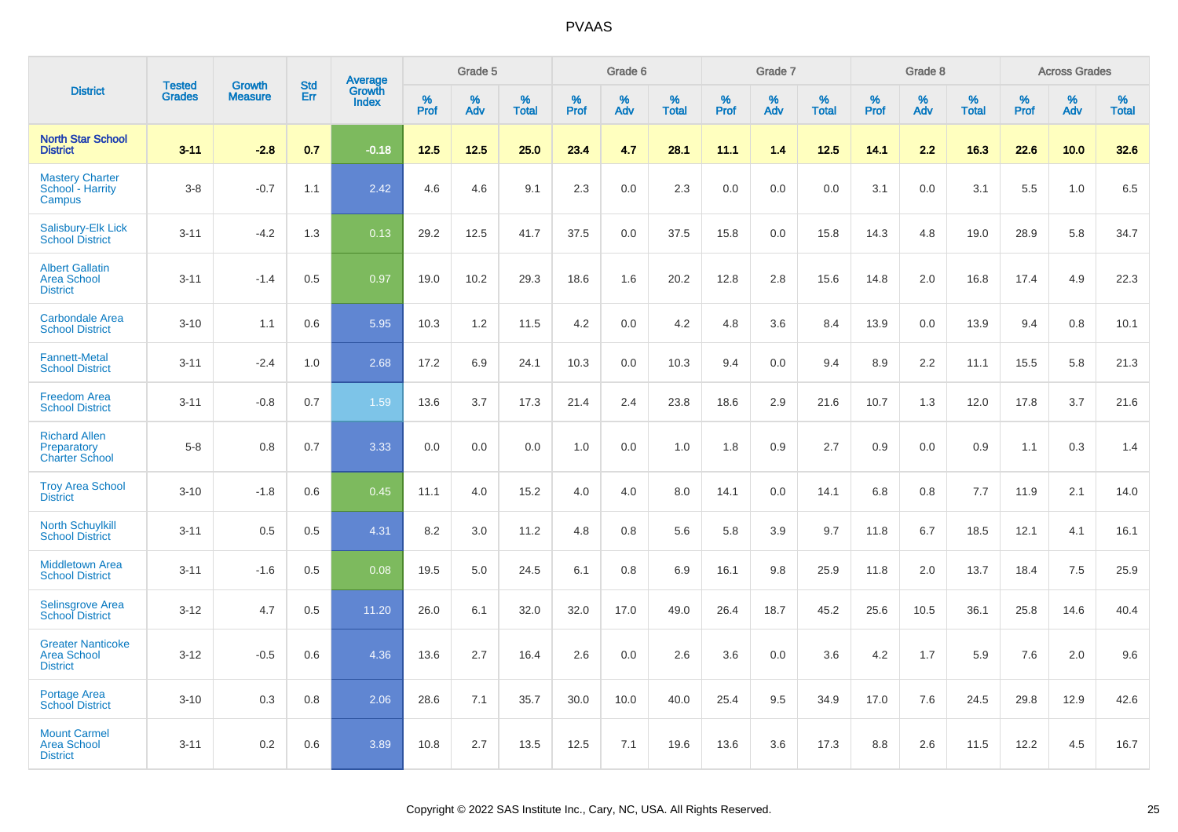# PVAAS

| District | Tested Grades | Growth Measure | Std Err | Average Growth Index | Grade 5 | | | Grade 6 | | | Grade 7 | | | Grade 8 | | | Across Grades | | |
|---|---|---|---|---|---|---|---|---|---|---|---|---|---|---|---|---|---|---|---|
| | | | | | % Prof | % Adv | % Total | % Prof | % Adv | % Total | % Prof | % Adv | % Total | % Prof | % Adv | % Total | % Prof | % Adv | % Total |
| **North Star School District** | **3-11** | **-2.8** | **0.7** | **-0.18** | **12.5** | **12.5** | **25.0** | **23.4** | **4.7** | **28.1** | **11.1** | **1.4** | **12.5** | **14.1** | **2.2** | **16.3** | **22.6** | **10.0** | **32.6** |
| Mastery Charter School - Harrity Campus | 3-8 | -0.7 | 1.1 | 2.42 | 4.6 | 4.6 | 9.1 | 2.3 | 0.0 | 2.3 | 0.0 | 0.0 | 0.0 | 3.1 | 0.0 | 3.1 | 5.5 | 1.0 | 6.5 |
| Salisbury-Elk Lick School District | 3-11 | -4.2 | 1.3 | 0.13 | 29.2 | 12.5 | 41.7 | 37.5 | 0.0 | 37.5 | 15.8 | 0.0 | 15.8 | 14.3 | 4.8 | 19.0 | 28.9 | 5.8 | 34.7 |
| Albert Gallatin Area School District | 3-11 | -1.4 | 0.5 | 0.97 | 19.0 | 10.2 | 29.3 | 18.6 | 1.6 | 20.2 | 12.8 | 2.8 | 15.6 | 14.8 | 2.0 | 16.8 | 17.4 | 4.9 | 22.3 |
| Carbondale Area School District | 3-10 | 1.1 | 0.6 | 5.95 | 10.3 | 1.2 | 11.5 | 4.2 | 0.0 | 4.2 | 4.8 | 3.6 | 8.4 | 13.9 | 0.0 | 13.9 | 9.4 | 0.8 | 10.1 |
| Fannett-Metal School District | 3-11 | -2.4 | 1.0 | 2.68 | 17.2 | 6.9 | 24.1 | 10.3 | 0.0 | 10.3 | 9.4 | 0.0 | 9.4 | 8.9 | 2.2 | 11.1 | 15.5 | 5.8 | 21.3 |
| Freedom Area School District | 3-11 | -0.8 | 0.7 | 1.59 | 13.6 | 3.7 | 17.3 | 21.4 | 2.4 | 23.8 | 18.6 | 2.9 | 21.6 | 10.7 | 1.3 | 12.0 | 17.8 | 3.7 | 21.6 |
| Richard Allen Preparatory Charter School | 5-8 | 0.8 | 0.7 | 3.33 | 0.0 | 0.0 | 0.0 | 1.0 | 0.0 | 1.0 | 1.8 | 0.9 | 2.7 | 0.9 | 0.0 | 0.9 | 1.1 | 0.3 | 1.4 |
| Troy Area School District | 3-10 | -1.8 | 0.6 | 0.45 | 11.1 | 4.0 | 15.2 | 4.0 | 4.0 | 8.0 | 14.1 | 0.0 | 14.1 | 6.8 | 0.8 | 7.7 | 11.9 | 2.1 | 14.0 |
| North Schuylkill School District | 3-11 | 0.5 | 0.5 | 4.31 | 8.2 | 3.0 | 11.2 | 4.8 | 0.8 | 5.6 | 5.8 | 3.9 | 9.7 | 11.8 | 6.7 | 18.5 | 12.1 | 4.1 | 16.1 |
| Middletown Area School District | 3-11 | -1.6 | 0.5 | 0.08 | 19.5 | 5.0 | 24.5 | 6.1 | 0.8 | 6.9 | 16.1 | 9.8 | 25.9 | 11.8 | 2.0 | 13.7 | 18.4 | 7.5 | 25.9 |
| Selinsgrove Area School District | 3-12 | 4.7 | 0.5 | 11.20 | 26.0 | 6.1 | 32.0 | 32.0 | 17.0 | 49.0 | 26.4 | 18.7 | 45.2 | 25.6 | 10.5 | 36.1 | 25.8 | 14.6 | 40.4 |
| Greater Nanticoke Area School District | 3-12 | -0.5 | 0.6 | 4.36 | 13.6 | 2.7 | 16.4 | 2.6 | 0.0 | 2.6 | 3.6 | 0.0 | 3.6 | 4.2 | 1.7 | 5.9 | 7.6 | 2.0 | 9.6 |
| Portage Area School District | 3-10 | 0.3 | 0.8 | 2.06 | 28.6 | 7.1 | 35.7 | 30.0 | 10.0 | 40.0 | 25.4 | 9.5 | 34.9 | 17.0 | 7.6 | 24.5 | 29.8 | 12.9 | 42.6 |
| Mount Carmel Area School District | 3-11 | 0.2 | 0.6 | 3.89 | 10.8 | 2.7 | 13.5 | 12.5 | 7.1 | 19.6 | 13.6 | 3.6 | 17.3 | 8.8 | 2.6 | 11.5 | 12.2 | 4.5 | 16.7 |

Copyright © 2022 SAS Institute Inc., Cary, NC, USA. All Rights Reserved.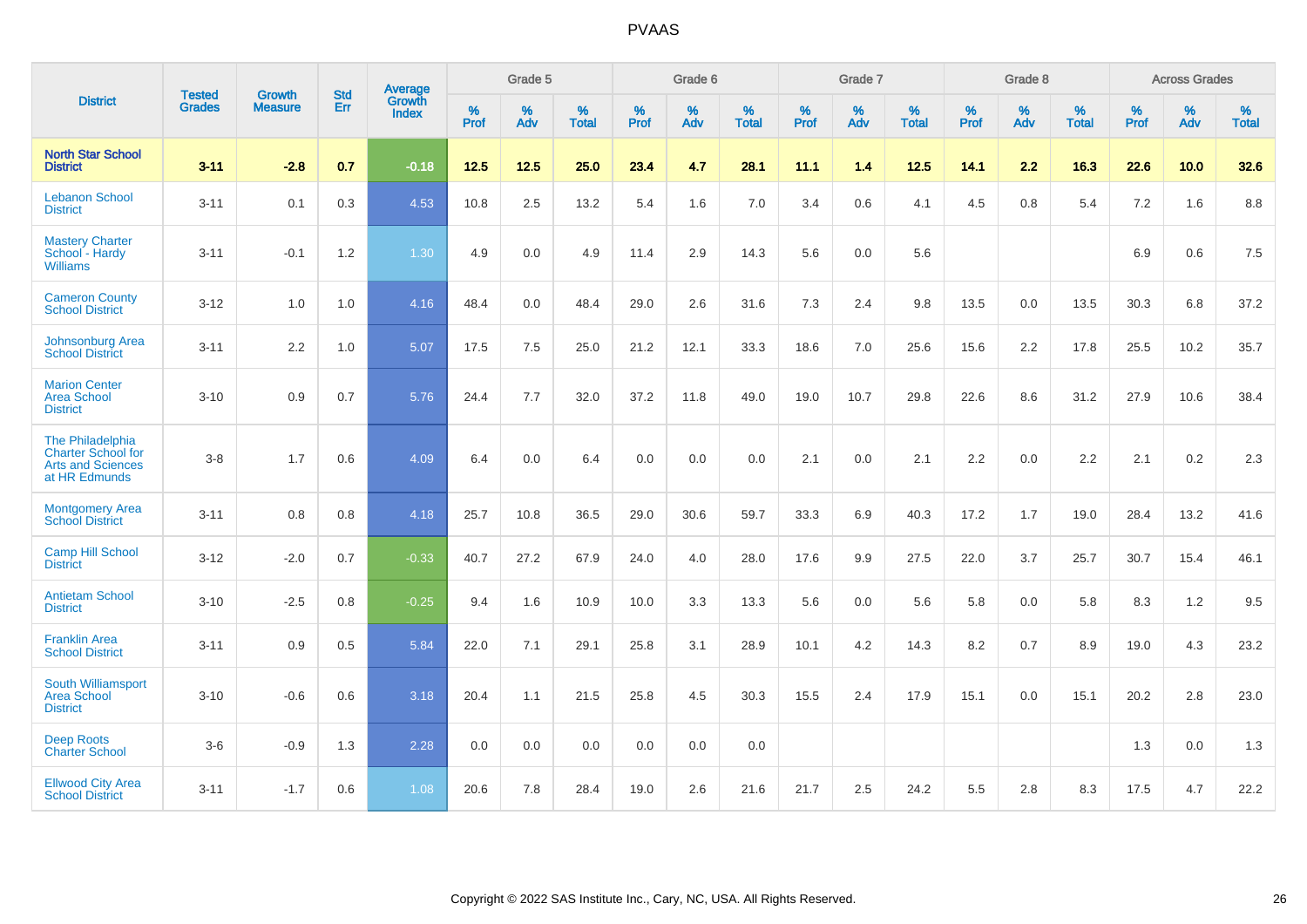# PVAAS

| District | Tested Grades | Growth Measure | Std Err | Average Growth Index | Grade 5 | | | Grade 6 | | | Grade 7 | | | Grade 8 | | | Across Grades | | |
|---|---|---|---|---|---|---|---|---|---|---|---|---|---|---|---|---|---|---|---|
| | | | | | % Prof | % Adv | % Total | % Prof | % Adv | % Total | % Prof | % Adv | % Total | % Prof | % Adv | % Total | % Prof | % Adv | % Total |
| **North Star School District** | **3-11** | **-2.8** | **0.7** | **-0.18** | **12.5** | **12.5** | **25.0** | **23.4** | **4.7** | **28.1** | **11.1** | **1.4** | **12.5** | **14.1** | **2.2** | **16.3** | **22.6** | **10.0** | **32.6** |
| Lebanon School District | 3-11 | 0.1 | 0.3 | 4.53 | 10.8 | 2.5 | 13.2 | 5.4 | 1.6 | 7.0 | 3.4 | 0.6 | 4.1 | 4.5 | 0.8 | 5.4 | 7.2 | 1.6 | 8.8 |
| Mastery Charter School - Hardy Williams | 3-11 | -0.1 | 1.2 | 1.30 | 4.9 | 0.0 | 4.9 | 11.4 | 2.9 | 14.3 | 5.6 | 0.0 | 5.6 | | | | 6.9 | 0.6 | 7.5 |
| Cameron County School District | 3-12 | 1.0 | 1.0 | 4.16 | 48.4 | 0.0 | 48.4 | 29.0 | 2.6 | 31.6 | 7.3 | 2.4 | 9.8 | 13.5 | 0.0 | 13.5 | 30.3 | 6.8 | 37.2 |
| Johnsonburg Area School District | 3-11 | 2.2 | 1.0 | 5.07 | 17.5 | 7.5 | 25.0 | 21.2 | 12.1 | 33.3 | 18.6 | 7.0 | 25.6 | 15.6 | 2.2 | 17.8 | 25.5 | 10.2 | 35.7 |
| Marion Center Area School District | 3-10 | 0.9 | 0.7 | 5.76 | 24.4 | 7.7 | 32.0 | 37.2 | 11.8 | 49.0 | 19.0 | 10.7 | 29.8 | 22.6 | 8.6 | 31.2 | 27.9 | 10.6 | 38.4 |
| The Philadelphia Charter School for Arts and Sciences at HR Edmunds | 3-8 | 1.7 | 0.6 | 4.09 | 6.4 | 0.0 | 6.4 | 0.0 | 0.0 | 0.0 | 2.1 | 0.0 | 2.1 | 2.2 | 0.0 | 2.2 | 2.1 | 0.2 | 2.3 |
| Montgomery Area School District | 3-11 | 0.8 | 0.8 | 4.18 | 25.7 | 10.8 | 36.5 | 29.0 | 30.6 | 59.7 | 33.3 | 6.9 | 40.3 | 17.2 | 1.7 | 19.0 | 28.4 | 13.2 | 41.6 |
| Camp Hill School District | 3-12 | -2.0 | 0.7 | -0.33 | 40.7 | 27.2 | 67.9 | 24.0 | 4.0 | 28.0 | 17.6 | 9.9 | 27.5 | 22.0 | 3.7 | 25.7 | 30.7 | 15.4 | 46.1 |
| Antietam School District | 3-10 | -2.5 | 0.8 | -0.25 | 9.4 | 1.6 | 10.9 | 10.0 | 3.3 | 13.3 | 5.6 | 0.0 | 5.6 | 5.8 | 0.0 | 5.8 | 8.3 | 1.2 | 9.5 |
| Franklin Area School District | 3-11 | 0.9 | 0.5 | 5.84 | 22.0 | 7.1 | 29.1 | 25.8 | 3.1 | 28.9 | 10.1 | 4.2 | 14.3 | 8.2 | 0.7 | 8.9 | 19.0 | 4.3 | 23.2 |
| South Williamsport Area School District | 3-10 | -0.6 | 0.6 | 3.18 | 20.4 | 1.1 | 21.5 | 25.8 | 4.5 | 30.3 | 15.5 | 2.4 | 17.9 | 15.1 | 0.0 | 15.1 | 20.2 | 2.8 | 23.0 |
| Deep Roots Charter School | 3-6 | -0.9 | 1.3 | 2.28 | 0.0 | 0.0 | 0.0 | 0.0 | 0.0 | 0.0 | | | | | | | 1.3 | 0.0 | 1.3 |
| Ellwood City Area School District | 3-11 | -1.7 | 0.6 | 1.08 | 20.6 | 7.8 | 28.4 | 19.0 | 2.6 | 21.6 | 21.7 | 2.5 | 24.2 | 5.5 | 2.8 | 8.3 | 17.5 | 4.7 | 22.2 |

Copyright © 2022 SAS Institute Inc., Cary, NC, USA. All Rights Reserved.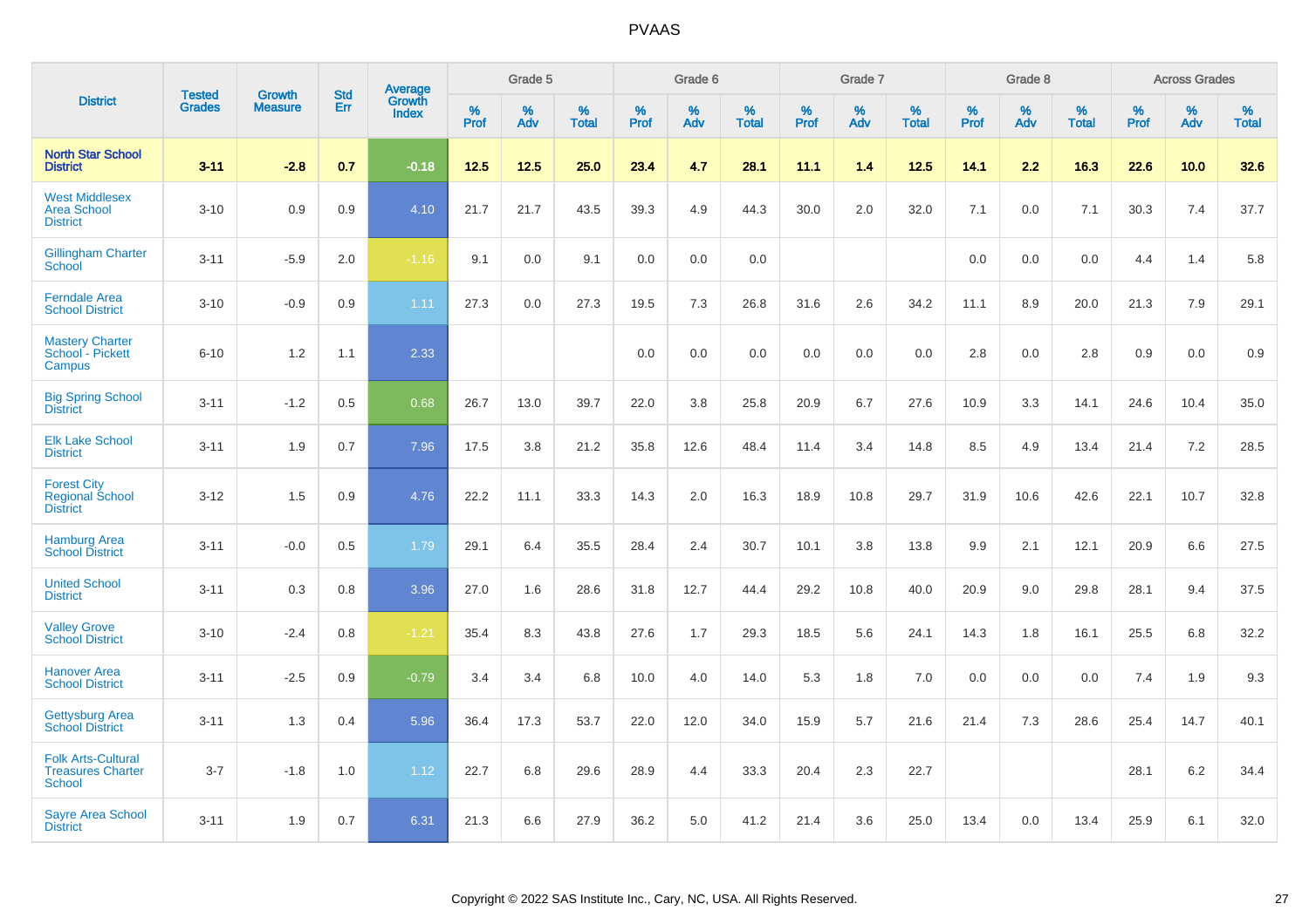| District | Tested Grades | Growth Measure | Std Err | Average Growth Index | Grade 5 | | | Grade 6 | | | Grade 7 | | | Grade 8 | | | Across Grades | | |
|---|---|---|---|---|---|---|---|---|---|---|---|---|---|---|---|---|---|---|---|
| | | | | | % Prof | % Adv | % Total | % Prof | % Adv | % Total | % Prof | % Adv | % Total | % Prof | % Adv | % Total | % Prof | % Adv | % Total |
| **North Star School District** | **3-11** | **-2.8** | **0.7** | **-0.18** | **12.5** | **12.5** | **25.0** | **23.4** | **4.7** | **28.1** | **11.1** | **1.4** | **12.5** | **14.1** | **2.2** | **16.3** | **22.6** | **10.0** | **32.6** |
| West Middlesex Area School District | 3-10 | 0.9 | 0.9 | 4.10 | 21.7 | 21.7 | 43.5 | 39.3 | 4.9 | 44.3 | 30.0 | 2.0 | 32.0 | 7.1 | 0.0 | 7.1 | 30.3 | 7.4 | 37.7 |
| Gillingham Charter School | 3-11 | -5.9 | 2.0 | -1.16 | 9.1 | 0.0 | 9.1 | 0.0 | 0.0 | 0.0 | | | | 0.0 | 0.0 | 0.0 | 4.4 | 1.4 | 5.8 |
| Ferndale Area School District | 3-10 | -0.9 | 0.9 | 1.11 | 27.3 | 0.0 | 27.3 | 19.5 | 7.3 | 26.8 | 31.6 | 2.6 | 34.2 | 11.1 | 8.9 | 20.0 | 21.3 | 7.9 | 29.1 |
| Mastery Charter School - Pickett Campus | 6-10 | 1.2 | 1.1 | 2.33 | | | | 0.0 | 0.0 | 0.0 | 0.0 | 0.0 | 0.0 | 2.8 | 0.0 | 2.8 | 0.9 | 0.0 | 0.9 |
| Big Spring School District | 3-11 | -1.2 | 0.5 | 0.68 | 26.7 | 13.0 | 39.7 | 22.0 | 3.8 | 25.8 | 20.9 | 6.7 | 27.6 | 10.9 | 3.3 | 14.1 | 24.6 | 10.4 | 35.0 |
| Elk Lake School District | 3-11 | 1.9 | 0.7 | 7.96 | 17.5 | 3.8 | 21.2 | 35.8 | 12.6 | 48.4 | 11.4 | 3.4 | 14.8 | 8.5 | 4.9 | 13.4 | 21.4 | 7.2 | 28.5 |
| Forest City Regional School District | 3-12 | 1.5 | 0.9 | 4.76 | 22.2 | 11.1 | 33.3 | 14.3 | 2.0 | 16.3 | 18.9 | 10.8 | 29.7 | 31.9 | 10.6 | 42.6 | 22.1 | 10.7 | 32.8 |
| Hamburg Area School District | 3-11 | -0.0 | 0.5 | 1.79 | 29.1 | 6.4 | 35.5 | 28.4 | 2.4 | 30.7 | 10.1 | 3.8 | 13.8 | 9.9 | 2.1 | 12.1 | 20.9 | 6.6 | 27.5 |
| United School District | 3-11 | 0.3 | 0.8 | 3.96 | 27.0 | 1.6 | 28.6 | 31.8 | 12.7 | 44.4 | 29.2 | 10.8 | 40.0 | 20.9 | 9.0 | 29.8 | 28.1 | 9.4 | 37.5 |
| Valley Grove School District | 3-10 | -2.4 | 0.8 | -1.21 | 35.4 | 8.3 | 43.8 | 27.6 | 1.7 | 29.3 | 18.5 | 5.6 | 24.1 | 14.3 | 1.8 | 16.1 | 25.5 | 6.8 | 32.2 |
| Hanover Area School District | 3-11 | -2.5 | 0.9 | -0.79 | 3.4 | 3.4 | 6.8 | 10.0 | 4.0 | 14.0 | 5.3 | 1.8 | 7.0 | 0.0 | 0.0 | 0.0 | 7.4 | 1.9 | 9.3 |
| Gettysburg Area School District | 3-11 | 1.3 | 0.4 | 5.96 | 36.4 | 17.3 | 53.7 | 22.0 | 12.0 | 34.0 | 15.9 | 5.7 | 21.6 | 21.4 | 7.3 | 28.6 | 25.4 | 14.7 | 40.1 |
| Folk Arts-Cultural Treasures Charter School | 3-7 | -1.8 | 1.0 | 1.12 | 22.7 | 6.8 | 29.6 | 28.9 | 4.4 | 33.3 | 20.4 | 2.3 | 22.7 | | | | 28.1 | 6.2 | 34.4 |
| Sayre Area School District | 3-11 | 1.9 | 0.7 | 6.31 | 21.3 | 6.6 | 27.9 | 36.2 | 5.0 | 41.2 | 21.4 | 3.6 | 25.0 | 13.4 | 0.0 | 13.4 | 25.9 | 6.1 | 32.0 |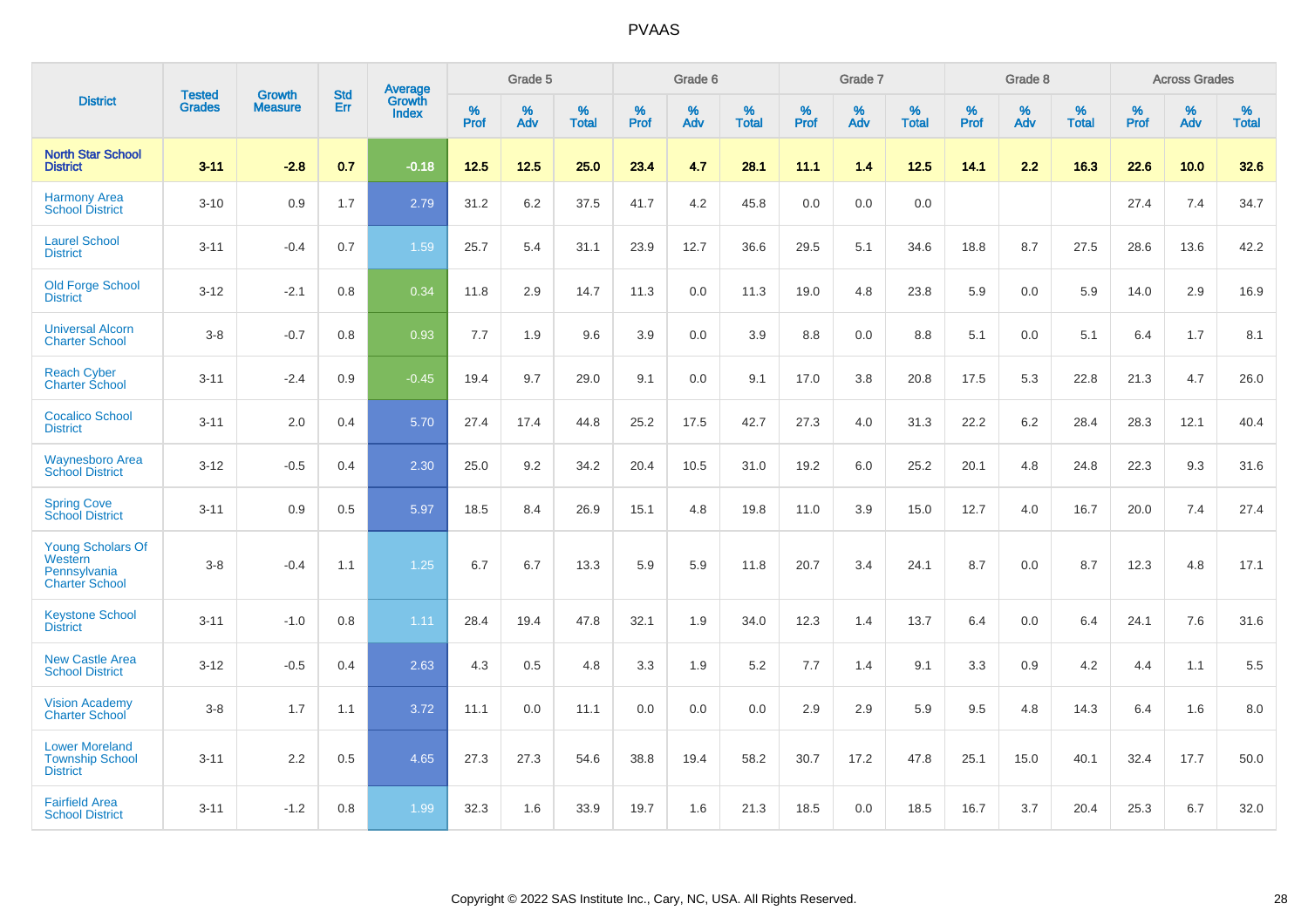# PVAAS

| District | Tested Grades | Growth Measure | Std Err | Average Growth Index | Grade 5 | | | Grade 6 | | | Grade 7 | | | Grade 8 | | | Across Grades | | |
|---|---|---|---|---|---|---|---|---|---|---|---|---|---|---|---|---|---|---|---|
| | | | | | % Prof | % Adv | % Total | % Prof | % Adv | % Total | % Prof | % Adv | % Total | % Prof | % Adv | % Total | % Prof | % Adv | % Total |
| **North Star School District** | **3-11** | **-2.8** | **0.7** | **-0.18** | **12.5** | **12.5** | **25.0** | **23.4** | **4.7** | **28.1** | **11.1** | **1.4** | **12.5** | **14.1** | **2.2** | **16.3** | **22.6** | **10.0** | **32.6** |
| Harmony Area School District | 3-10 | 0.9 | 1.7 | 2.79 | 31.2 | 6.2 | 37.5 | 41.7 | 4.2 | 45.8 | 0.0 | 0.0 | 0.0 | | | | 27.4 | 7.4 | 34.7 |
| Laurel School District | 3-11 | -0.4 | 0.7 | 1.59 | 25.7 | 5.4 | 31.1 | 23.9 | 12.7 | 36.6 | 29.5 | 5.1 | 34.6 | 18.8 | 8.7 | 27.5 | 28.6 | 13.6 | 42.2 |
| Old Forge School District | 3-12 | -2.1 | 0.8 | 0.34 | 11.8 | 2.9 | 14.7 | 11.3 | 0.0 | 11.3 | 19.0 | 4.8 | 23.8 | 5.9 | 0.0 | 5.9 | 14.0 | 2.9 | 16.9 |
| Universal Alcorn Charter School | 3-8 | -0.7 | 0.8 | 0.93 | 7.7 | 1.9 | 9.6 | 3.9 | 0.0 | 3.9 | 8.8 | 0.0 | 8.8 | 5.1 | 0.0 | 5.1 | 6.4 | 1.7 | 8.1 |
| Reach Cyber Charter School | 3-11 | -2.4 | 0.9 | -0.45 | 19.4 | 9.7 | 29.0 | 9.1 | 0.0 | 9.1 | 17.0 | 3.8 | 20.8 | 17.5 | 5.3 | 22.8 | 21.3 | 4.7 | 26.0 |
| Cocalico School District | 3-11 | 2.0 | 0.4 | 5.70 | 27.4 | 17.4 | 44.8 | 25.2 | 17.5 | 42.7 | 27.3 | 4.0 | 31.3 | 22.2 | 6.2 | 28.4 | 28.3 | 12.1 | 40.4 |
| Waynesboro Area School District | 3-12 | -0.5 | 0.4 | 2.30 | 25.0 | 9.2 | 34.2 | 20.4 | 10.5 | 31.0 | 19.2 | 6.0 | 25.2 | 20.1 | 4.8 | 24.8 | 22.3 | 9.3 | 31.6 |
| Spring Cove School District | 3-11 | 0.9 | 0.5 | 5.97 | 18.5 | 8.4 | 26.9 | 15.1 | 4.8 | 19.8 | 11.0 | 3.9 | 15.0 | 12.7 | 4.0 | 16.7 | 20.0 | 7.4 | 27.4 |
| Young Scholars Of Western Pennsylvania Charter School | 3-8 | -0.4 | 1.1 | 1.25 | 6.7 | 6.7 | 13.3 | 5.9 | 5.9 | 11.8 | 20.7 | 3.4 | 24.1 | 8.7 | 0.0 | 8.7 | 12.3 | 4.8 | 17.1 |
| Keystone School District | 3-11 | -1.0 | 0.8 | 1.11 | 28.4 | 19.4 | 47.8 | 32.1 | 1.9 | 34.0 | 12.3 | 1.4 | 13.7 | 6.4 | 0.0 | 6.4 | 24.1 | 7.6 | 31.6 |
| New Castle Area School District | 3-12 | -0.5 | 0.4 | 2.63 | 4.3 | 0.5 | 4.8 | 3.3 | 1.9 | 5.2 | 7.7 | 1.4 | 9.1 | 3.3 | 0.9 | 4.2 | 4.4 | 1.1 | 5.5 |
| Vision Academy Charter School | 3-8 | 1.7 | 1.1 | 3.72 | 11.1 | 0.0 | 11.1 | 0.0 | 0.0 | 0.0 | 2.9 | 2.9 | 5.9 | 9.5 | 4.8 | 14.3 | 6.4 | 1.6 | 8.0 |
| Lower Moreland Township School District | 3-11 | 2.2 | 0.5 | 4.65 | 27.3 | 27.3 | 54.6 | 38.8 | 19.4 | 58.2 | 30.7 | 17.2 | 47.8 | 25.1 | 15.0 | 40.1 | 32.4 | 17.7 | 50.0 |
| Fairfield Area School District | 3-11 | -1.2 | 0.8 | 1.99 | 32.3 | 1.6 | 33.9 | 19.7 | 1.6 | 21.3 | 18.5 | 0.0 | 18.5 | 16.7 | 3.7 | 20.4 | 25.3 | 6.7 | 32.0 |

Copyright © 2022 SAS Institute Inc., Cary, NC, USA. All Rights Reserved.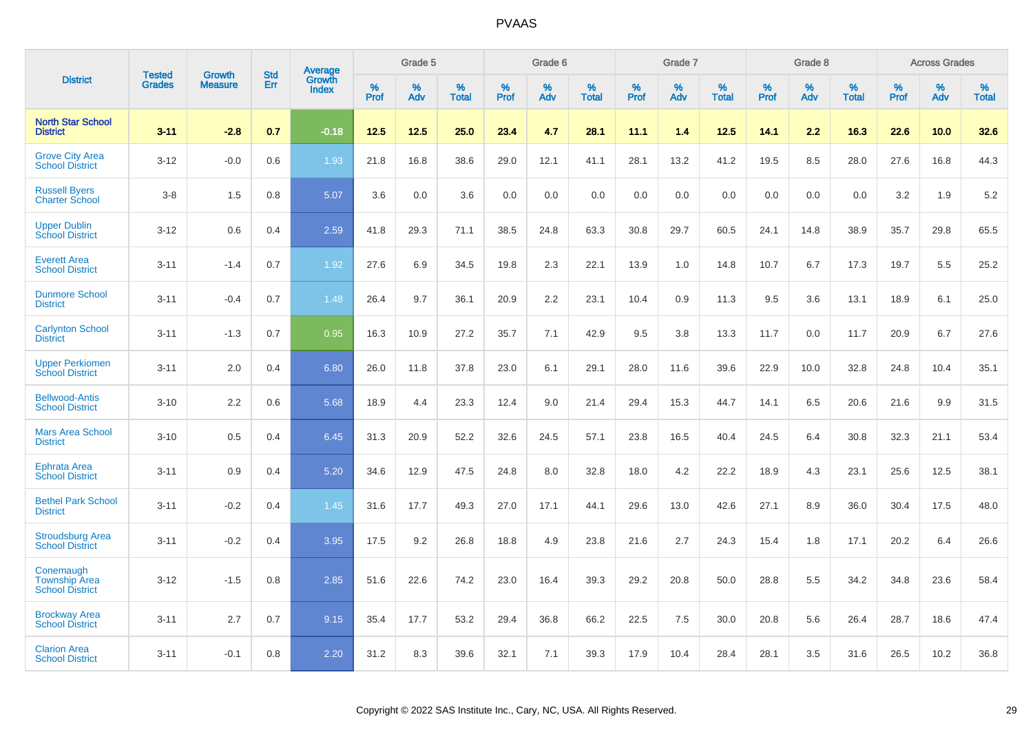| District | Tested Grades | Growth Measure | Std Err | Average Growth Index | Grade 5 | | | Grade 6 | | | Grade 7 | | | Grade 8 | | | Across Grades | | |
|---|---|---|---|---|---|---|---|---|---|---|---|---|---|---|---|---|---|---|---|
| | | | | | % Prof | % Adv | % Total | % Prof | % Adv | % Total | % Prof | % Adv | % Total | % Prof | % Adv | % Total | % Prof | % Adv | % Total |
| **North Star School District** | **3-11** | **-2.8** | **0.7** | **-0.18** | **12.5** | **12.5** | **25.0** | **23.4** | **4.7** | **28.1** | **11.1** | **1.4** | **12.5** | **14.1** | **2.2** | **16.3** | **22.6** | **10.0** | **32.6** |
| Grove City Area School District | 3-12 | -0.0 | 0.6 | 1.93 | 21.8 | 16.8 | 38.6 | 29.0 | 12.1 | 41.1 | 28.1 | 13.2 | 41.2 | 19.5 | 8.5 | 28.0 | 27.6 | 16.8 | 44.3 |
| Russell Byers Charter School | 3-8 | 1.5 | 0.8 | 5.07 | 3.6 | 0.0 | 3.6 | 0.0 | 0.0 | 0.0 | 0.0 | 0.0 | 0.0 | 0.0 | 0.0 | 0.0 | 3.2 | 1.9 | 5.2 |
| Upper Dublin School District | 3-12 | 0.6 | 0.4 | 2.59 | 41.8 | 29.3 | 71.1 | 38.5 | 24.8 | 63.3 | 30.8 | 29.7 | 60.5 | 24.1 | 14.8 | 38.9 | 35.7 | 29.8 | 65.5 |
| Everett Area School District | 3-11 | -1.4 | 0.7 | 1.92 | 27.6 | 6.9 | 34.5 | 19.8 | 2.3 | 22.1 | 13.9 | 1.0 | 14.8 | 10.7 | 6.7 | 17.3 | 19.7 | 5.5 | 25.2 |
| Dunmore School District | 3-11 | -0.4 | 0.7 | 1.48 | 26.4 | 9.7 | 36.1 | 20.9 | 2.2 | 23.1 | 10.4 | 0.9 | 11.3 | 9.5 | 3.6 | 13.1 | 18.9 | 6.1 | 25.0 |
| Carlynton School District | 3-11 | -1.3 | 0.7 | 0.95 | 16.3 | 10.9 | 27.2 | 35.7 | 7.1 | 42.9 | 9.5 | 3.8 | 13.3 | 11.7 | 0.0 | 11.7 | 20.9 | 6.7 | 27.6 |
| Upper Perkiomen School District | 3-11 | 2.0 | 0.4 | 6.80 | 26.0 | 11.8 | 37.8 | 23.0 | 6.1 | 29.1 | 28.0 | 11.6 | 39.6 | 22.9 | 10.0 | 32.8 | 24.8 | 10.4 | 35.1 |
| Bellwood-Antis School District | 3-10 | 2.2 | 0.6 | 5.68 | 18.9 | 4.4 | 23.3 | 12.4 | 9.0 | 21.4 | 29.4 | 15.3 | 44.7 | 14.1 | 6.5 | 20.6 | 21.6 | 9.9 | 31.5 |
| Mars Area School District | 3-10 | 0.5 | 0.4 | 6.45 | 31.3 | 20.9 | 52.2 | 32.6 | 24.5 | 57.1 | 23.8 | 16.5 | 40.4 | 24.5 | 6.4 | 30.8 | 32.3 | 21.1 | 53.4 |
| Ephrata Area School District | 3-11 | 0.9 | 0.4 | 5.20 | 34.6 | 12.9 | 47.5 | 24.8 | 8.0 | 32.8 | 18.0 | 4.2 | 22.2 | 18.9 | 4.3 | 23.1 | 25.6 | 12.5 | 38.1 |
| Bethel Park School District | 3-11 | -0.2 | 0.4 | 1.45 | 31.6 | 17.7 | 49.3 | 27.0 | 17.1 | 44.1 | 29.6 | 13.0 | 42.6 | 27.1 | 8.9 | 36.0 | 30.4 | 17.5 | 48.0 |
| Stroudsburg Area School District | 3-11 | -0.2 | 0.4 | 3.95 | 17.5 | 9.2 | 26.8 | 18.8 | 4.9 | 23.8 | 21.6 | 2.7 | 24.3 | 15.4 | 1.8 | 17.1 | 20.2 | 6.4 | 26.6 |
| Conemaugh Township Area School District | 3-12 | -1.5 | 0.8 | 2.85 | 51.6 | 22.6 | 74.2 | 23.0 | 16.4 | 39.3 | 29.2 | 20.8 | 50.0 | 28.8 | 5.5 | 34.2 | 34.8 | 23.6 | 58.4 |
| Brockway Area School District | 3-11 | 2.7 | 0.7 | 9.15 | 35.4 | 17.7 | 53.2 | 29.4 | 36.8 | 66.2 | 22.5 | 7.5 | 30.0 | 20.8 | 5.6 | 26.4 | 28.7 | 18.6 | 47.4 |
| Clarion Area School District | 3-11 | -0.1 | 0.8 | 2.20 | 31.2 | 8.3 | 39.6 | 32.1 | 7.1 | 39.3 | 17.9 | 10.4 | 28.4 | 28.1 | 3.5 | 31.6 | 26.5 | 10.2 | 36.8 |

Copyright © 2022 SAS Institute Inc., Cary, NC, USA. All Rights Reserved.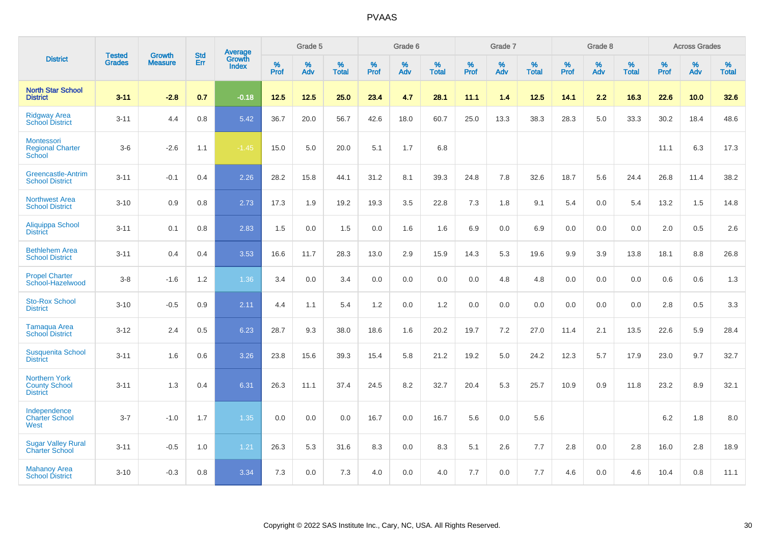# PVAAS

| District | Tested Grades | Growth Measure | Std Err | Average Growth Index | Grade 5 | | | Grade 6 | | | Grade 7 | | | Grade 8 | | | Across Grades | | |
|---|---|---|---|---|---|---|---|---|---|---|---|---|---|---|---|---|---|---|---|
| | | | | | % Prof | % Adv | % Total | % Prof | % Adv | % Total | % Prof | % Adv | % Total | % Prof | % Adv | % Total | % Prof | % Adv | % Total |
| **North Star School District** | **3-11** | **-2.8** | **0.7** | **-0.18** | **12.5** | **12.5** | **25.0** | **23.4** | **4.7** | **28.1** | **11.1** | **1.4** | **12.5** | **14.1** | **2.2** | **16.3** | **22.6** | **10.0** | **32.6** |
| Ridgway Area School District | 3-11 | 4.4 | 0.8 | 5.42 | 36.7 | 20.0 | 56.7 | 42.6 | 18.0 | 60.7 | 25.0 | 13.3 | 38.3 | 28.3 | 5.0 | 33.3 | 30.2 | 18.4 | 48.6 |
| Montessori Regional Charter School | 3-6 | -2.6 | 1.1 | -1.45 | 15.0 | 5.0 | 20.0 | 5.1 | 1.7 | 6.8 | | | | | | | 11.1 | 6.3 | 17.3 |
| Greencastle-Antrim School District | 3-11 | -0.1 | 0.4 | 2.26 | 28.2 | 15.8 | 44.1 | 31.2 | 8.1 | 39.3 | 24.8 | 7.8 | 32.6 | 18.7 | 5.6 | 24.4 | 26.8 | 11.4 | 38.2 |
| Northwest Area School District | 3-10 | 0.9 | 0.8 | 2.73 | 17.3 | 1.9 | 19.2 | 19.3 | 3.5 | 22.8 | 7.3 | 1.8 | 9.1 | 5.4 | 0.0 | 5.4 | 13.2 | 1.5 | 14.8 |
| Aliquippa School District | 3-11 | 0.1 | 0.8 | 2.83 | 1.5 | 0.0 | 1.5 | 0.0 | 1.6 | 1.6 | 6.9 | 0.0 | 6.9 | 0.0 | 0.0 | 0.0 | 2.0 | 0.5 | 2.6 |
| Bethlehem Area School District | 3-11 | 0.4 | 0.4 | 3.53 | 16.6 | 11.7 | 28.3 | 13.0 | 2.9 | 15.9 | 14.3 | 5.3 | 19.6 | 9.9 | 3.9 | 13.8 | 18.1 | 8.8 | 26.8 |
| Propel Charter School-Hazelwood | 3-8 | -1.6 | 1.2 | 1.36 | 3.4 | 0.0 | 3.4 | 0.0 | 0.0 | 0.0 | 0.0 | 4.8 | 4.8 | 0.0 | 0.0 | 0.0 | 0.6 | 0.6 | 1.3 |
| Sto-Rox School District | 3-10 | -0.5 | 0.9 | 2.11 | 4.4 | 1.1 | 5.4 | 1.2 | 0.0 | 1.2 | 0.0 | 0.0 | 0.0 | 0.0 | 0.0 | 0.0 | 2.8 | 0.5 | 3.3 |
| Tamaqua Area School District | 3-12 | 2.4 | 0.5 | 6.23 | 28.7 | 9.3 | 38.0 | 18.6 | 1.6 | 20.2 | 19.7 | 7.2 | 27.0 | 11.4 | 2.1 | 13.5 | 22.6 | 5.9 | 28.4 |
| Susquenita School District | 3-11 | 1.6 | 0.6 | 3.26 | 23.8 | 15.6 | 39.3 | 15.4 | 5.8 | 21.2 | 19.2 | 5.0 | 24.2 | 12.3 | 5.7 | 17.9 | 23.0 | 9.7 | 32.7 |
| Northern York County School District | 3-11 | 1.3 | 0.4 | 6.31 | 26.3 | 11.1 | 37.4 | 24.5 | 8.2 | 32.7 | 20.4 | 5.3 | 25.7 | 10.9 | 0.9 | 11.8 | 23.2 | 8.9 | 32.1 |
| Independence Charter School West | 3-7 | -1.0 | 1.7 | 1.35 | 0.0 | 0.0 | 0.0 | 16.7 | 0.0 | 16.7 | 5.6 | 0.0 | 5.6 | | | | 6.2 | 1.8 | 8.0 |
| Sugar Valley Rural Charter School | 3-11 | -0.5 | 1.0 | 1.21 | 26.3 | 5.3 | 31.6 | 8.3 | 0.0 | 8.3 | 5.1 | 2.6 | 7.7 | 2.8 | 0.0 | 2.8 | 16.0 | 2.8 | 18.9 |
| Mahanoy Area School District | 3-10 | -0.3 | 0.8 | 3.34 | 7.3 | 0.0 | 7.3 | 4.0 | 0.0 | 4.0 | 7.7 | 0.0 | 7.7 | 4.6 | 0.0 | 4.6 | 10.4 | 0.8 | 11.1 |

Copyright © 2022 SAS Institute Inc., Cary, NC, USA. All Rights Reserved.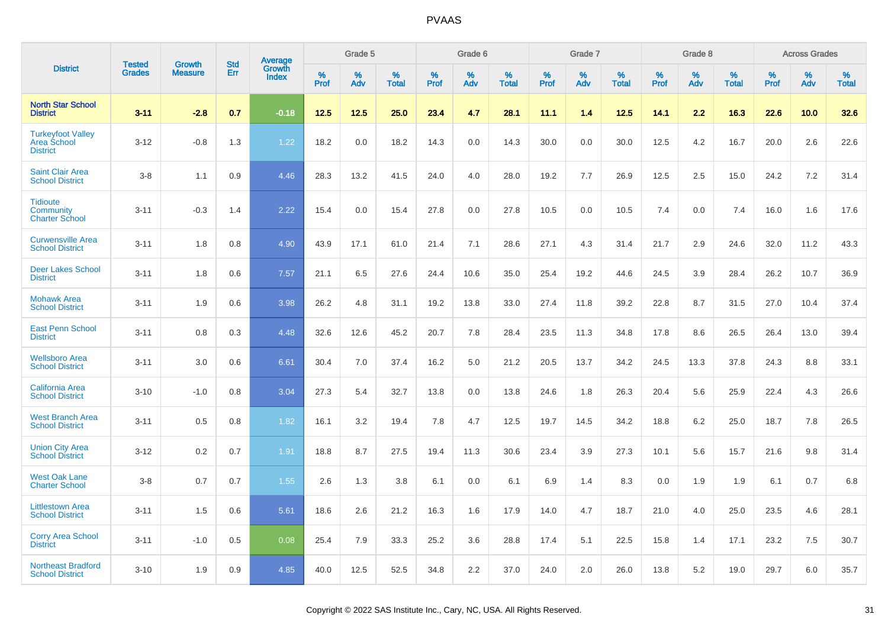# PVAAS

| District | Tested Grades | Growth Measure | Std Err | Average Growth Index | Grade 5 | | | Grade 6 | | | Grade 7 | | | Grade 8 | | | Across Grades | | |
|---|---|---|---|---|---|---|---|---|---|---|---|---|---|---|---|---|---|---|---|
| | | | | | % Prof | % Adv | % Total | % Prof | % Adv | % Total | % Prof | % Adv | % Total | % Prof | % Adv | % Total | % Prof | % Adv | % Total |
| **North Star School District** | **3-11** | **-2.8** | **0.7** | **-0.18** | **12.5** | **12.5** | **25.0** | **23.4** | **4.7** | **28.1** | **11.1** | **1.4** | **12.5** | **14.1** | **2.2** | **16.3** | **22.6** | **10.0** | **32.6** |
| Turkeyfoot Valley Area School District | 3-12 | -0.8 | 1.3 | 1.22 | 18.2 | 0.0 | 18.2 | 14.3 | 0.0 | 14.3 | 30.0 | 0.0 | 30.0 | 12.5 | 4.2 | 16.7 | 20.0 | 2.6 | 22.6 |
| Saint Clair Area School District | 3-8 | 1.1 | 0.9 | 4.46 | 28.3 | 13.2 | 41.5 | 24.0 | 4.0 | 28.0 | 19.2 | 7.7 | 26.9 | 12.5 | 2.5 | 15.0 | 24.2 | 7.2 | 31.4 |
| Tidioute Community Charter School | 3-11 | -0.3 | 1.4 | 2.22 | 15.4 | 0.0 | 15.4 | 27.8 | 0.0 | 27.8 | 10.5 | 0.0 | 10.5 | 7.4 | 0.0 | 7.4 | 16.0 | 1.6 | 17.6 |
| Curwensville Area School District | 3-11 | 1.8 | 0.8 | 4.90 | 43.9 | 17.1 | 61.0 | 21.4 | 7.1 | 28.6 | 27.1 | 4.3 | 31.4 | 21.7 | 2.9 | 24.6 | 32.0 | 11.2 | 43.3 |
| Deer Lakes School District | 3-11 | 1.8 | 0.6 | 7.57 | 21.1 | 6.5 | 27.6 | 24.4 | 10.6 | 35.0 | 25.4 | 19.2 | 44.6 | 24.5 | 3.9 | 28.4 | 26.2 | 10.7 | 36.9 |
| Mohawk Area School District | 3-11 | 1.9 | 0.6 | 3.98 | 26.2 | 4.8 | 31.1 | 19.2 | 13.8 | 33.0 | 27.4 | 11.8 | 39.2 | 22.8 | 8.7 | 31.5 | 27.0 | 10.4 | 37.4 |
| East Penn School District | 3-11 | 0.8 | 0.3 | 4.48 | 32.6 | 12.6 | 45.2 | 20.7 | 7.8 | 28.4 | 23.5 | 11.3 | 34.8 | 17.8 | 8.6 | 26.5 | 26.4 | 13.0 | 39.4 |
| Wellsboro Area School District | 3-11 | 3.0 | 0.6 | 6.61 | 30.4 | 7.0 | 37.4 | 16.2 | 5.0 | 21.2 | 20.5 | 13.7 | 34.2 | 24.5 | 13.3 | 37.8 | 24.3 | 8.8 | 33.1 |
| California Area School District | 3-10 | -1.0 | 0.8 | 3.04 | 27.3 | 5.4 | 32.7 | 13.8 | 0.0 | 13.8 | 24.6 | 1.8 | 26.3 | 20.4 | 5.6 | 25.9 | 22.4 | 4.3 | 26.6 |
| West Branch Area School District | 3-11 | 0.5 | 0.8 | 1.82 | 16.1 | 3.2 | 19.4 | 7.8 | 4.7 | 12.5 | 19.7 | 14.5 | 34.2 | 18.8 | 6.2 | 25.0 | 18.7 | 7.8 | 26.5 |
| Union City Area School District | 3-12 | 0.2 | 0.7 | 1.91 | 18.8 | 8.7 | 27.5 | 19.4 | 11.3 | 30.6 | 23.4 | 3.9 | 27.3 | 10.1 | 5.6 | 15.7 | 21.6 | 9.8 | 31.4 |
| West Oak Lane Charter School | 3-8 | 0.7 | 0.7 | 1.55 | 2.6 | 1.3 | 3.8 | 6.1 | 0.0 | 6.1 | 6.9 | 1.4 | 8.3 | 0.0 | 1.9 | 1.9 | 6.1 | 0.7 | 6.8 |
| Littlestown Area School District | 3-11 | 1.5 | 0.6 | 5.61 | 18.6 | 2.6 | 21.2 | 16.3 | 1.6 | 17.9 | 14.0 | 4.7 | 18.7 | 21.0 | 4.0 | 25.0 | 23.5 | 4.6 | 28.1 |
| Corry Area School District | 3-11 | -1.0 | 0.5 | 0.08 | 25.4 | 7.9 | 33.3 | 25.2 | 3.6 | 28.8 | 17.4 | 5.1 | 22.5 | 15.8 | 1.4 | 17.1 | 23.2 | 7.5 | 30.7 |
| Northeast Bradford School District | 3-10 | 1.9 | 0.9 | 4.85 | 40.0 | 12.5 | 52.5 | 34.8 | 2.2 | 37.0 | 24.0 | 2.0 | 26.0 | 13.8 | 5.2 | 19.0 | 29.7 | 6.0 | 35.7 |

Copyright © 2022 SAS Institute Inc., Cary, NC, USA. All Rights Reserved.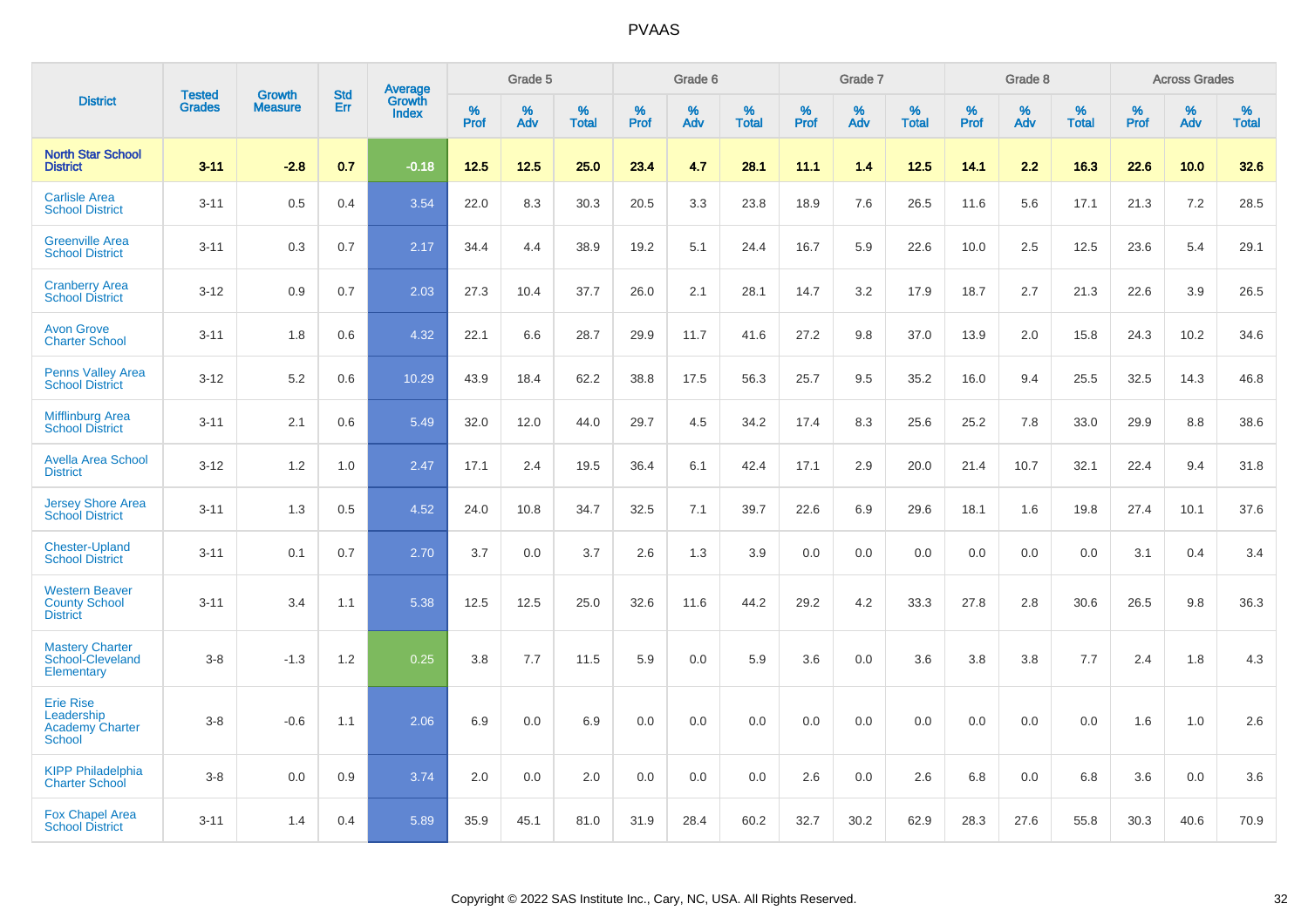| District | Tested Grades | Growth Measure | Std Err | Average Growth Index | Grade 5 | | | Grade 6 | | | Grade 7 | | | Grade 8 | | | Across Grades | | |
|---|---|---|---|---|---|---|---|---|---|---|---|---|---|---|---|---|---|---|---|
| | | | | | % Prof | % Adv | % Total | % Prof | % Adv | % Total | % Prof | % Adv | % Total | % Prof | % Adv | % Total | % Prof | % Adv | % Total |
| North Star School District | 3-11 | -2.8 | 0.7 | -0.18 | 12.5 | 12.5 | 25.0 | 23.4 | 4.7 | 28.1 | 11.1 | 1.4 | 12.5 | 14.1 | 2.2 | 16.3 | 22.6 | 10.0 | 32.6 |
| Carlisle Area School District | 3-11 | 0.5 | 0.4 | 3.54 | 22.0 | 8.3 | 30.3 | 20.5 | 3.3 | 23.8 | 18.9 | 7.6 | 26.5 | 11.6 | 5.6 | 17.1 | 21.3 | 7.2 | 28.5 |
| Greenville Area School District | 3-11 | 0.3 | 0.7 | 2.17 | 34.4 | 4.4 | 38.9 | 19.2 | 5.1 | 24.4 | 16.7 | 5.9 | 22.6 | 10.0 | 2.5 | 12.5 | 23.6 | 5.4 | 29.1 |
| Cranberry Area School District | 3-12 | 0.9 | 0.7 | 2.03 | 27.3 | 10.4 | 37.7 | 26.0 | 2.1 | 28.1 | 14.7 | 3.2 | 17.9 | 18.7 | 2.7 | 21.3 | 22.6 | 3.9 | 26.5 |
| Avon Grove Charter School | 3-11 | 1.8 | 0.6 | 4.32 | 22.1 | 6.6 | 28.7 | 29.9 | 11.7 | 41.6 | 27.2 | 9.8 | 37.0 | 13.9 | 2.0 | 15.8 | 24.3 | 10.2 | 34.6 |
| Penns Valley Area School District | 3-12 | 5.2 | 0.6 | 10.29 | 43.9 | 18.4 | 62.2 | 38.8 | 17.5 | 56.3 | 25.7 | 9.5 | 35.2 | 16.0 | 9.4 | 25.5 | 32.5 | 14.3 | 46.8 |
| Mifflinburg Area School District | 3-11 | 2.1 | 0.6 | 5.49 | 32.0 | 12.0 | 44.0 | 29.7 | 4.5 | 34.2 | 17.4 | 8.3 | 25.6 | 25.2 | 7.8 | 33.0 | 29.9 | 8.8 | 38.6 |
| Avella Area School District | 3-12 | 1.2 | 1.0 | 2.47 | 17.1 | 2.4 | 19.5 | 36.4 | 6.1 | 42.4 | 17.1 | 2.9 | 20.0 | 21.4 | 10.7 | 32.1 | 22.4 | 9.4 | 31.8 |
| Jersey Shore Area School District | 3-11 | 1.3 | 0.5 | 4.52 | 24.0 | 10.8 | 34.7 | 32.5 | 7.1 | 39.7 | 22.6 | 6.9 | 29.6 | 18.1 | 1.6 | 19.8 | 27.4 | 10.1 | 37.6 |
| Chester-Upland School District | 3-11 | 0.1 | 0.7 | 2.70 | 3.7 | 0.0 | 3.7 | 2.6 | 1.3 | 3.9 | 0.0 | 0.0 | 0.0 | 0.0 | 0.0 | 0.0 | 3.1 | 0.4 | 3.4 |
| Western Beaver County School District | 3-11 | 3.4 | 1.1 | 5.38 | 12.5 | 12.5 | 25.0 | 32.6 | 11.6 | 44.2 | 29.2 | 4.2 | 33.3 | 27.8 | 2.8 | 30.6 | 26.5 | 9.8 | 36.3 |
| Mastery Charter School-Cleveland Elementary | 3-8 | -1.3 | 1.2 | 0.25 | 3.8 | 7.7 | 11.5 | 5.9 | 0.0 | 5.9 | 3.6 | 0.0 | 3.6 | 3.8 | 3.8 | 7.7 | 2.4 | 1.8 | 4.3 |
| Erie Rise Leadership Academy Charter School | 3-8 | -0.6 | 1.1 | 2.06 | 6.9 | 0.0 | 6.9 | 0.0 | 0.0 | 0.0 | 0.0 | 0.0 | 0.0 | 0.0 | 0.0 | 0.0 | 1.6 | 1.0 | 2.6 |
| KIPP Philadelphia Charter School | 3-8 | 0.0 | 0.9 | 3.74 | 2.0 | 0.0 | 2.0 | 0.0 | 0.0 | 0.0 | 2.6 | 0.0 | 2.6 | 6.8 | 0.0 | 6.8 | 3.6 | 0.0 | 3.6 |
| Fox Chapel Area School District | 3-11 | 1.4 | 0.4 | 5.89 | 35.9 | 45.1 | 81.0 | 31.9 | 28.4 | 60.2 | 32.7 | 30.2 | 62.9 | 28.3 | 27.6 | 55.8 | 30.3 | 40.6 | 70.9 |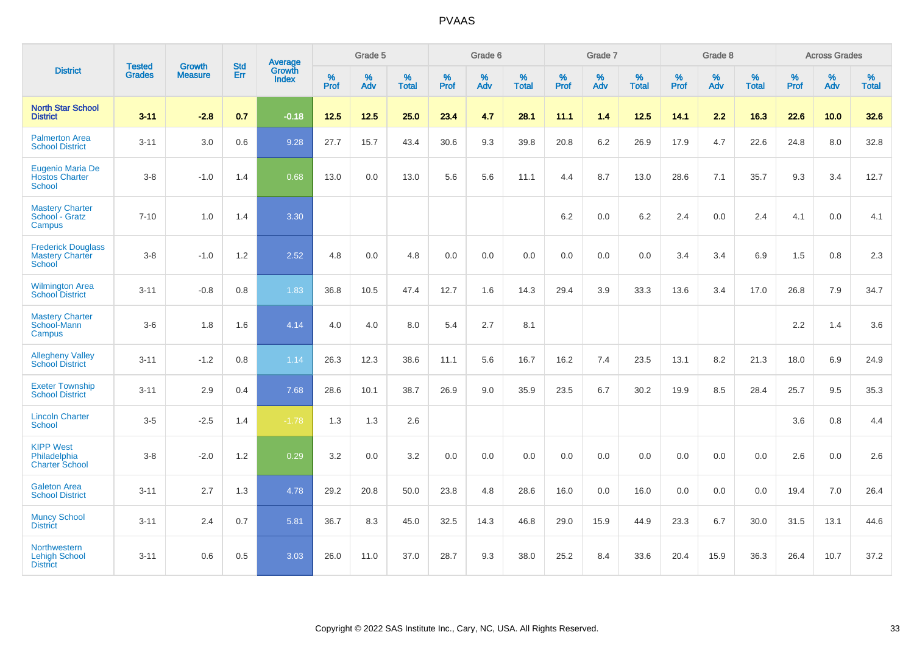# PVAAS

| District | Tested Grades | Growth Measure | Std Err | Average Growth Index | Grade 5 | | | Grade 6 | | | Grade 7 | | | Grade 8 | | | Across Grades | | |
|---|---|---|---|---|---|---|---|---|---|---|---|---|---|---|---|---|---|---|---|
| | | | | | % Prof | % Adv | % Total | % Prof | % Adv | % Total | % Prof | % Adv | % Total | % Prof | % Adv | % Total | % Prof | % Adv | % Total |
| **North Star School District** | **3-11** | **-2.8** | **0.7** | **-0.18** | **12.5** | **12.5** | **25.0** | **23.4** | **4.7** | **28.1** | **11.1** | **1.4** | **12.5** | **14.1** | **2.2** | **16.3** | **22.6** | **10.0** | **32.6** |
| Palmerton Area School District | 3-11 | 3.0 | 0.6 | 9.28 | 27.7 | 15.7 | 43.4 | 30.6 | 9.3 | 39.8 | 20.8 | 6.2 | 26.9 | 17.9 | 4.7 | 22.6 | 24.8 | 8.0 | 32.8 |
| Eugenio Maria De Hostos Charter School | 3-8 | -1.0 | 1.4 | 0.68 | 13.0 | 0.0 | 13.0 | 5.6 | 5.6 | 11.1 | 4.4 | 8.7 | 13.0 | 28.6 | 7.1 | 35.7 | 9.3 | 3.4 | 12.7 |
| Mastery Charter School - Gratz Campus | 7-10 | 1.0 | 1.4 | 3.30 | | | | | | | 6.2 | 0.0 | 6.2 | 2.4 | 0.0 | 2.4 | 4.1 | 0.0 | 4.1 |
| Frederick Douglass Mastery Charter School | 3-8 | -1.0 | 1.2 | 2.52 | 4.8 | 0.0 | 4.8 | 0.0 | 0.0 | 0.0 | 0.0 | 0.0 | 0.0 | 3.4 | 3.4 | 6.9 | 1.5 | 0.8 | 2.3 |
| Wilmington Area School District | 3-11 | -0.8 | 0.8 | 1.83 | 36.8 | 10.5 | 47.4 | 12.7 | 1.6 | 14.3 | 29.4 | 3.9 | 33.3 | 13.6 | 3.4 | 17.0 | 26.8 | 7.9 | 34.7 |
| Mastery Charter School-Mann Campus | 3-6 | 1.8 | 1.6 | 4.14 | 4.0 | 4.0 | 8.0 | 5.4 | 2.7 | 8.1 | | | | | | | 2.2 | 1.4 | 3.6 |
| Allegheny Valley School District | 3-11 | -1.2 | 0.8 | 1.14 | 26.3 | 12.3 | 38.6 | 11.1 | 5.6 | 16.7 | 16.2 | 7.4 | 23.5 | 13.1 | 8.2 | 21.3 | 18.0 | 6.9 | 24.9 |
| Exeter Township School District | 3-11 | 2.9 | 0.4 | 7.68 | 28.6 | 10.1 | 38.7 | 26.9 | 9.0 | 35.9 | 23.5 | 6.7 | 30.2 | 19.9 | 8.5 | 28.4 | 25.7 | 9.5 | 35.3 |
| Lincoln Charter School | 3-5 | -2.5 | 1.4 | -1.78 | 1.3 | 1.3 | 2.6 | | | | | | | | | | 3.6 | 0.8 | 4.4 |
| KIPP West Philadelphia Charter School | 3-8 | -2.0 | 1.2 | 0.29 | 3.2 | 0.0 | 3.2 | 0.0 | 0.0 | 0.0 | 0.0 | 0.0 | 0.0 | 0.0 | 0.0 | 0.0 | 2.6 | 0.0 | 2.6 |
| Galeton Area School District | 3-11 | 2.7 | 1.3 | 4.78 | 29.2 | 20.8 | 50.0 | 23.8 | 4.8 | 28.6 | 16.0 | 0.0 | 16.0 | 0.0 | 0.0 | 0.0 | 19.4 | 7.0 | 26.4 |
| Muncy School District | 3-11 | 2.4 | 0.7 | 5.81 | 36.7 | 8.3 | 45.0 | 32.5 | 14.3 | 46.8 | 29.0 | 15.9 | 44.9 | 23.3 | 6.7 | 30.0 | 31.5 | 13.1 | 44.6 |
| Northwestern Lehigh School District | 3-11 | 0.6 | 0.5 | 3.03 | 26.0 | 11.0 | 37.0 | 28.7 | 9.3 | 38.0 | 25.2 | 8.4 | 33.6 | 20.4 | 15.9 | 36.3 | 26.4 | 10.7 | 37.2 |

Copyright © 2022 SAS Institute Inc., Cary, NC, USA. All Rights Reserved.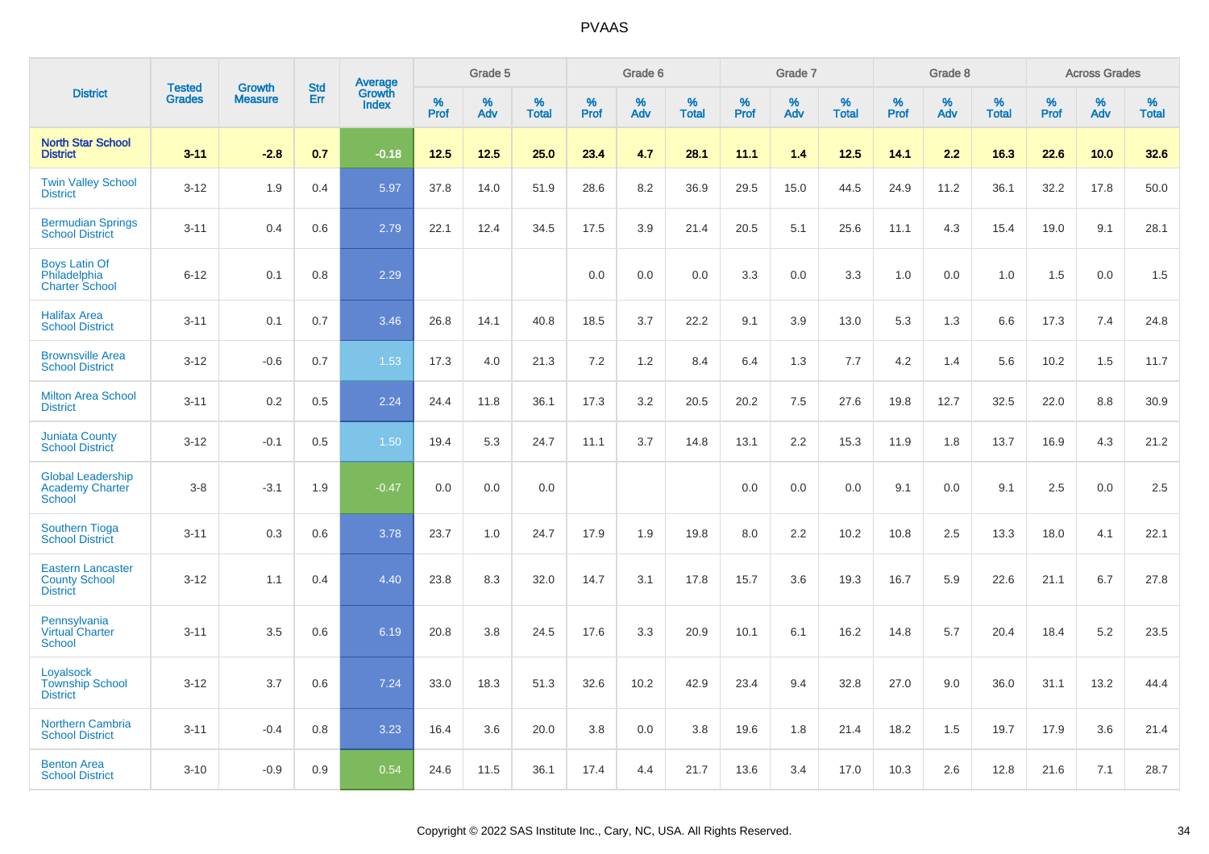# PVAAS

| District | Tested Grades | Growth Measure | Std Err | Average Growth Index | Grade 5 | | | Grade 6 | | | Grade 7 | | | Grade 8 | | | Across Grades | | |
|---|---|---|---|---|---|---|---|---|---|---|---|---|---|---|---|---|---|---|---|
| | | | | | % Prof | % Adv | % Total | % Prof | % Adv | % Total | % Prof | % Adv | % Total | % Prof | % Adv | % Total | % Prof | % Adv | % Total |
| **North Star School District** | **3-11** | **-2.8** | **0.7** | **-0.18** | **12.5** | **12.5** | **25.0** | **23.4** | **4.7** | **28.1** | **11.1** | **1.4** | **12.5** | **14.1** | **2.2** | **16.3** | **22.6** | **10.0** | **32.6** |
| Twin Valley School District | 3-12 | 1.9 | 0.4 | 5.97 | 37.8 | 14.0 | 51.9 | 28.6 | 8.2 | 36.9 | 29.5 | 15.0 | 44.5 | 24.9 | 11.2 | 36.1 | 32.2 | 17.8 | 50.0 |
| Bermudian Springs School District | 3-11 | 0.4 | 0.6 | 2.79 | 22.1 | 12.4 | 34.5 | 17.5 | 3.9 | 21.4 | 20.5 | 5.1 | 25.6 | 11.1 | 4.3 | 15.4 | 19.0 | 9.1 | 28.1 |
| Boys Latin Of Philadelphia Charter School | 6-12 | 0.1 | 0.8 | 2.29 | | | | 0.0 | 0.0 | 0.0 | 3.3 | 0.0 | 3.3 | 1.0 | 0.0 | 1.0 | 1.5 | 0.0 | 1.5 |
| Halifax Area School District | 3-11 | 0.1 | 0.7 | 3.46 | 26.8 | 14.1 | 40.8 | 18.5 | 3.7 | 22.2 | 9.1 | 3.9 | 13.0 | 5.3 | 1.3 | 6.6 | 17.3 | 7.4 | 24.8 |
| Brownsville Area School District | 3-12 | -0.6 | 0.7 | 1.53 | 17.3 | 4.0 | 21.3 | 7.2 | 1.2 | 8.4 | 6.4 | 1.3 | 7.7 | 4.2 | 1.4 | 5.6 | 10.2 | 1.5 | 11.7 |
| Milton Area School District | 3-11 | 0.2 | 0.5 | 2.24 | 24.4 | 11.8 | 36.1 | 17.3 | 3.2 | 20.5 | 20.2 | 7.5 | 27.6 | 19.8 | 12.7 | 32.5 | 22.0 | 8.8 | 30.9 |
| Juniata County School District | 3-12 | -0.1 | 0.5 | 1.50 | 19.4 | 5.3 | 24.7 | 11.1 | 3.7 | 14.8 | 13.1 | 2.2 | 15.3 | 11.9 | 1.8 | 13.7 | 16.9 | 4.3 | 21.2 |
| Global Leadership Academy Charter School | 3-8 | -3.1 | 1.9 | -0.47 | 0.0 | 0.0 | 0.0 | | | | 0.0 | 0.0 | 0.0 | 9.1 | 0.0 | 9.1 | 2.5 | 0.0 | 2.5 |
| Southern Tioga School District | 3-11 | 0.3 | 0.6 | 3.78 | 23.7 | 1.0 | 24.7 | 17.9 | 1.9 | 19.8 | 8.0 | 2.2 | 10.2 | 10.8 | 2.5 | 13.3 | 18.0 | 4.1 | 22.1 |
| Eastern Lancaster County School District | 3-12 | 1.1 | 0.4 | 4.40 | 23.8 | 8.3 | 32.0 | 14.7 | 3.1 | 17.8 | 15.7 | 3.6 | 19.3 | 16.7 | 5.9 | 22.6 | 21.1 | 6.7 | 27.8 |
| Pennsylvania Virtual Charter School | 3-11 | 3.5 | 0.6 | 6.19 | 20.8 | 3.8 | 24.5 | 17.6 | 3.3 | 20.9 | 10.1 | 6.1 | 16.2 | 14.8 | 5.7 | 20.4 | 18.4 | 5.2 | 23.5 |
| Loyalsock Township School District | 3-12 | 3.7 | 0.6 | 7.24 | 33.0 | 18.3 | 51.3 | 32.6 | 10.2 | 42.9 | 23.4 | 9.4 | 32.8 | 27.0 | 9.0 | 36.0 | 31.1 | 13.2 | 44.4 |
| Northern Cambria School District | 3-11 | -0.4 | 0.8 | 3.23 | 16.4 | 3.6 | 20.0 | 3.8 | 0.0 | 3.8 | 19.6 | 1.8 | 21.4 | 18.2 | 1.5 | 19.7 | 17.9 | 3.6 | 21.4 |
| Benton Area School District | 3-10 | -0.9 | 0.9 | 0.54 | 24.6 | 11.5 | 36.1 | 17.4 | 4.4 | 21.7 | 13.6 | 3.4 | 17.0 | 10.3 | 2.6 | 12.8 | 21.6 | 7.1 | 28.7 |

Copyright © 2022 SAS Institute Inc., Cary, NC, USA. All Rights Reserved.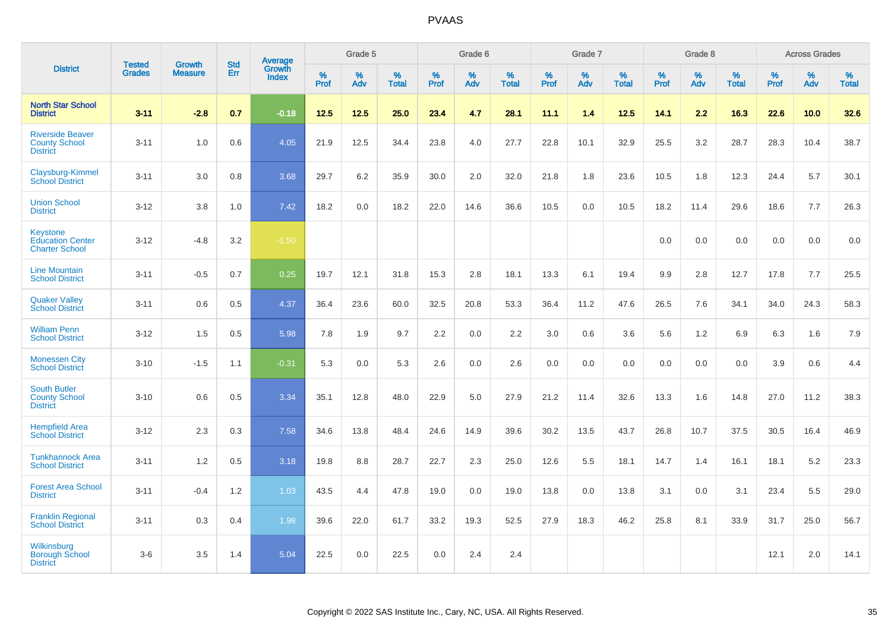# PVAAS

| District | Tested Grades | Growth Measure | Std Err | Average Growth Index | Grade 5 | | | Grade 6 | | | Grade 7 | | | Grade 8 | | | Across Grades | | |
|---|---|---|---|---|---|---|---|---|---|---|---|---|---|---|---|---|---|---|---|
| | | | | | % Prof | % Adv | % Total | % Prof | % Adv | % Total | % Prof | % Adv | % Total | % Prof | % Adv | % Total | % Prof | % Adv | % Total |
| **North Star School District** | **3-11** | **-2.8** | **0.7** | **-0.18** | **12.5** | **12.5** | **25.0** | **23.4** | **4.7** | **28.1** | **11.1** | **1.4** | **12.5** | **14.1** | **2.2** | **16.3** | **22.6** | **10.0** | **32.6** |
| Riverside Beaver County School District | 3-11 | 1.0 | 0.6 | 4.05 | 21.9 | 12.5 | 34.4 | 23.8 | 4.0 | 27.7 | 22.8 | 10.1 | 32.9 | 25.5 | 3.2 | 28.7 | 28.3 | 10.4 | 38.7 |
| Claysburg-Kimmel School District | 3-11 | 3.0 | 0.8 | 3.68 | 29.7 | 6.2 | 35.9 | 30.0 | 2.0 | 32.0 | 21.8 | 1.8 | 23.6 | 10.5 | 1.8 | 12.3 | 24.4 | 5.7 | 30.1 |
| Union School District | 3-12 | 3.8 | 1.0 | 7.42 | 18.2 | 0.0 | 18.2 | 22.0 | 14.6 | 36.6 | 10.5 | 0.0 | 10.5 | 18.2 | 11.4 | 29.6 | 18.6 | 7.7 | 26.3 |
| Keystone Education Center Charter School | 3-12 | -4.8 | 3.2 | -1.50 | | | | | | | | | | 0.0 | 0.0 | 0.0 | 0.0 | 0.0 | 0.0 |
| Line Mountain School District | 3-11 | -0.5 | 0.7 | 0.25 | 19.7 | 12.1 | 31.8 | 15.3 | 2.8 | 18.1 | 13.3 | 6.1 | 19.4 | 9.9 | 2.8 | 12.7 | 17.8 | 7.7 | 25.5 |
| Quaker Valley School District | 3-11 | 0.6 | 0.5 | 4.37 | 36.4 | 23.6 | 60.0 | 32.5 | 20.8 | 53.3 | 36.4 | 11.2 | 47.6 | 26.5 | 7.6 | 34.1 | 34.0 | 24.3 | 58.3 |
| William Penn School District | 3-12 | 1.5 | 0.5 | 5.98 | 7.8 | 1.9 | 9.7 | 2.2 | 0.0 | 2.2 | 3.0 | 0.6 | 3.6 | 5.6 | 1.2 | 6.9 | 6.3 | 1.6 | 7.9 |
| Monessen City School District | 3-10 | -1.5 | 1.1 | -0.31 | 5.3 | 0.0 | 5.3 | 2.6 | 0.0 | 2.6 | 0.0 | 0.0 | 0.0 | 0.0 | 0.0 | 0.0 | 3.9 | 0.6 | 4.4 |
| South Butler County School District | 3-10 | 0.6 | 0.5 | 3.34 | 35.1 | 12.8 | 48.0 | 22.9 | 5.0 | 27.9 | 21.2 | 11.4 | 32.6 | 13.3 | 1.6 | 14.8 | 27.0 | 11.2 | 38.3 |
| Hempfield Area School District | 3-12 | 2.3 | 0.3 | 7.58 | 34.6 | 13.8 | 48.4 | 24.6 | 14.9 | 39.6 | 30.2 | 13.5 | 43.7 | 26.8 | 10.7 | 37.5 | 30.5 | 16.4 | 46.9 |
| Tunkhannock Area School District | 3-11 | 1.2 | 0.5 | 3.18 | 19.8 | 8.8 | 28.7 | 22.7 | 2.3 | 25.0 | 12.6 | 5.5 | 18.1 | 14.7 | 1.4 | 16.1 | 18.1 | 5.2 | 23.3 |
| Forest Area School District | 3-11 | -0.4 | 1.2 | 1.03 | 43.5 | 4.4 | 47.8 | 19.0 | 0.0 | 19.0 | 13.8 | 0.0 | 13.8 | 3.1 | 0.0 | 3.1 | 23.4 | 5.5 | 29.0 |
| Franklin Regional School District | 3-11 | 0.3 | 0.4 | 1.98 | 39.6 | 22.0 | 61.7 | 33.2 | 19.3 | 52.5 | 27.9 | 18.3 | 46.2 | 25.8 | 8.1 | 33.9 | 31.7 | 25.0 | 56.7 |
| Wilkinsburg Borough School District | 3-6 | 3.5 | 1.4 | 5.04 | 22.5 | 0.0 | 22.5 | 0.0 | 2.4 | 2.4 | | | | | | | 12.1 | 2.0 | 14.1 |

Copyright © 2022 SAS Institute Inc., Cary, NC, USA. All Rights Reserved.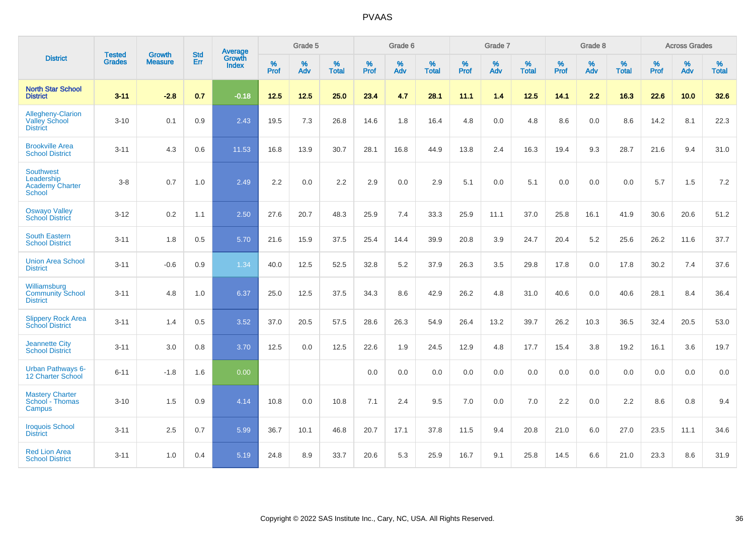# PVAAS

| District | Tested Grades | Growth Measure | Std Err | Average Growth Index | Grade 5 | | | Grade 6 | | | Grade 7 | | | Grade 8 | | | Across Grades | | |
|---|---|---|---|---|---|---|---|---|---|---|---|---|---|---|---|---|---|---|---|
| | | | | | % Prof | % Adv | % Total | % Prof | % Adv | % Total | % Prof | % Adv | % Total | % Prof | % Adv | % Total | % Prof | % Adv | % Total |
| **North Star School District** | **3-11** | **-2.8** | **0.7** | **-0.18** | **12.5** | **12.5** | **25.0** | **23.4** | **4.7** | **28.1** | **11.1** | **1.4** | **12.5** | **14.1** | **2.2** | **16.3** | **22.6** | **10.0** | **32.6** |
| Allegheny-Clarion Valley School District | 3-10 | 0.1 | 0.9 | 2.43 | 19.5 | 7.3 | 26.8 | 14.6 | 1.8 | 16.4 | 4.8 | 0.0 | 4.8 | 8.6 | 0.0 | 8.6 | 14.2 | 8.1 | 22.3 |
| Brookville Area School District | 3-11 | 4.3 | 0.6 | 11.53 | 16.8 | 13.9 | 30.7 | 28.1 | 16.8 | 44.9 | 13.8 | 2.4 | 16.3 | 19.4 | 9.3 | 28.7 | 21.6 | 9.4 | 31.0 |
| Southwest Leadership Academy Charter School | 3-8 | 0.7 | 1.0 | 2.49 | 2.2 | 0.0 | 2.2 | 2.9 | 0.0 | 2.9 | 5.1 | 0.0 | 5.1 | 0.0 | 0.0 | 0.0 | 5.7 | 1.5 | 7.2 |
| Oswayo Valley School District | 3-12 | 0.2 | 1.1 | 2.50 | 27.6 | 20.7 | 48.3 | 25.9 | 7.4 | 33.3 | 25.9 | 11.1 | 37.0 | 25.8 | 16.1 | 41.9 | 30.6 | 20.6 | 51.2 |
| South Eastern School District | 3-11 | 1.8 | 0.5 | 5.70 | 21.6 | 15.9 | 37.5 | 25.4 | 14.4 | 39.9 | 20.8 | 3.9 | 24.7 | 20.4 | 5.2 | 25.6 | 26.2 | 11.6 | 37.7 |
| Union Area School District | 3-11 | -0.6 | 0.9 | 1.34 | 40.0 | 12.5 | 52.5 | 32.8 | 5.2 | 37.9 | 26.3 | 3.5 | 29.8 | 17.8 | 0.0 | 17.8 | 30.2 | 7.4 | 37.6 |
| Williamsburg Community School District | 3-11 | 4.8 | 1.0 | 6.37 | 25.0 | 12.5 | 37.5 | 34.3 | 8.6 | 42.9 | 26.2 | 4.8 | 31.0 | 40.6 | 0.0 | 40.6 | 28.1 | 8.4 | 36.4 |
| Slippery Rock Area School District | 3-11 | 1.4 | 0.5 | 3.52 | 37.0 | 20.5 | 57.5 | 28.6 | 26.3 | 54.9 | 26.4 | 13.2 | 39.7 | 26.2 | 10.3 | 36.5 | 32.4 | 20.5 | 53.0 |
| Jeannette City School District | 3-11 | 3.0 | 0.8 | 3.70 | 12.5 | 0.0 | 12.5 | 22.6 | 1.9 | 24.5 | 12.9 | 4.8 | 17.7 | 15.4 | 3.8 | 19.2 | 16.1 | 3.6 | 19.7 |
| Urban Pathways 6-12 Charter School | 6-11 | -1.8 | 1.6 | 0.00 | | | | 0.0 | 0.0 | 0.0 | 0.0 | 0.0 | 0.0 | 0.0 | 0.0 | 0.0 | 0.0 | 0.0 | 0.0 |
| Mastery Charter School - Thomas Campus | 3-10 | 1.5 | 0.9 | 4.14 | 10.8 | 0.0 | 10.8 | 7.1 | 2.4 | 9.5 | 7.0 | 0.0 | 7.0 | 2.2 | 0.0 | 2.2 | 8.6 | 0.8 | 9.4 |
| Iroquois School District | 3-11 | 2.5 | 0.7 | 5.99 | 36.7 | 10.1 | 46.8 | 20.7 | 17.1 | 37.8 | 11.5 | 9.4 | 20.8 | 21.0 | 6.0 | 27.0 | 23.5 | 11.1 | 34.6 |
| Red Lion Area School District | 3-11 | 1.0 | 0.4 | 5.19 | 24.8 | 8.9 | 33.7 | 20.6 | 5.3 | 25.9 | 16.7 | 9.1 | 25.8 | 14.5 | 6.6 | 21.0 | 23.3 | 8.6 | 31.9 |

Copyright © 2022 SAS Institute Inc., Cary, NC, USA. All Rights Reserved.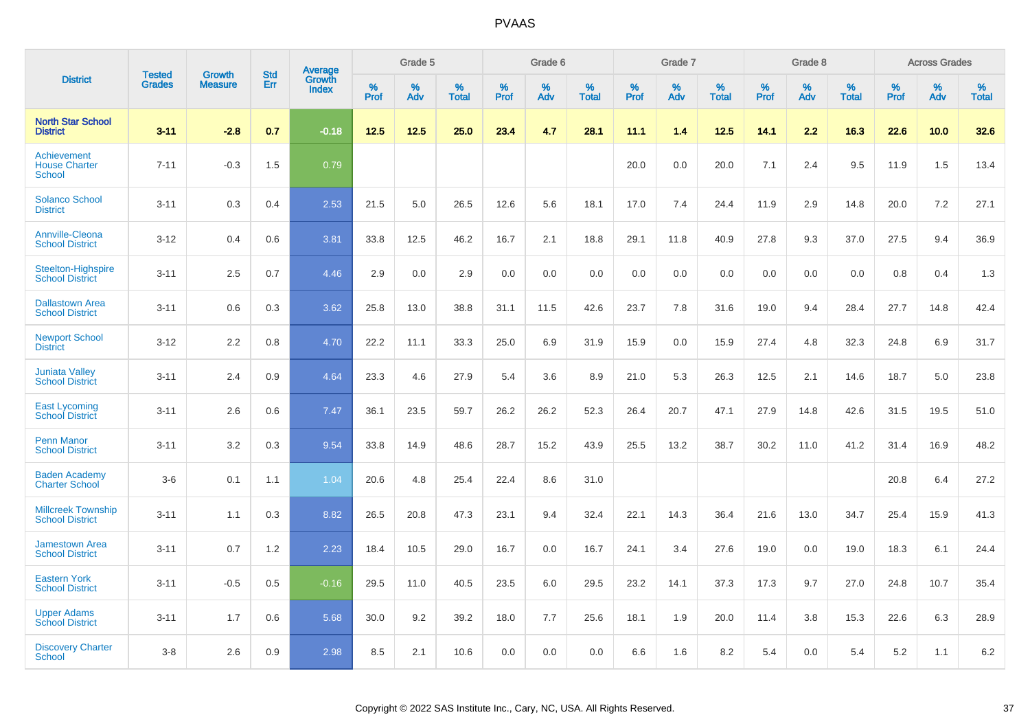| District | Tested Grades | Growth Measure | Std Err | Average Growth Index | Grade 5 | | | Grade 6 | | | Grade 7 | | | Grade 8 | | | Across Grades | | |
|---|---|---|---|---|---|---|---|---|---|---|---|---|---|---|---|---|---|---|---|
| | | | | | % Prof | % Adv | % Total | % Prof | % Adv | % Total | % Prof | % Adv | % Total | % Prof | % Adv | % Total | % Prof | % Adv | % Total |
| **North Star School District** | **3-11** | **-2.8** | **0.7** | **-0.18** | **12.5** | **12.5** | **25.0** | **23.4** | **4.7** | **28.1** | **11.1** | **1.4** | **12.5** | **14.1** | **2.2** | **16.3** | **22.6** | **10.0** | **32.6** |
| Achievement House Charter School | 7-11 | -0.3 | 1.5 | 0.79 | | | | | | | 20.0 | 0.0 | 20.0 | 7.1 | 2.4 | 9.5 | 11.9 | 1.5 | 13.4 |
| Solanco School District | 3-11 | 0.3 | 0.4 | 2.53 | 21.5 | 5.0 | 26.5 | 12.6 | 5.6 | 18.1 | 17.0 | 7.4 | 24.4 | 11.9 | 2.9 | 14.8 | 20.0 | 7.2 | 27.1 |
| Annville-Cleona School District | 3-12 | 0.4 | 0.6 | 3.81 | 33.8 | 12.5 | 46.2 | 16.7 | 2.1 | 18.8 | 29.1 | 11.8 | 40.9 | 27.8 | 9.3 | 37.0 | 27.5 | 9.4 | 36.9 |
| Steelton-Highspire School District | 3-11 | 2.5 | 0.7 | 4.46 | 2.9 | 0.0 | 2.9 | 0.0 | 0.0 | 0.0 | 0.0 | 0.0 | 0.0 | 0.0 | 0.0 | 0.0 | 0.8 | 0.4 | 1.3 |
| Dallastown Area School District | 3-11 | 0.6 | 0.3 | 3.62 | 25.8 | 13.0 | 38.8 | 31.1 | 11.5 | 42.6 | 23.7 | 7.8 | 31.6 | 19.0 | 9.4 | 28.4 | 27.7 | 14.8 | 42.4 |
| Newport School District | 3-12 | 2.2 | 0.8 | 4.70 | 22.2 | 11.1 | 33.3 | 25.0 | 6.9 | 31.9 | 15.9 | 0.0 | 15.9 | 27.4 | 4.8 | 32.3 | 24.8 | 6.9 | 31.7 |
| Juniata Valley School District | 3-11 | 2.4 | 0.9 | 4.64 | 23.3 | 4.6 | 27.9 | 5.4 | 3.6 | 8.9 | 21.0 | 5.3 | 26.3 | 12.5 | 2.1 | 14.6 | 18.7 | 5.0 | 23.8 |
| East Lycoming School District | 3-11 | 2.6 | 0.6 | 7.47 | 36.1 | 23.5 | 59.7 | 26.2 | 26.2 | 52.3 | 26.4 | 20.7 | 47.1 | 27.9 | 14.8 | 42.6 | 31.5 | 19.5 | 51.0 |
| Penn Manor School District | 3-11 | 3.2 | 0.3 | 9.54 | 33.8 | 14.9 | 48.6 | 28.7 | 15.2 | 43.9 | 25.5 | 13.2 | 38.7 | 30.2 | 11.0 | 41.2 | 31.4 | 16.9 | 48.2 |
| Baden Academy Charter School | 3-6 | 0.1 | 1.1 | 1.04 | 20.6 | 4.8 | 25.4 | 22.4 | 8.6 | 31.0 | | | | | | | 20.8 | 6.4 | 27.2 |
| Millcreek Township School District | 3-11 | 1.1 | 0.3 | 8.82 | 26.5 | 20.8 | 47.3 | 23.1 | 9.4 | 32.4 | 22.1 | 14.3 | 36.4 | 21.6 | 13.0 | 34.7 | 25.4 | 15.9 | 41.3 |
| Jamestown Area School District | 3-11 | 0.7 | 1.2 | 2.23 | 18.4 | 10.5 | 29.0 | 16.7 | 0.0 | 16.7 | 24.1 | 3.4 | 27.6 | 19.0 | 0.0 | 19.0 | 18.3 | 6.1 | 24.4 |
| Eastern York School District | 3-11 | -0.5 | 0.5 | -0.16 | 29.5 | 11.0 | 40.5 | 23.5 | 6.0 | 29.5 | 23.2 | 14.1 | 37.3 | 17.3 | 9.7 | 27.0 | 24.8 | 10.7 | 35.4 |
| Upper Adams School District | 3-11 | 1.7 | 0.6 | 5.68 | 30.0 | 9.2 | 39.2 | 18.0 | 7.7 | 25.6 | 18.1 | 1.9 | 20.0 | 11.4 | 3.8 | 15.3 | 22.6 | 6.3 | 28.9 |
| Discovery Charter School | 3-8 | 2.6 | 0.9 | 2.98 | 8.5 | 2.1 | 10.6 | 0.0 | 0.0 | 0.0 | 6.6 | 1.6 | 8.2 | 5.4 | 0.0 | 5.4 | 5.2 | 1.1 | 6.2 |

Copyright © 2022 SAS Institute Inc., Cary, NC, USA. All Rights Reserved.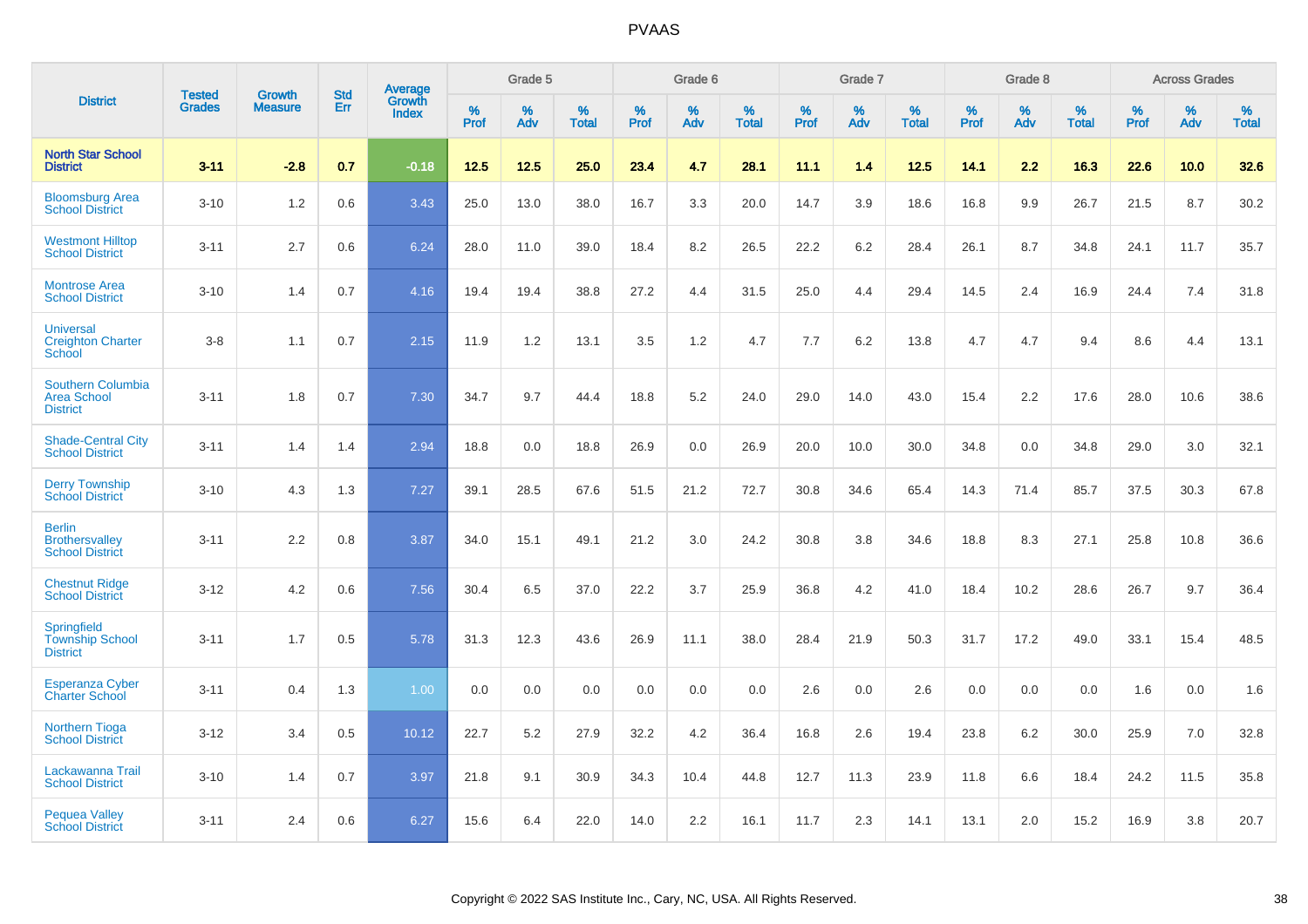# PVAAS

| District | Tested Grades | Growth Measure | Std Err | Average Growth Index | Grade 5 | | | Grade 6 | | | Grade 7 | | | Grade 8 | | | Across Grades | | |
|---|---|---|---|---|---|---|---|---|---|---|---|---|---|---|---|---|---|---|---|
| | | | | | % Prof | % Adv | % Total | % Prof | % Adv | % Total | % Prof | % Adv | % Total | % Prof | % Adv | % Total | % Prof | % Adv | % Total |
| **North Star School District** | **3-11** | **-2.8** | **0.7** | **-0.18** | **12.5** | **12.5** | **25.0** | **23.4** | **4.7** | **28.1** | **11.1** | **1.4** | **12.5** | **14.1** | **2.2** | **16.3** | **22.6** | **10.0** | **32.6** |
| Bloomsburg Area School District | 3-10 | 1.2 | 0.6 | 3.43 | 25.0 | 13.0 | 38.0 | 16.7 | 3.3 | 20.0 | 14.7 | 3.9 | 18.6 | 16.8 | 9.9 | 26.7 | 21.5 | 8.7 | 30.2 |
| Westmont Hilltop School District | 3-11 | 2.7 | 0.6 | 6.24 | 28.0 | 11.0 | 39.0 | 18.4 | 8.2 | 26.5 | 22.2 | 6.2 | 28.4 | 26.1 | 8.7 | 34.8 | 24.1 | 11.7 | 35.7 |
| Montrose Area School District | 3-10 | 1.4 | 0.7 | 4.16 | 19.4 | 19.4 | 38.8 | 27.2 | 4.4 | 31.5 | 25.0 | 4.4 | 29.4 | 14.5 | 2.4 | 16.9 | 24.4 | 7.4 | 31.8 |
| Universal Creighton Charter School | 3-8 | 1.1 | 0.7 | 2.15 | 11.9 | 1.2 | 13.1 | 3.5 | 1.2 | 4.7 | 7.7 | 6.2 | 13.8 | 4.7 | 4.7 | 9.4 | 8.6 | 4.4 | 13.1 |
| Southern Columbia Area School District | 3-11 | 1.8 | 0.7 | 7.30 | 34.7 | 9.7 | 44.4 | 18.8 | 5.2 | 24.0 | 29.0 | 14.0 | 43.0 | 15.4 | 2.2 | 17.6 | 28.0 | 10.6 | 38.6 |
| Shade-Central City School District | 3-11 | 1.4 | 1.4 | 2.94 | 18.8 | 0.0 | 18.8 | 26.9 | 0.0 | 26.9 | 20.0 | 10.0 | 30.0 | 34.8 | 0.0 | 34.8 | 29.0 | 3.0 | 32.1 |
| Derry Township School District | 3-10 | 4.3 | 1.3 | 7.27 | 39.1 | 28.5 | 67.6 | 51.5 | 21.2 | 72.7 | 30.8 | 34.6 | 65.4 | 14.3 | 71.4 | 85.7 | 37.5 | 30.3 | 67.8 |
| Berlin Brothersvalley School District | 3-11 | 2.2 | 0.8 | 3.87 | 34.0 | 15.1 | 49.1 | 21.2 | 3.0 | 24.2 | 30.8 | 3.8 | 34.6 | 18.8 | 8.3 | 27.1 | 25.8 | 10.8 | 36.6 |
| Chestnut Ridge School District | 3-12 | 4.2 | 0.6 | 7.56 | 30.4 | 6.5 | 37.0 | 22.2 | 3.7 | 25.9 | 36.8 | 4.2 | 41.0 | 18.4 | 10.2 | 28.6 | 26.7 | 9.7 | 36.4 |
| Springfield Township School District | 3-11 | 1.7 | 0.5 | 5.78 | 31.3 | 12.3 | 43.6 | 26.9 | 11.1 | 38.0 | 28.4 | 21.9 | 50.3 | 31.7 | 17.2 | 49.0 | 33.1 | 15.4 | 48.5 |
| Esperanza Cyber Charter School | 3-11 | 0.4 | 1.3 | 1.00 | 0.0 | 0.0 | 0.0 | 0.0 | 0.0 | 0.0 | 2.6 | 0.0 | 2.6 | 0.0 | 0.0 | 0.0 | 1.6 | 0.0 | 1.6 |
| Northern Tioga School District | 3-12 | 3.4 | 0.5 | 10.12 | 22.7 | 5.2 | 27.9 | 32.2 | 4.2 | 36.4 | 16.8 | 2.6 | 19.4 | 23.8 | 6.2 | 30.0 | 25.9 | 7.0 | 32.8 |
| Lackawanna Trail School District | 3-10 | 1.4 | 0.7 | 3.97 | 21.8 | 9.1 | 30.9 | 34.3 | 10.4 | 44.8 | 12.7 | 11.3 | 23.9 | 11.8 | 6.6 | 18.4 | 24.2 | 11.5 | 35.8 |
| Pequea Valley School District | 3-11 | 2.4 | 0.6 | 6.27 | 15.6 | 6.4 | 22.0 | 14.0 | 2.2 | 16.1 | 11.7 | 2.3 | 14.1 | 13.1 | 2.0 | 15.2 | 16.9 | 3.8 | 20.7 |

Copyright © 2022 SAS Institute Inc., Cary, NC, USA. All Rights Reserved.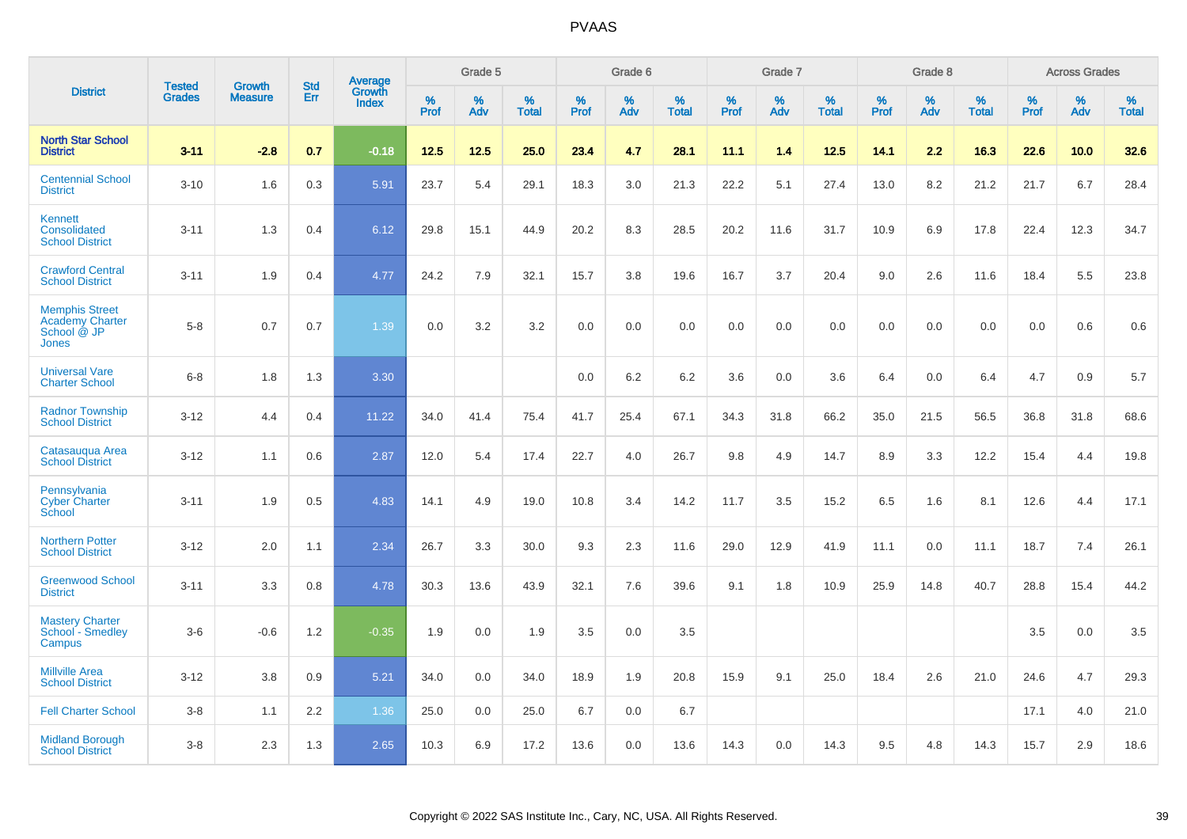# PVAAS

| District | Tested Grades | Growth Measure | Std Err | Average Growth Index | Grade 5 | | | Grade 6 | | | Grade 7 | | | Grade 8 | | | Across Grades | | |
|---|---|---|---|---|---|---|---|---|---|---|---|---|---|---|---|---|---|---|---|
| | | | | | % Prof | % Adv | % Total | % Prof | % Adv | % Total | % Prof | % Adv | % Total | % Prof | % Adv | % Total | % Prof | % Adv | % Total |
| **North Star School District** | **3-11** | **-2.8** | **0.7** | **-0.18** | **12.5** | **12.5** | **25.0** | **23.4** | **4.7** | **28.1** | **11.1** | **1.4** | **12.5** | **14.1** | **2.2** | **16.3** | **22.6** | **10.0** | **32.6** |
| Centennial School District | 3-10 | 1.6 | 0.3 | 5.91 | 23.7 | 5.4 | 29.1 | 18.3 | 3.0 | 21.3 | 22.2 | 5.1 | 27.4 | 13.0 | 8.2 | 21.2 | 21.7 | 6.7 | 28.4 |
| Kennett Consolidated School District | 3-11 | 1.3 | 0.4 | 6.12 | 29.8 | 15.1 | 44.9 | 20.2 | 8.3 | 28.5 | 20.2 | 11.6 | 31.7 | 10.9 | 6.9 | 17.8 | 22.4 | 12.3 | 34.7 |
| Crawford Central School District | 3-11 | 1.9 | 0.4 | 4.77 | 24.2 | 7.9 | 32.1 | 15.7 | 3.8 | 19.6 | 16.7 | 3.7 | 20.4 | 9.0 | 2.6 | 11.6 | 18.4 | 5.5 | 23.8 |
| Memphis Street Academy Charter School @ JP Jones | 5-8 | 0.7 | 0.7 | 1.39 | 0.0 | 3.2 | 3.2 | 0.0 | 0.0 | 0.0 | 0.0 | 0.0 | 0.0 | 0.0 | 0.0 | 0.0 | 0.0 | 0.6 | 0.6 |
| Universal Vare Charter School | 6-8 | 1.8 | 1.3 | 3.30 | | | | 0.0 | 6.2 | 6.2 | 3.6 | 0.0 | 3.6 | 6.4 | 0.0 | 6.4 | 4.7 | 0.9 | 5.7 |
| Radnor Township School District | 3-12 | 4.4 | 0.4 | 11.22 | 34.0 | 41.4 | 75.4 | 41.7 | 25.4 | 67.1 | 34.3 | 31.8 | 66.2 | 35.0 | 21.5 | 56.5 | 36.8 | 31.8 | 68.6 |
| Catasauqua Area School District | 3-12 | 1.1 | 0.6 | 2.87 | 12.0 | 5.4 | 17.4 | 22.7 | 4.0 | 26.7 | 9.8 | 4.9 | 14.7 | 8.9 | 3.3 | 12.2 | 15.4 | 4.4 | 19.8 |
| Pennsylvania Cyber Charter School | 3-11 | 1.9 | 0.5 | 4.83 | 14.1 | 4.9 | 19.0 | 10.8 | 3.4 | 14.2 | 11.7 | 3.5 | 15.2 | 6.5 | 1.6 | 8.1 | 12.6 | 4.4 | 17.1 |
| Northern Potter School District | 3-12 | 2.0 | 1.1 | 2.34 | 26.7 | 3.3 | 30.0 | 9.3 | 2.3 | 11.6 | 29.0 | 12.9 | 41.9 | 11.1 | 0.0 | 11.1 | 18.7 | 7.4 | 26.1 |
| Greenwood School District | 3-11 | 3.3 | 0.8 | 4.78 | 30.3 | 13.6 | 43.9 | 32.1 | 7.6 | 39.6 | 9.1 | 1.8 | 10.9 | 25.9 | 14.8 | 40.7 | 28.8 | 15.4 | 44.2 |
| Mastery Charter School - Smedley Campus | 3-6 | -0.6 | 1.2 | -0.35 | 1.9 | 0.0 | 1.9 | 3.5 | 0.0 | 3.5 | | | | | | | 3.5 | 0.0 | 3.5 |
| Millville Area School District | 3-12 | 3.8 | 0.9 | 5.21 | 34.0 | 0.0 | 34.0 | 18.9 | 1.9 | 20.8 | 15.9 | 9.1 | 25.0 | 18.4 | 2.6 | 21.0 | 24.6 | 4.7 | 29.3 |
| Fell Charter School | 3-8 | 1.1 | 2.2 | 1.36 | 25.0 | 0.0 | 25.0 | 6.7 | 0.0 | 6.7 | | | | | | | 17.1 | 4.0 | 21.0 |
| Midland Borough School District | 3-8 | 2.3 | 1.3 | 2.65 | 10.3 | 6.9 | 17.2 | 13.6 | 0.0 | 13.6 | 14.3 | 0.0 | 14.3 | 9.5 | 4.8 | 14.3 | 15.7 | 2.9 | 18.6 |

Copyright © 2022 SAS Institute Inc., Cary, NC, USA. All Rights Reserved.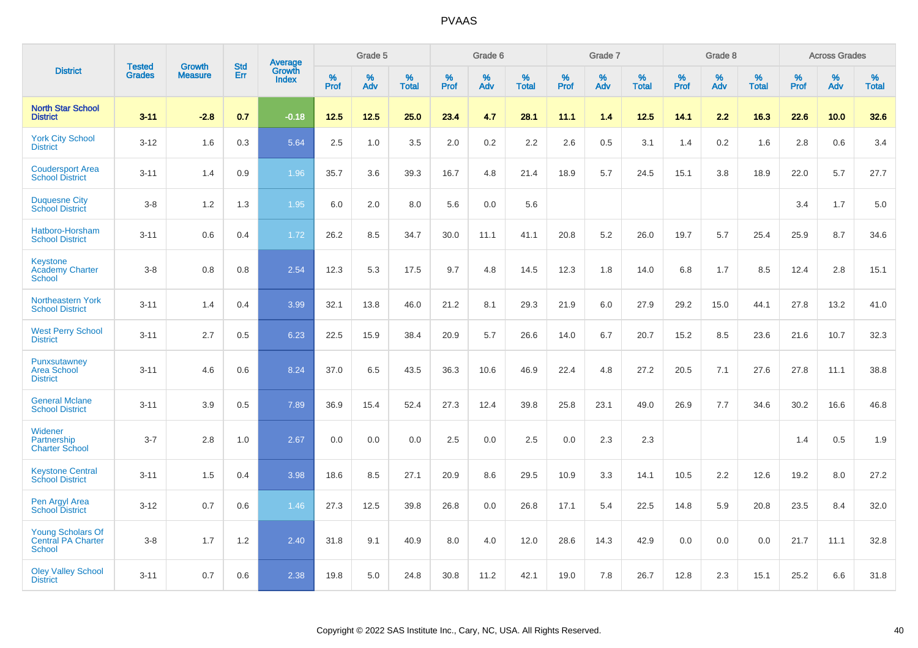# PVAAS

| District | Tested Grades | Growth Measure | Std Err | Average Growth Index | Grade 5 | | | Grade 6 | | | Grade 7 | | | Grade 8 | | | Across Grades | | |
|---|---|---|---|---|---|---|---|---|---|---|---|---|---|---|---|---|---|---|---|
| | | | | | % Prof | % Adv | % Total | % Prof | % Adv | % Total | % Prof | % Adv | % Total | % Prof | % Adv | % Total | % Prof | % Adv | % Total |
| **North Star School District** | **3-11** | **-2.8** | **0.7** | **-0.18** | **12.5** | **12.5** | **25.0** | **23.4** | **4.7** | **28.1** | **11.1** | **1.4** | **12.5** | **14.1** | **2.2** | **16.3** | **22.6** | **10.0** | **32.6** |
| York City School District | 3-12 | 1.6 | 0.3 | 5.64 | 2.5 | 1.0 | 3.5 | 2.0 | 0.2 | 2.2 | 2.6 | 0.5 | 3.1 | 1.4 | 0.2 | 1.6 | 2.8 | 0.6 | 3.4 |
| Coudersport Area School District | 3-11 | 1.4 | 0.9 | 1.96 | 35.7 | 3.6 | 39.3 | 16.7 | 4.8 | 21.4 | 18.9 | 5.7 | 24.5 | 15.1 | 3.8 | 18.9 | 22.0 | 5.7 | 27.7 |
| Duquesne City School District | 3-8 | 1.2 | 1.3 | 1.95 | 6.0 | 2.0 | 8.0 | 5.6 | 0.0 | 5.6 | | | | | | | 3.4 | 1.7 | 5.0 |
| Hatboro-Horsham School District | 3-11 | 0.6 | 0.4 | 1.72 | 26.2 | 8.5 | 34.7 | 30.0 | 11.1 | 41.1 | 20.8 | 5.2 | 26.0 | 19.7 | 5.7 | 25.4 | 25.9 | 8.7 | 34.6 |
| Keystone Academy Charter School | 3-8 | 0.8 | 0.8 | 2.54 | 12.3 | 5.3 | 17.5 | 9.7 | 4.8 | 14.5 | 12.3 | 1.8 | 14.0 | 6.8 | 1.7 | 8.5 | 12.4 | 2.8 | 15.1 |
| Northeastern York School District | 3-11 | 1.4 | 0.4 | 3.99 | 32.1 | 13.8 | 46.0 | 21.2 | 8.1 | 29.3 | 21.9 | 6.0 | 27.9 | 29.2 | 15.0 | 44.1 | 27.8 | 13.2 | 41.0 |
| West Perry School District | 3-11 | 2.7 | 0.5 | 6.23 | 22.5 | 15.9 | 38.4 | 20.9 | 5.7 | 26.6 | 14.0 | 6.7 | 20.7 | 15.2 | 8.5 | 23.6 | 21.6 | 10.7 | 32.3 |
| Punxsutawney Area School District | 3-11 | 4.6 | 0.6 | 8.24 | 37.0 | 6.5 | 43.5 | 36.3 | 10.6 | 46.9 | 22.4 | 4.8 | 27.2 | 20.5 | 7.1 | 27.6 | 27.8 | 11.1 | 38.8 |
| General Mclane School District | 3-11 | 3.9 | 0.5 | 7.89 | 36.9 | 15.4 | 52.4 | 27.3 | 12.4 | 39.8 | 25.8 | 23.1 | 49.0 | 26.9 | 7.7 | 34.6 | 30.2 | 16.6 | 46.8 |
| Widener Partnership Charter School | 3-7 | 2.8 | 1.0 | 2.67 | 0.0 | 0.0 | 0.0 | 2.5 | 0.0 | 2.5 | 0.0 | 2.3 | 2.3 | | | | 1.4 | 0.5 | 1.9 |
| Keystone Central School District | 3-11 | 1.5 | 0.4 | 3.98 | 18.6 | 8.5 | 27.1 | 20.9 | 8.6 | 29.5 | 10.9 | 3.3 | 14.1 | 10.5 | 2.2 | 12.6 | 19.2 | 8.0 | 27.2 |
| Pen Argyl Area School District | 3-12 | 0.7 | 0.6 | 1.46 | 27.3 | 12.5 | 39.8 | 26.8 | 0.0 | 26.8 | 17.1 | 5.4 | 22.5 | 14.8 | 5.9 | 20.8 | 23.5 | 8.4 | 32.0 |
| Young Scholars Of Central PA Charter School | 3-8 | 1.7 | 1.2 | 2.40 | 31.8 | 9.1 | 40.9 | 8.0 | 4.0 | 12.0 | 28.6 | 14.3 | 42.9 | 0.0 | 0.0 | 0.0 | 21.7 | 11.1 | 32.8 |
| Oley Valley School District | 3-11 | 0.7 | 0.6 | 2.38 | 19.8 | 5.0 | 24.8 | 30.8 | 11.2 | 42.1 | 19.0 | 7.8 | 26.7 | 12.8 | 2.3 | 15.1 | 25.2 | 6.6 | 31.8 |

Copyright © 2022 SAS Institute Inc., Cary, NC, USA. All Rights Reserved.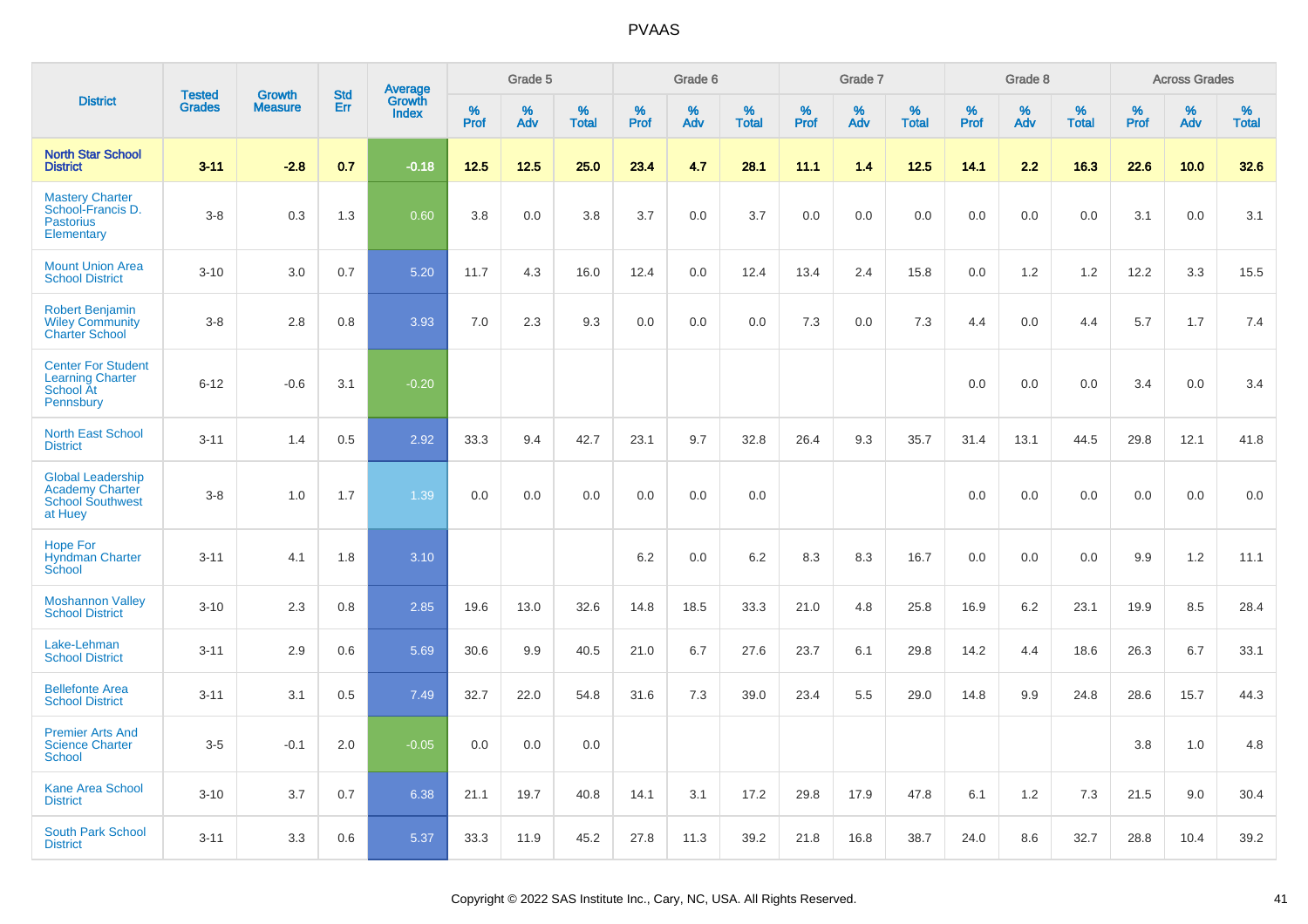# PVAAS

| District | Tested Grades | Growth Measure | Std Err | Average Growth Index | Grade 5 | | | Grade 6 | | | Grade 7 | | | Grade 8 | | | Across Grades | | |
|---|---|---|---|---|---|---|---|---|---|---|---|---|---|---|---|---|---|---|---|
| | | | | | % Prof | % Adv | % Total | % Prof | % Adv | % Total | % Prof | % Adv | % Total | % Prof | % Adv | % Total | % Prof | % Adv | % Total |
| **North Star School District** | **3-11** | **-2.8** | **0.7** | **-0.18** | **12.5** | **12.5** | **25.0** | **23.4** | **4.7** | **28.1** | **11.1** | **1.4** | **12.5** | **14.1** | **2.2** | **16.3** | **22.6** | **10.0** | **32.6** |
| Mastery Charter School-Francis D. Pastorius Elementary | 3-8 | 0.3 | 1.3 | 0.60 | 3.8 | 0.0 | 3.8 | 3.7 | 0.0 | 3.7 | 0.0 | 0.0 | 0.0 | 0.0 | 0.0 | 0.0 | 3.1 | 0.0 | 3.1 |
| Mount Union Area School District | 3-10 | 3.0 | 0.7 | 5.20 | 11.7 | 4.3 | 16.0 | 12.4 | 0.0 | 12.4 | 13.4 | 2.4 | 15.8 | 0.0 | 1.2 | 1.2 | 12.2 | 3.3 | 15.5 |
| Robert Benjamin Wiley Community Charter School | 3-8 | 2.8 | 0.8 | 3.93 | 7.0 | 2.3 | 9.3 | 0.0 | 0.0 | 0.0 | 7.3 | 0.0 | 7.3 | 4.4 | 0.0 | 4.4 | 5.7 | 1.7 | 7.4 |
| Center For Student Learning Charter School At Pennsbury | 6-12 | -0.6 | 3.1 | -0.20 | | | | | | | | | | 0.0 | 0.0 | 0.0 | 3.4 | 0.0 | 3.4 |
| North East School District | 3-11 | 1.4 | 0.5 | 2.92 | 33.3 | 9.4 | 42.7 | 23.1 | 9.7 | 32.8 | 26.4 | 9.3 | 35.7 | 31.4 | 13.1 | 44.5 | 29.8 | 12.1 | 41.8 |
| Global Leadership Academy Charter School Southwest at Huey | 3-8 | 1.0 | 1.7 | 1.39 | 0.0 | 0.0 | 0.0 | 0.0 | 0.0 | 0.0 | | | | 0.0 | 0.0 | 0.0 | 0.0 | 0.0 | 0.0 |
| Hope For Hyndman Charter School | 3-11 | 4.1 | 1.8 | 3.10 | | | | 6.2 | 0.0 | 6.2 | 8.3 | 8.3 | 16.7 | 0.0 | 0.0 | 0.0 | 9.9 | 1.2 | 11.1 |
| Moshannon Valley School District | 3-10 | 2.3 | 0.8 | 2.85 | 19.6 | 13.0 | 32.6 | 14.8 | 18.5 | 33.3 | 21.0 | 4.8 | 25.8 | 16.9 | 6.2 | 23.1 | 19.9 | 8.5 | 28.4 |
| Lake-Lehman School District | 3-11 | 2.9 | 0.6 | 5.69 | 30.6 | 9.9 | 40.5 | 21.0 | 6.7 | 27.6 | 23.7 | 6.1 | 29.8 | 14.2 | 4.4 | 18.6 | 26.3 | 6.7 | 33.1 |
| Bellefonte Area School District | 3-11 | 3.1 | 0.5 | 7.49 | 32.7 | 22.0 | 54.8 | 31.6 | 7.3 | 39.0 | 23.4 | 5.5 | 29.0 | 14.8 | 9.9 | 24.8 | 28.6 | 15.7 | 44.3 |
| Premier Arts And Science Charter School | 3-5 | -0.1 | 2.0 | -0.05 | 0.0 | 0.0 | 0.0 | | | | | | | | | | 3.8 | 1.0 | 4.8 |
| Kane Area School District | 3-10 | 3.7 | 0.7 | 6.38 | 21.1 | 19.7 | 40.8 | 14.1 | 3.1 | 17.2 | 29.8 | 17.9 | 47.8 | 6.1 | 1.2 | 7.3 | 21.5 | 9.0 | 30.4 |
| South Park School District | 3-11 | 3.3 | 0.6 | 5.37 | 33.3 | 11.9 | 45.2 | 27.8 | 11.3 | 39.2 | 21.8 | 16.8 | 38.7 | 24.0 | 8.6 | 32.7 | 28.8 | 10.4 | 39.2 |

Copyright © 2022 SAS Institute Inc., Cary, NC, USA. All Rights Reserved.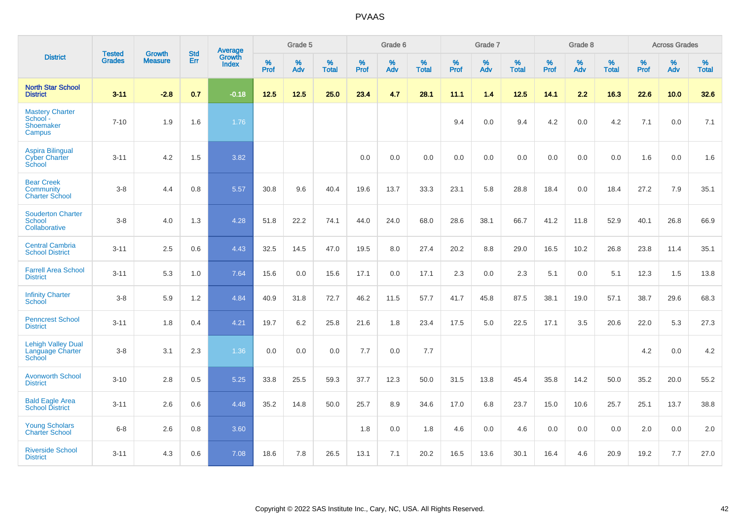# PVAAS

| District | Tested Grades | Growth Measure | Std Err | Average Growth Index | Grade 5 | | | Grade 6 | | | Grade 7 | | | Grade 8 | | | Across Grades | | |
|---|---|---|---|---|---|---|---|---|---|---|---|---|---|---|---|---|---|---|---|
| | | | | | % Prof | % Adv | % Total | % Prof | % Adv | % Total | % Prof | % Adv | % Total | % Prof | % Adv | % Total | % Prof | % Adv | % Total |
| **North Star School District** | **3-11** | **-2.8** | **0.7** | **-0.18** | **12.5** | **12.5** | **25.0** | **23.4** | **4.7** | **28.1** | **11.1** | **1.4** | **12.5** | **14.1** | **2.2** | **16.3** | **22.6** | **10.0** | **32.6** |
| Mastery Charter School - Shoemaker Campus | 7-10 | 1.9 | 1.6 | 1.76 | | | | | | | 9.4 | 0.0 | 9.4 | 4.2 | 0.0 | 4.2 | 7.1 | 0.0 | 7.1 |
| Aspira Bilingual Cyber Charter School | 3-11 | 4.2 | 1.5 | 3.82 | | | | 0.0 | 0.0 | 0.0 | 0.0 | 0.0 | 0.0 | 0.0 | 0.0 | 0.0 | 1.6 | 0.0 | 1.6 |
| Bear Creek Community Charter School | 3-8 | 4.4 | 0.8 | 5.57 | 30.8 | 9.6 | 40.4 | 19.6 | 13.7 | 33.3 | 23.1 | 5.8 | 28.8 | 18.4 | 0.0 | 18.4 | 27.2 | 7.9 | 35.1 |
| Souderton Charter School Collaborative | 3-8 | 4.0 | 1.3 | 4.28 | 51.8 | 22.2 | 74.1 | 44.0 | 24.0 | 68.0 | 28.6 | 38.1 | 66.7 | 41.2 | 11.8 | 52.9 | 40.1 | 26.8 | 66.9 |
| Central Cambria School District | 3-11 | 2.5 | 0.6 | 4.43 | 32.5 | 14.5 | 47.0 | 19.5 | 8.0 | 27.4 | 20.2 | 8.8 | 29.0 | 16.5 | 10.2 | 26.8 | 23.8 | 11.4 | 35.1 |
| Farrell Area School District | 3-11 | 5.3 | 1.0 | 7.64 | 15.6 | 0.0 | 15.6 | 17.1 | 0.0 | 17.1 | 2.3 | 0.0 | 2.3 | 5.1 | 0.0 | 5.1 | 12.3 | 1.5 | 13.8 |
| Infinity Charter School | 3-8 | 5.9 | 1.2 | 4.84 | 40.9 | 31.8 | 72.7 | 46.2 | 11.5 | 57.7 | 41.7 | 45.8 | 87.5 | 38.1 | 19.0 | 57.1 | 38.7 | 29.6 | 68.3 |
| Penncrest School District | 3-11 | 1.8 | 0.4 | 4.21 | 19.7 | 6.2 | 25.8 | 21.6 | 1.8 | 23.4 | 17.5 | 5.0 | 22.5 | 17.1 | 3.5 | 20.6 | 22.0 | 5.3 | 27.3 |
| Lehigh Valley Dual Language Charter School | 3-8 | 3.1 | 2.3 | 1.36 | 0.0 | 0.0 | 0.0 | 7.7 | 0.0 | 7.7 | | | | | | | 4.2 | 0.0 | 4.2 |
| Avonworth School District | 3-10 | 2.8 | 0.5 | 5.25 | 33.8 | 25.5 | 59.3 | 37.7 | 12.3 | 50.0 | 31.5 | 13.8 | 45.4 | 35.8 | 14.2 | 50.0 | 35.2 | 20.0 | 55.2 |
| Bald Eagle Area School District | 3-11 | 2.6 | 0.6 | 4.48 | 35.2 | 14.8 | 50.0 | 25.7 | 8.9 | 34.6 | 17.0 | 6.8 | 23.7 | 15.0 | 10.6 | 25.7 | 25.1 | 13.7 | 38.8 |
| Young Scholars Charter School | 6-8 | 2.6 | 0.8 | 3.60 | | | | 1.8 | 0.0 | 1.8 | 4.6 | 0.0 | 4.6 | 0.0 | 0.0 | 0.0 | 2.0 | 0.0 | 2.0 |
| Riverside School District | 3-11 | 4.3 | 0.6 | 7.08 | 18.6 | 7.8 | 26.5 | 13.1 | 7.1 | 20.2 | 16.5 | 13.6 | 30.1 | 16.4 | 4.6 | 20.9 | 19.2 | 7.7 | 27.0 |

Copyright © 2022 SAS Institute Inc., Cary, NC, USA. All Rights Reserved.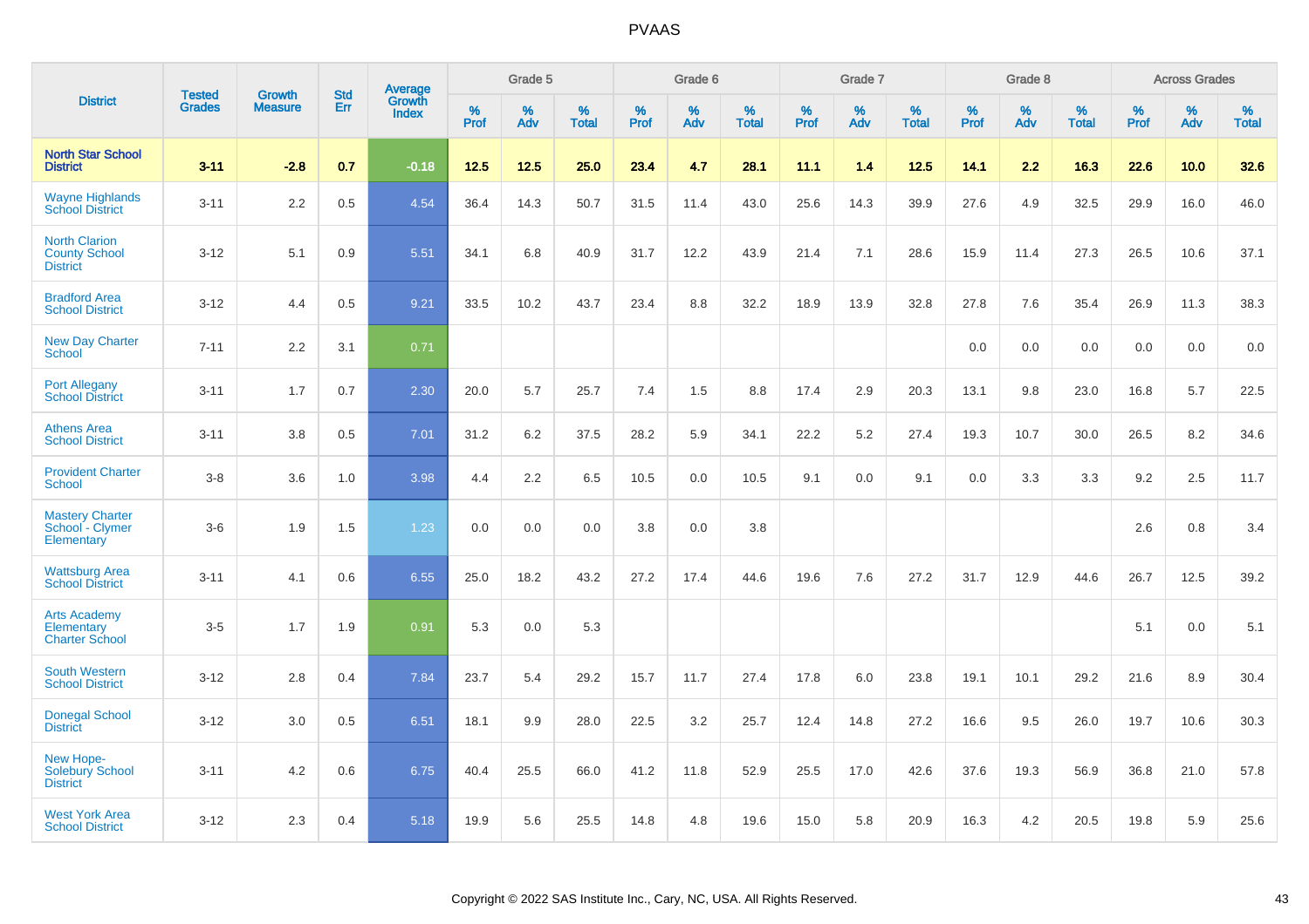# PVAAS

| District | Tested Grades | Growth Measure | Std Err | Average Growth Index | Grade 5 | | | Grade 6 | | | Grade 7 | | | Grade 8 | | | Across Grades | | |
|---|---|---|---|---|---|---|---|---|---|---|---|---|---|---|---|---|---|---|---|
| | | | | | % Prof | % Adv | % Total | % Prof | % Adv | % Total | % Prof | % Adv | % Total | % Prof | % Adv | % Total | % Prof | % Adv | % Total |
| **North Star School District** | **3-11** | **-2.8** | **0.7** | **-0.18** | **12.5** | **12.5** | **25.0** | **23.4** | **4.7** | **28.1** | **11.1** | **1.4** | **12.5** | **14.1** | **2.2** | **16.3** | **22.6** | **10.0** | **32.6** |
| Wayne Highlands School District | 3-11 | 2.2 | 0.5 | 4.54 | 36.4 | 14.3 | 50.7 | 31.5 | 11.4 | 43.0 | 25.6 | 14.3 | 39.9 | 27.6 | 4.9 | 32.5 | 29.9 | 16.0 | 46.0 |
| North Clarion County School District | 3-12 | 5.1 | 0.9 | 5.51 | 34.1 | 6.8 | 40.9 | 31.7 | 12.2 | 43.9 | 21.4 | 7.1 | 28.6 | 15.9 | 11.4 | 27.3 | 26.5 | 10.6 | 37.1 |
| Bradford Area School District | 3-12 | 4.4 | 0.5 | 9.21 | 33.5 | 10.2 | 43.7 | 23.4 | 8.8 | 32.2 | 18.9 | 13.9 | 32.8 | 27.8 | 7.6 | 35.4 | 26.9 | 11.3 | 38.3 |
| New Day Charter School | 7-11 | 2.2 | 3.1 | 0.71 | | | | | | | | | | 0.0 | 0.0 | 0.0 | 0.0 | 0.0 | 0.0 |
| Port Allegany School District | 3-11 | 1.7 | 0.7 | 2.30 | 20.0 | 5.7 | 25.7 | 7.4 | 1.5 | 8.8 | 17.4 | 2.9 | 20.3 | 13.1 | 9.8 | 23.0 | 16.8 | 5.7 | 22.5 |
| Athens Area School District | 3-11 | 3.8 | 0.5 | 7.01 | 31.2 | 6.2 | 37.5 | 28.2 | 5.9 | 34.1 | 22.2 | 5.2 | 27.4 | 19.3 | 10.7 | 30.0 | 26.5 | 8.2 | 34.6 |
| Provident Charter School | 3-8 | 3.6 | 1.0 | 3.98 | 4.4 | 2.2 | 6.5 | 10.5 | 0.0 | 10.5 | 9.1 | 0.0 | 9.1 | 0.0 | 3.3 | 3.3 | 9.2 | 2.5 | 11.7 |
| Mastery Charter School - Clymer Elementary | 3-6 | 1.9 | 1.5 | 1.23 | 0.0 | 0.0 | 0.0 | 3.8 | 0.0 | 3.8 | | | | | | | 2.6 | 0.8 | 3.4 |
| Wattsburg Area School District | 3-11 | 4.1 | 0.6 | 6.55 | 25.0 | 18.2 | 43.2 | 27.2 | 17.4 | 44.6 | 19.6 | 7.6 | 27.2 | 31.7 | 12.9 | 44.6 | 26.7 | 12.5 | 39.2 |
| Arts Academy Elementary Charter School | 3-5 | 1.7 | 1.9 | 0.91 | 5.3 | 0.0 | 5.3 | | | | | | | | | | 5.1 | 0.0 | 5.1 |
| South Western School District | 3-12 | 2.8 | 0.4 | 7.84 | 23.7 | 5.4 | 29.2 | 15.7 | 11.7 | 27.4 | 17.8 | 6.0 | 23.8 | 19.1 | 10.1 | 29.2 | 21.6 | 8.9 | 30.4 |
| Donegal School District | 3-12 | 3.0 | 0.5 | 6.51 | 18.1 | 9.9 | 28.0 | 22.5 | 3.2 | 25.7 | 12.4 | 14.8 | 27.2 | 16.6 | 9.5 | 26.0 | 19.7 | 10.6 | 30.3 |
| New Hope-Solebury School District | 3-11 | 4.2 | 0.6 | 6.75 | 40.4 | 25.5 | 66.0 | 41.2 | 11.8 | 52.9 | 25.5 | 17.0 | 42.6 | 37.6 | 19.3 | 56.9 | 36.8 | 21.0 | 57.8 |
| West York Area School District | 3-12 | 2.3 | 0.4 | 5.18 | 19.9 | 5.6 | 25.5 | 14.8 | 4.8 | 19.6 | 15.0 | 5.8 | 20.9 | 16.3 | 4.2 | 20.5 | 19.8 | 5.9 | 25.6 |

Copyright © 2022 SAS Institute Inc., Cary, NC, USA. All Rights Reserved.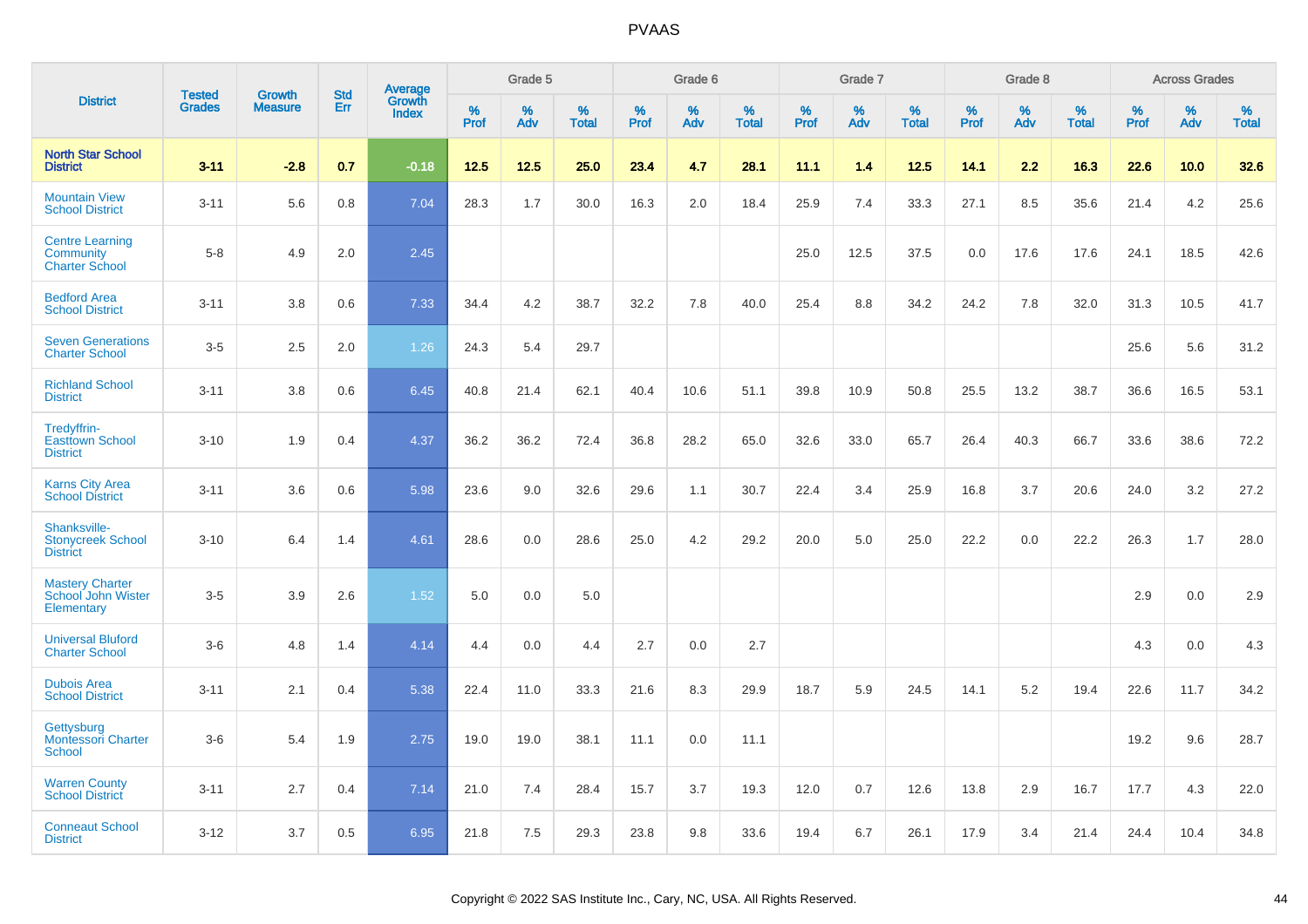# PVAAS

| District | Tested Grades | Growth Measure | Std Err | Average Growth Index | Grade 5 | | | Grade 6 | | | Grade 7 | | | Grade 8 | | | Across Grades | | |
|---|---|---|---|---|---|---|---|---|---|---|---|---|---|---|---|---|---|---|---|
| | | | | | % Prof | % Adv | % Total | % Prof | % Adv | % Total | % Prof | % Adv | % Total | % Prof | % Adv | % Total | % Prof | % Adv | % Total |
| **North Star School District** | **3-11** | **-2.8** | **0.7** | **-0.18** | **12.5** | **12.5** | **25.0** | **23.4** | **4.7** | **28.1** | **11.1** | **1.4** | **12.5** | **14.1** | **2.2** | **16.3** | **22.6** | **10.0** | **32.6** |
| Mountain View School District | 3-11 | 5.6 | 0.8 | 7.04 | 28.3 | 1.7 | 30.0 | 16.3 | 2.0 | 18.4 | 25.9 | 7.4 | 33.3 | 27.1 | 8.5 | 35.6 | 21.4 | 4.2 | 25.6 |
| Centre Learning Community Charter School | 5-8 | 4.9 | 2.0 | 2.45 | | | | | | | 25.0 | 12.5 | 37.5 | 0.0 | 17.6 | 17.6 | 24.1 | 18.5 | 42.6 |
| Bedford Area School District | 3-11 | 3.8 | 0.6 | 7.33 | 34.4 | 4.2 | 38.7 | 32.2 | 7.8 | 40.0 | 25.4 | 8.8 | 34.2 | 24.2 | 7.8 | 32.0 | 31.3 | 10.5 | 41.7 |
| Seven Generations Charter School | 3-5 | 2.5 | 2.0 | 1.26 | 24.3 | 5.4 | 29.7 | | | | | | | | | | 25.6 | 5.6 | 31.2 |
| Richland School District | 3-11 | 3.8 | 0.6 | 6.45 | 40.8 | 21.4 | 62.1 | 40.4 | 10.6 | 51.1 | 39.8 | 10.9 | 50.8 | 25.5 | 13.2 | 38.7 | 36.6 | 16.5 | 53.1 |
| Tredyffrin-Easttown School District | 3-10 | 1.9 | 0.4 | 4.37 | 36.2 | 36.2 | 72.4 | 36.8 | 28.2 | 65.0 | 32.6 | 33.0 | 65.7 | 26.4 | 40.3 | 66.7 | 33.6 | 38.6 | 72.2 |
| Karns City Area School District | 3-11 | 3.6 | 0.6 | 5.98 | 23.6 | 9.0 | 32.6 | 29.6 | 1.1 | 30.7 | 22.4 | 3.4 | 25.9 | 16.8 | 3.7 | 20.6 | 24.0 | 3.2 | 27.2 |
| Shanksville-Stonycreek School District | 3-10 | 6.4 | 1.4 | 4.61 | 28.6 | 0.0 | 28.6 | 25.0 | 4.2 | 29.2 | 20.0 | 5.0 | 25.0 | 22.2 | 0.0 | 22.2 | 26.3 | 1.7 | 28.0 |
| Mastery Charter School John Wister Elementary | 3-5 | 3.9 | 2.6 | 1.52 | 5.0 | 0.0 | 5.0 | | | | | | | | | | 2.9 | 0.0 | 2.9 |
| Universal Bluford Charter School | 3-6 | 4.8 | 1.4 | 4.14 | 4.4 | 0.0 | 4.4 | 2.7 | 0.0 | 2.7 | | | | | | | 4.3 | 0.0 | 4.3 |
| Dubois Area School District | 3-11 | 2.1 | 0.4 | 5.38 | 22.4 | 11.0 | 33.3 | 21.6 | 8.3 | 29.9 | 18.7 | 5.9 | 24.5 | 14.1 | 5.2 | 19.4 | 22.6 | 11.7 | 34.2 |
| Gettysburg Montessori Charter School | 3-6 | 5.4 | 1.9 | 2.75 | 19.0 | 19.0 | 38.1 | 11.1 | 0.0 | 11.1 | | | | | | | 19.2 | 9.6 | 28.7 |
| Warren County School District | 3-11 | 2.7 | 0.4 | 7.14 | 21.0 | 7.4 | 28.4 | 15.7 | 3.7 | 19.3 | 12.0 | 0.7 | 12.6 | 13.8 | 2.9 | 16.7 | 17.7 | 4.3 | 22.0 |
| Conneaut School District | 3-12 | 3.7 | 0.5 | 6.95 | 21.8 | 7.5 | 29.3 | 23.8 | 9.8 | 33.6 | 19.4 | 6.7 | 26.1 | 17.9 | 3.4 | 21.4 | 24.4 | 10.4 | 34.8 |

Copyright © 2022 SAS Institute Inc., Cary, NC, USA. All Rights Reserved.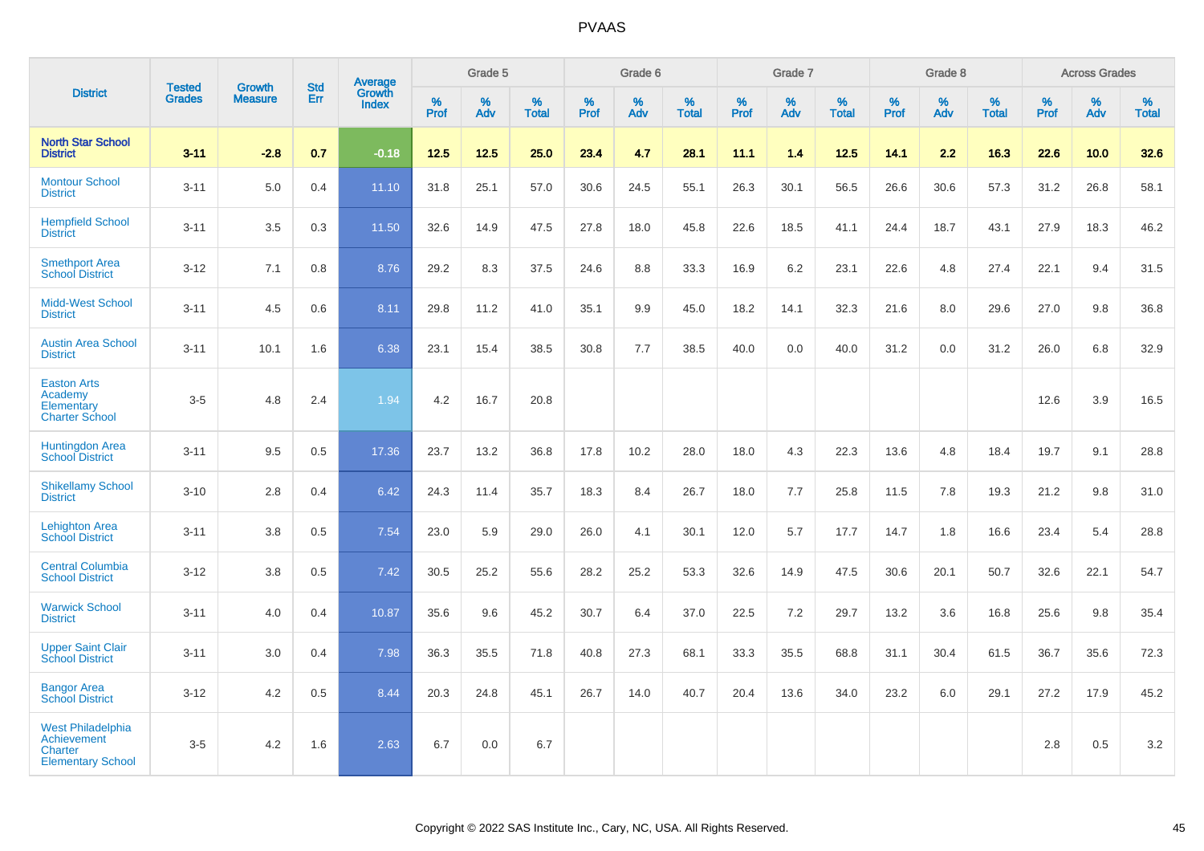# PVAAS

| District | Tested Grades | Growth Measure | Std Err | Average Growth Index | Grade 5 | | | Grade 6 | | | Grade 7 | | | Grade 8 | | | Across Grades | | |
|---|---|---|---|---|---|---|---|---|---|---|---|---|---|---|---|---|---|---|---|
| | | | | | % Prof | % Adv | % Total | % Prof | % Adv | % Total | % Prof | % Adv | % Total | % Prof | % Adv | % Total | % Prof | % Adv | % Total |
| **North Star School District** | **3-11** | **-2.8** | **0.7** | **-0.18** | **12.5** | **12.5** | **25.0** | **23.4** | **4.7** | **28.1** | **11.1** | **1.4** | **12.5** | **14.1** | **2.2** | **16.3** | **22.6** | **10.0** | **32.6** |
| Montour School District | 3-11 | 5.0 | 0.4 | 11.10 | 31.8 | 25.1 | 57.0 | 30.6 | 24.5 | 55.1 | 26.3 | 30.1 | 56.5 | 26.6 | 30.6 | 57.3 | 31.2 | 26.8 | 58.1 |
| Hempfield School District | 3-11 | 3.5 | 0.3 | 11.50 | 32.6 | 14.9 | 47.5 | 27.8 | 18.0 | 45.8 | 22.6 | 18.5 | 41.1 | 24.4 | 18.7 | 43.1 | 27.9 | 18.3 | 46.2 |
| Smethport Area School District | 3-12 | 7.1 | 0.8 | 8.76 | 29.2 | 8.3 | 37.5 | 24.6 | 8.8 | 33.3 | 16.9 | 6.2 | 23.1 | 22.6 | 4.8 | 27.4 | 22.1 | 9.4 | 31.5 |
| Midd-West School District | 3-11 | 4.5 | 0.6 | 8.11 | 29.8 | 11.2 | 41.0 | 35.1 | 9.9 | 45.0 | 18.2 | 14.1 | 32.3 | 21.6 | 8.0 | 29.6 | 27.0 | 9.8 | 36.8 |
| Austin Area School District | 3-11 | 10.1 | 1.6 | 6.38 | 23.1 | 15.4 | 38.5 | 30.8 | 7.7 | 38.5 | 40.0 | 0.0 | 40.0 | 31.2 | 0.0 | 31.2 | 26.0 | 6.8 | 32.9 |
| Easton Arts Academy Elementary Charter School | 3-5 | 4.8 | 2.4 | 1.94 | 4.2 | 16.7 | 20.8 | | | | | | | | | | 12.6 | 3.9 | 16.5 |
| Huntingdon Area School District | 3-11 | 9.5 | 0.5 | 17.36 | 23.7 | 13.2 | 36.8 | 17.8 | 10.2 | 28.0 | 18.0 | 4.3 | 22.3 | 13.6 | 4.8 | 18.4 | 19.7 | 9.1 | 28.8 |
| Shikellamy School District | 3-10 | 2.8 | 0.4 | 6.42 | 24.3 | 11.4 | 35.7 | 18.3 | 8.4 | 26.7 | 18.0 | 7.7 | 25.8 | 11.5 | 7.8 | 19.3 | 21.2 | 9.8 | 31.0 |
| Lehighton Area School District | 3-11 | 3.8 | 0.5 | 7.54 | 23.0 | 5.9 | 29.0 | 26.0 | 4.1 | 30.1 | 12.0 | 5.7 | 17.7 | 14.7 | 1.8 | 16.6 | 23.4 | 5.4 | 28.8 |
| Central Columbia School District | 3-12 | 3.8 | 0.5 | 7.42 | 30.5 | 25.2 | 55.6 | 28.2 | 25.2 | 53.3 | 32.6 | 14.9 | 47.5 | 30.6 | 20.1 | 50.7 | 32.6 | 22.1 | 54.7 |
| Warwick School District | 3-11 | 4.0 | 0.4 | 10.87 | 35.6 | 9.6 | 45.2 | 30.7 | 6.4 | 37.0 | 22.5 | 7.2 | 29.7 | 13.2 | 3.6 | 16.8 | 25.6 | 9.8 | 35.4 |
| Upper Saint Clair School District | 3-11 | 3.0 | 0.4 | 7.98 | 36.3 | 35.5 | 71.8 | 40.8 | 27.3 | 68.1 | 33.3 | 35.5 | 68.8 | 31.1 | 30.4 | 61.5 | 36.7 | 35.6 | 72.3 |
| Bangor Area School District | 3-12 | 4.2 | 0.5 | 8.44 | 20.3 | 24.8 | 45.1 | 26.7 | 14.0 | 40.7 | 20.4 | 13.6 | 34.0 | 23.2 | 6.0 | 29.1 | 27.2 | 17.9 | 45.2 |
| West Philadelphia Achievement Charter Elementary School | 3-5 | 4.2 | 1.6 | 2.63 | 6.7 | 0.0 | 6.7 | | | | | | | | | | 2.8 | 0.5 | 3.2 |

Copyright © 2022 SAS Institute Inc., Cary, NC, USA. All Rights Reserved.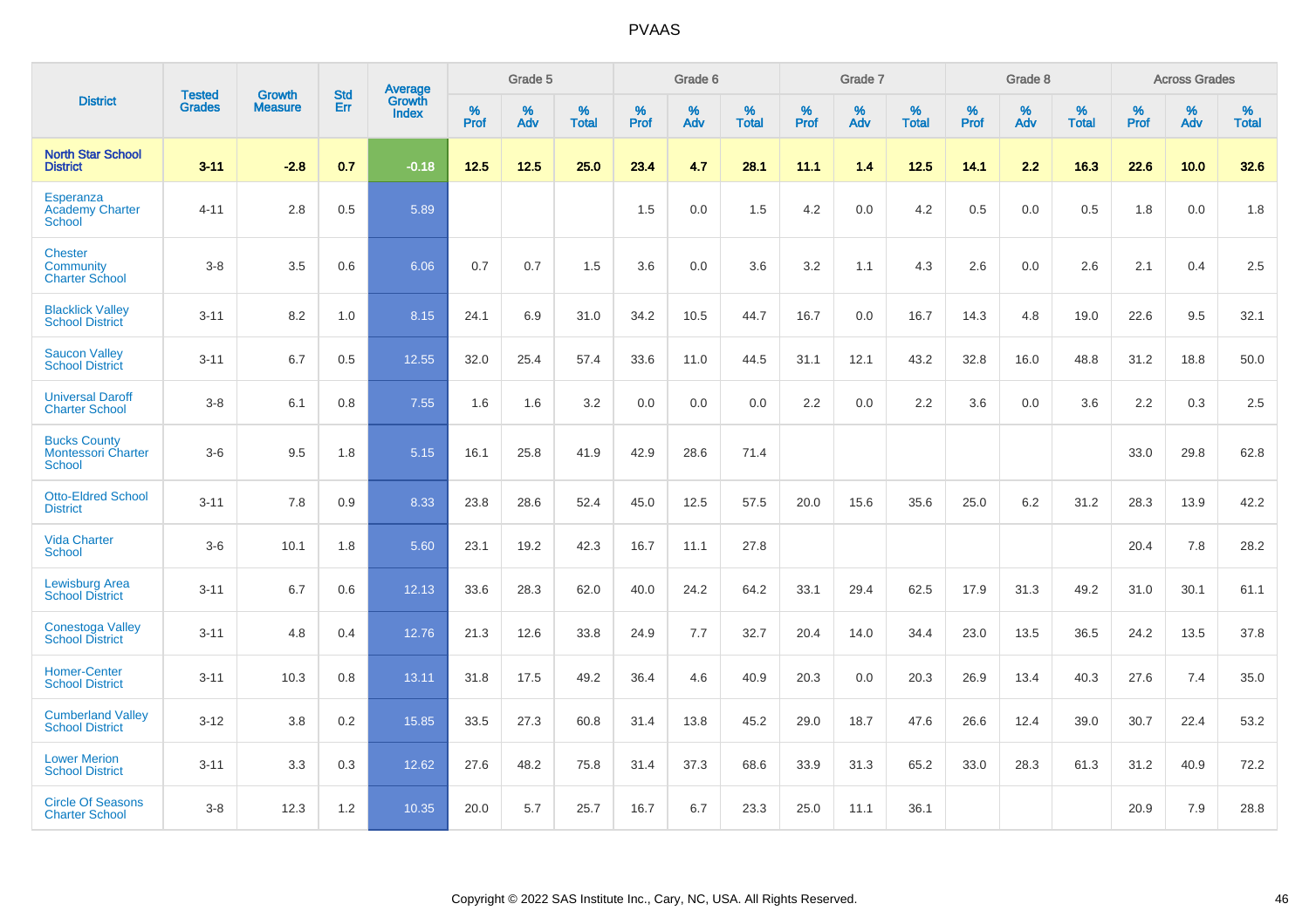# PVAAS

| District | Tested Grades | Growth Measure | Std Err | Average Growth Index | Grade 5 | | | Grade 6 | | | Grade 7 | | | Grade 8 | | | Across Grades | | |
|---|---|---|---|---|---|---|---|---|---|---|---|---|---|---|---|---|---|---|---|
| | | | | | % Prof | % Adv | % Total | % Prof | % Adv | % Total | % Prof | % Adv | % Total | % Prof | % Adv | % Total | % Prof | % Adv | % Total |
| **North Star School District** | **3-11** | **-2.8** | **0.7** | **-0.18** | **12.5** | **12.5** | **25.0** | **23.4** | **4.7** | **28.1** | **11.1** | **1.4** | **12.5** | **14.1** | **2.2** | **16.3** | **22.6** | **10.0** | **32.6** |
| Esperanza Academy Charter School | 4-11 | 2.8 | 0.5 | 5.89 | | | | 1.5 | 0.0 | 1.5 | 4.2 | 0.0 | 4.2 | 0.5 | 0.0 | 0.5 | 1.8 | 0.0 | 1.8 |
| Chester Community Charter School | 3-8 | 3.5 | 0.6 | 6.06 | 0.7 | 0.7 | 1.5 | 3.6 | 0.0 | 3.6 | 3.2 | 1.1 | 4.3 | 2.6 | 0.0 | 2.6 | 2.1 | 0.4 | 2.5 |
| Blacklick Valley School District | 3-11 | 8.2 | 1.0 | 8.15 | 24.1 | 6.9 | 31.0 | 34.2 | 10.5 | 44.7 | 16.7 | 0.0 | 16.7 | 14.3 | 4.8 | 19.0 | 22.6 | 9.5 | 32.1 |
| Saucon Valley School District | 3-11 | 6.7 | 0.5 | 12.55 | 32.0 | 25.4 | 57.4 | 33.6 | 11.0 | 44.5 | 31.1 | 12.1 | 43.2 | 32.8 | 16.0 | 48.8 | 31.2 | 18.8 | 50.0 |
| Universal Daroff Charter School | 3-8 | 6.1 | 0.8 | 7.55 | 1.6 | 1.6 | 3.2 | 0.0 | 0.0 | 0.0 | 2.2 | 0.0 | 2.2 | 3.6 | 0.0 | 3.6 | 2.2 | 0.3 | 2.5 |
| Bucks County Montessori Charter School | 3-6 | 9.5 | 1.8 | 5.15 | 16.1 | 25.8 | 41.9 | 42.9 | 28.6 | 71.4 | | | | | | | 33.0 | 29.8 | 62.8 |
| Otto-Eldred School District | 3-11 | 7.8 | 0.9 | 8.33 | 23.8 | 28.6 | 52.4 | 45.0 | 12.5 | 57.5 | 20.0 | 15.6 | 35.6 | 25.0 | 6.2 | 31.2 | 28.3 | 13.9 | 42.2 |
| Vida Charter School | 3-6 | 10.1 | 1.8 | 5.60 | 23.1 | 19.2 | 42.3 | 16.7 | 11.1 | 27.8 | | | | | | | 20.4 | 7.8 | 28.2 |
| Lewisburg Area School District | 3-11 | 6.7 | 0.6 | 12.13 | 33.6 | 28.3 | 62.0 | 40.0 | 24.2 | 64.2 | 33.1 | 29.4 | 62.5 | 17.9 | 31.3 | 49.2 | 31.0 | 30.1 | 61.1 |
| Conestoga Valley School District | 3-11 | 4.8 | 0.4 | 12.76 | 21.3 | 12.6 | 33.8 | 24.9 | 7.7 | 32.7 | 20.4 | 14.0 | 34.4 | 23.0 | 13.5 | 36.5 | 24.2 | 13.5 | 37.8 |
| Homer-Center School District | 3-11 | 10.3 | 0.8 | 13.11 | 31.8 | 17.5 | 49.2 | 36.4 | 4.6 | 40.9 | 20.3 | 0.0 | 20.3 | 26.9 | 13.4 | 40.3 | 27.6 | 7.4 | 35.0 |
| Cumberland Valley School District | 3-12 | 3.8 | 0.2 | 15.85 | 33.5 | 27.3 | 60.8 | 31.4 | 13.8 | 45.2 | 29.0 | 18.7 | 47.6 | 26.6 | 12.4 | 39.0 | 30.7 | 22.4 | 53.2 |
| Lower Merion School District | 3-11 | 3.3 | 0.3 | 12.62 | 27.6 | 48.2 | 75.8 | 31.4 | 37.3 | 68.6 | 33.9 | 31.3 | 65.2 | 33.0 | 28.3 | 61.3 | 31.2 | 40.9 | 72.2 |
| Circle Of Seasons Charter School | 3-8 | 12.3 | 1.2 | 10.35 | 20.0 | 5.7 | 25.7 | 16.7 | 6.7 | 23.3 | 25.0 | 11.1 | 36.1 | | | | 20.9 | 7.9 | 28.8 |

Copyright © 2022 SAS Institute Inc., Cary, NC, USA. All Rights Reserved.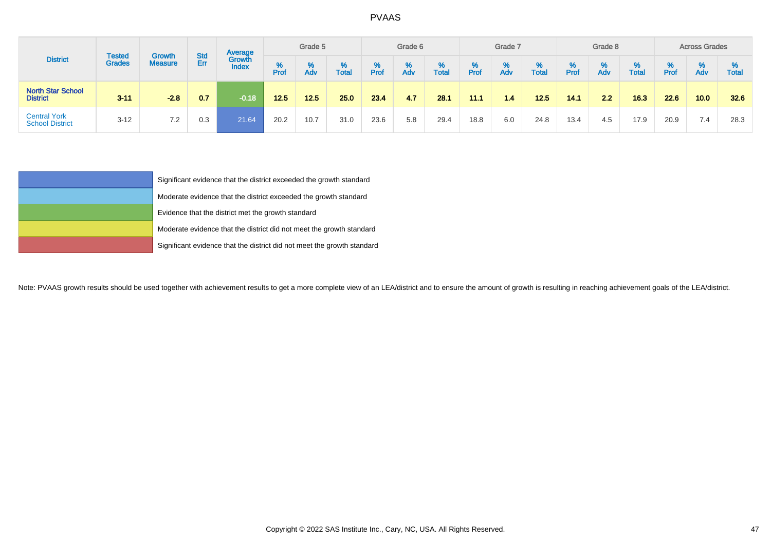# PVAAS

| District | Tested Grades | Growth Measure | Std Err | Average Growth Index | Grade 5 | | | Grade 6 | | | Grade 7 | | | Grade 8 | | | Across Grades | | |
|---|---|---|---|---|---|---|---|---|---|---|---|---|---|---|---|---|---|---|---|
| | | | | | % Prof | % Adv | % Total | % Prof | % Adv | % Total | % Prof | % Adv | % Total | % Prof | % Adv | % Total | % Prof | % Adv | % Total |
| **North Star School District** | **3-11** | **-2.8** | **0.7** | **-0.18** | **12.5** | **12.5** | **25.0** | **23.4** | **4.7** | **28.1** | **11.1** | **1.4** | **12.5** | **14.1** | **2.2** | **16.3** | **22.6** | **10.0** | **32.6** |
| Central York School District | 3-12 | 7.2 | 0.3 | 21.64 | 20.2 | 10.7 | 31.0 | 23.6 | 5.8 | 29.4 | 18.8 | 6.0 | 24.8 | 13.4 | 4.5 | 17.9 | 20.9 | 7.4 | 28.3 |

Significant evidence that the district exceeded the growth standard

Moderate evidence that the district exceeded the growth standard

Evidence that the district met the growth standard

Moderate evidence that the district did not meet the growth standard

Significant evidence that the district did not meet the growth standard

Note: PVAAS growth results should be used together with achievement results to get a more complete view of an LEA/district and to ensure the amount of growth is resulting in reaching achievement goals of the LEA/district.

Copyright © 2022 SAS Institute Inc., Cary, NC, USA. All Rights Reserved.